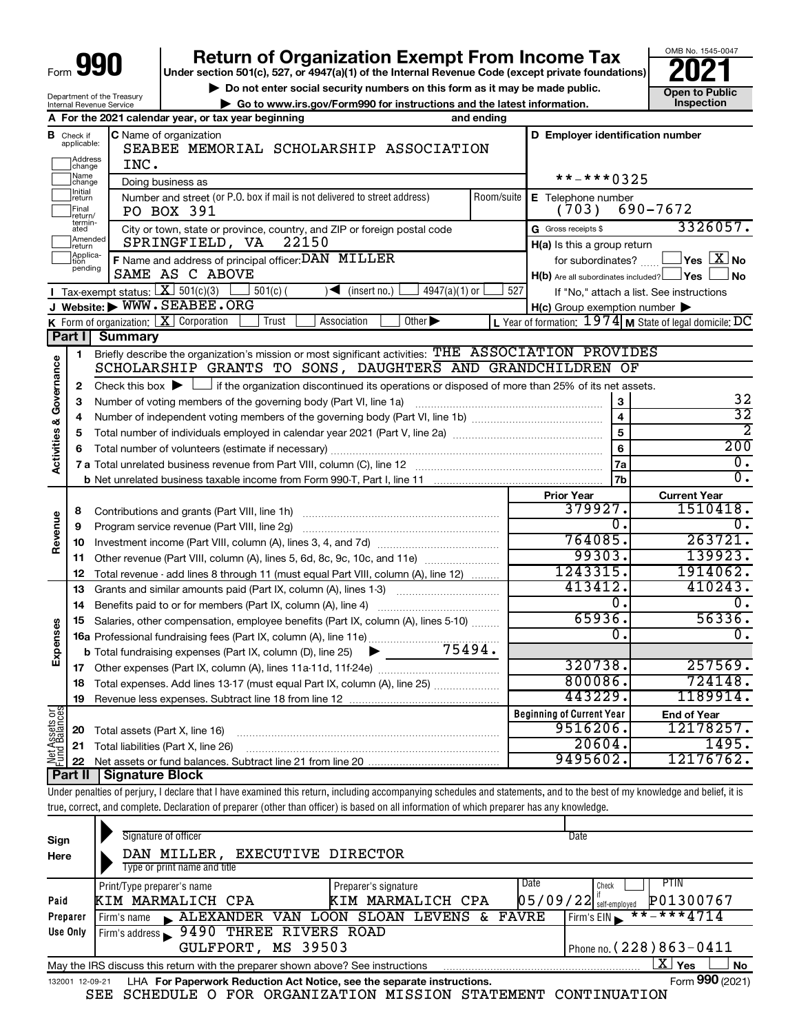# Form 990 — Return of Organization Exempt From Income Tax (2021)

Under section 501(c), 527, or 4947(a)(1) of the Internal Revenue Code (except private foundations)

▶ Do not enter social security numbers on this form as it may be made public.

▶ Go to www.irs.gov/Form990 for instructions and the latest information.

OMB No. 1545-0047 | Open to Public Inspection

Department of the Treasury, Internal Revenue Service

**A** For the 2021 calendar year, or tax year beginning ______ and ending ______

**B** Check if applicable: Address change, Name change, Initial return, Final return/terminated, Amended return, Application pending

**C** Name of organization: SEABEE MEMORIAL SCHOLARSHIP ASSOCIATION INC.

Doing business as

Number and street (or P.O. box if mail is not delivered to street address): PO BOX 391 | Room/suite

City or town, state or province, country, and ZIP or foreign postal code: SPRINGFIELD, VA 22150

**D** Employer identification number: **-***0325

**E** Telephone number: (703) 690-7672

**G** Gross receipts $ 3326057.

**F** Name and address of principal officer: DAN MILLER, SAME AS C ABOVE

**H(a)** Is this a group return for subordinates? ☐ Yes ☒ No

**H(b)** Are all subordinates included? ☐ Yes ☐ No — If "No," attach a list. See instructions

**H(c)** Group exemption number ▶

**I** Tax-exempt status: ☒ 501(c)(3) ☐ 501(c) ( ) ◀ (insert no.) ☐ 4947(a)(1) or ☐ 527

**J** Website: ▶ WWW.SEABEE.ORG

**K** Form of organization: ☒ Corporation ☐ Trust ☐ Association ☐ Other ▶

**L** Year of formation: 1974 **M** State of legal domicile: DC

## Part I Summary

**Activities & Governance**

1. Briefly describe the organization's mission or most significant activities: THE ASSOCIATION PROVIDES SCHOLARSHIP GRANTS TO SONS, DAUGHTERS AND GRANDCHILDREN OF
2. Check this box ▶ ☐ if the organization discontinued its operations or disposed of more than 25% of its net assets.

| Line | Description | | Value |
|---|---|---|---|
| 3 | Number of voting members of the governing body (Part VI, line 1a) | 3 | 32 |
| 4 | Number of independent voting members of the governing body (Part VI, line 1b) | 4 | 32 |
| 5 | Total number of individuals employed in calendar year 2021 (Part V, line 2a) | 5 | 2 |
| 6 | Total number of volunteers (estimate if necessary) | 6 | 200 |
| 7a | Total unrelated business revenue from Part VIII, column (C), line 12 | 7a | 0. |
| b | Net unrelated business taxable income from Form 990-T, Part I, line 11 | 7b | 0. |

| Section | Line | Description | Prior Year | Current Year |
|---|---|---|---|---|
| Revenue | 8 | Contributions and grants (Part VIII, line 1h) | 379927. | 1510418. |
| | 9 | Program service revenue (Part VIII, line 2g) | 0. | 0. |
| | 10 | Investment income (Part VIII, column (A), lines 3, 4, and 7d) | 764085. | 263721. |
| | 11 | Other revenue (Part VIII, column (A), lines 5, 6d, 8c, 9c, 10c, and 11e) | 99303. | 139923. |
| | 12 | Total revenue - add lines 8 through 11 (must equal Part VIII, column (A), line 12) | 1243315. | 1914062. |
| Expenses | 13 | Grants and similar amounts paid (Part IX, column (A), lines 1-3) | 413412. | 410243. |
| | 14 | Benefits paid to or for members (Part IX, column (A), line 4) | 0. | 0. |
| | 15 | Salaries, other compensation, employee benefits (Part IX, column (A), lines 5-10) | 65936. | 56336. |
| | 16a | Professional fundraising fees (Part IX, column (A), line 11e) | 0. | 0. |
| | b | Total fundraising expenses (Part IX, column (D), line 25) ▶ 75494. | | |
| | 17 | Other expenses (Part IX, column (A), lines 11a-11d, 11f-24e) | 320738. | 257569. |
| | 18 | Total expenses. Add lines 13-17 (must equal Part IX, column (A), line 25) | 800086. | 724148. |
| | 19 | Revenue less expenses. Subtract line 18 from line 12 | 443229. | 1189914. |

| Section | Line | Description | Beginning of Current Year | End of Year |
|---|---|---|---|---|
| Net Assets or Fund Balances | 20 | Total assets (Part X, line 16) | 9516206. | 12178257. |
| | 21 | Total liabilities (Part X, line 26) | 20604. | 1495. |
| | 22 | Net assets or fund balances. Subtract line 21 from line 20 | 9495602. | 12176762. |

## Part II Signature Block

Under penalties of perjury, I declare that I have examined this return, including accompanying schedules and statements, and to the best of my knowledge and belief, it is true, correct, and complete. Declaration of preparer (other than officer) is based on all information of which preparer has any knowledge.

**Sign Here**

Signature of officer | Date

DAN MILLER, EXECUTIVE DIRECTOR
Type or print name and title

**Paid Preparer Use Only**

| Print/Type preparer's name | Preparer's signature | Date | Check if self-employed | PTIN |
|---|---|---|---|---|
| KIM MARMALICH CPA | KIM MARMALICH CPA | 05/09/22 | ☐ | P01300767 |

Firm's name ▶ ALEXANDER VAN LOON SLOAN LEVENS & FAVRE | Firm's EIN ▶ **-***4714

Firm's address ▶ 9490 THREE RIVERS ROAD, GULFPORT, MS 39503 | Phone no. (228)863-0411

May the IRS discuss this return with the preparer shown above? See instructions ☒ Yes ☐ No

132001 12-09-21 LHA For Paperwork Reduction Act Notice, see the separate instructions. Form **990** (2021)

SEE SCHEDULE O FOR ORGANIZATION MISSION STATEMENT CONTINUATION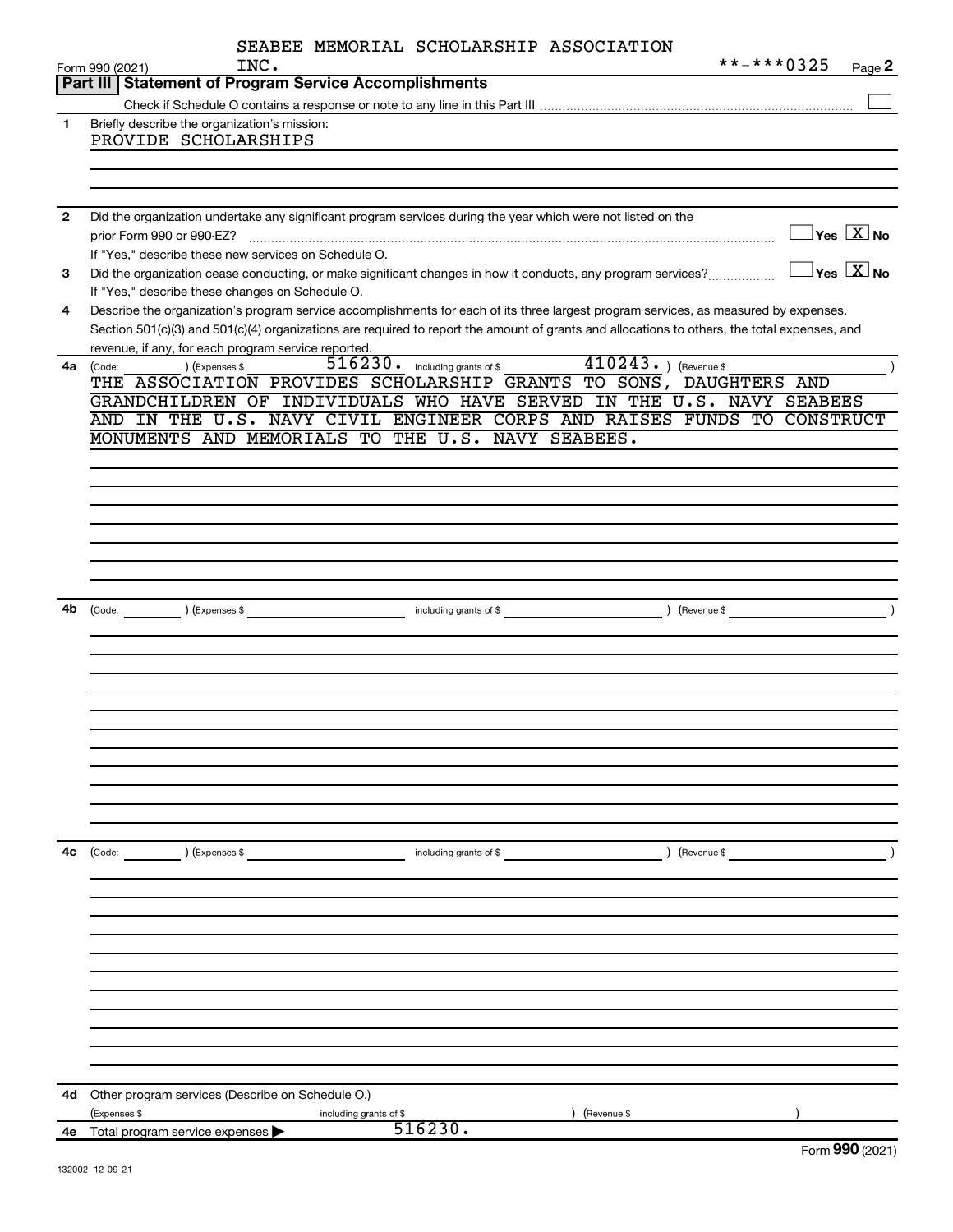SEABEE MEMORIAL SCHOLARSHIP ASSOCIATION INC.

Form 990 (2021) **-***0325 Page 2

## Part III Statement of Program Service Accomplishments

Check if Schedule O contains a response or note to any line in this Part III ☐

**1** Briefly describe the organization's mission:

PROVIDE SCHOLARSHIPS

**2** Did the organization undertake any significant program services during the year which were not listed on the prior Form 990 or 990-EZ? ☐ Yes ☒ No

If "Yes," describe these new services on Schedule O.

**3** Did the organization cease conducting, or make significant changes in how it conducts, any program services? ☐ Yes ☒ No

If "Yes," describe these changes on Schedule O.

**4** Describe the organization's program service accomplishments for each of its three largest program services, as measured by expenses. Section 501(c)(3) and 501(c)(4) organizations are required to report the amount of grants and allocations to others, the total expenses, and revenue, if any, for each program service reported.

**4a** (Code: ) (Expenses $ 516230. including grants of $ 410243. ) (Revenue $ )

THE ASSOCIATION PROVIDES SCHOLARSHIP GRANTS TO SONS, DAUGHTERS AND GRANDCHILDREN OF INDIVIDUALS WHO HAVE SERVED IN THE U.S. NAVY SEABEES AND IN THE U.S. NAVY CIVIL ENGINEER CORPS AND RAISES FUNDS TO CONSTRUCT MONUMENTS AND MEMORIALS TO THE U.S. NAVY SEABEES.

**4b** (Code: ) (Expenses $ including grants of $ ) (Revenue $ )

**4c** (Code: ) (Expenses $ including grants of $ ) (Revenue $ )

**4d** Other program services (Describe on Schedule O.)

(Expenses $ including grants of $ ) (Revenue $ )

**4e** Total program service expenses ▶ 516230.

Form **990** (2021)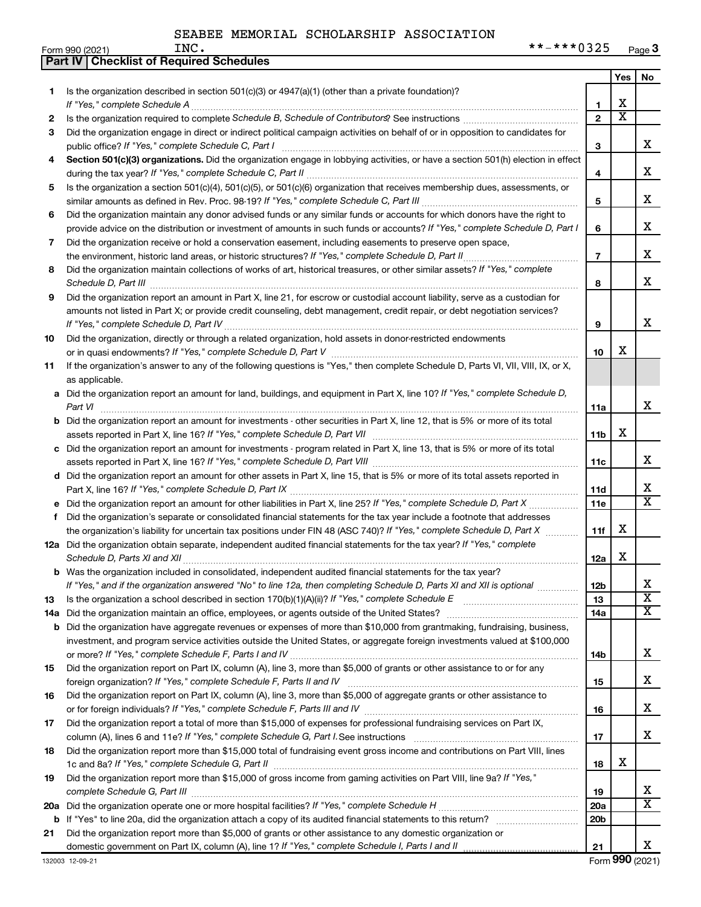SEABEE MEMORIAL SCHOLARSHIP ASSOCIATION INC. **-***0325

Form 990 (2021)

## Part IV | Checklist of Required Schedules

| | | | Yes | No |
|---|---|---|---|---|
| 1 | Is the organization described in section 501(c)(3) or 4947(a)(1) (other than a private foundation)? *If "Yes," complete Schedule A* | 1 | X | |
| 2 | Is the organization required to complete *Schedule B, Schedule of Contributors*? See instructions | 2 | X | |
| 3 | Did the organization engage in direct or indirect political campaign activities on behalf of or in opposition to candidates for public office? *If "Yes," complete Schedule C, Part I* | 3 | | X |
| 4 | **Section 501(c)(3) organizations.** Did the organization engage in lobbying activities, or have a section 501(h) election in effect during the tax year? *If "Yes," complete Schedule C, Part II* | 4 | | X |
| 5 | Is the organization a section 501(c)(4), 501(c)(5), or 501(c)(6) organization that receives membership dues, assessments, or similar amounts as defined in Rev. Proc. 98-19? *If "Yes," complete Schedule C, Part III* | 5 | | X |
| 6 | Did the organization maintain any donor advised funds or any similar funds or accounts for which donors have the right to provide advice on the distribution or investment of amounts in such funds or accounts? *If "Yes," complete Schedule D, Part I* | 6 | | X |
| 7 | Did the organization receive or hold a conservation easement, including easements to preserve open space, the environment, historic land areas, or historic structures? *If "Yes," complete Schedule D, Part II* | 7 | | X |
| 8 | Did the organization maintain collections of works of art, historical treasures, or other similar assets? *If "Yes," complete Schedule D, Part III* | 8 | | X |
| 9 | Did the organization report an amount in Part X, line 21, for escrow or custodial account liability, serve as a custodian for amounts not listed in Part X; or provide credit counseling, debt management, credit repair, or debt negotiation services? *If "Yes," complete Schedule D, Part IV* | 9 | | X |
| 10 | Did the organization, directly or through a related organization, hold assets in donor-restricted endowments or in quasi endowments? *If "Yes," complete Schedule D, Part V* | 10 | X | |
| 11 | If the organization's answer to any of the following questions is "Yes," then complete Schedule D, Parts VI, VII, VIII, IX, or X, as applicable. | | | |
| a | Did the organization report an amount for land, buildings, and equipment in Part X, line 10? *If "Yes," complete Schedule D, Part VI* | 11a | | X |
| b | Did the organization report an amount for investments - other securities in Part X, line 12, that is 5% or more of its total assets reported in Part X, line 16? *If "Yes," complete Schedule D, Part VII* | 11b | X | |
| c | Did the organization report an amount for investments - program related in Part X, line 13, that is 5% or more of its total assets reported in Part X, line 16? *If "Yes," complete Schedule D, Part VIII* | 11c | | X |
| d | Did the organization report an amount for other assets in Part X, line 15, that is 5% or more of its total assets reported in Part X, line 16? *If "Yes," complete Schedule D, Part IX* | 11d | | X |
| e | Did the organization report an amount for other liabilities in Part X, line 25? *If "Yes," complete Schedule D, Part X* | 11e | | X |
| f | Did the organization's separate or consolidated financial statements for the tax year include a footnote that addresses the organization's liability for uncertain tax positions under FIN 48 (ASC 740)? *If "Yes," complete Schedule D, Part X* | 11f | X | |
| 12a | Did the organization obtain separate, independent audited financial statements for the tax year? *If "Yes," complete Schedule D, Parts XI and XII* | 12a | X | |
| b | Was the organization included in consolidated, independent audited financial statements for the tax year? *If "Yes," and if the organization answered "No" to line 12a, then completing Schedule D, Parts XI and XII is optional* | 12b | | X |
| 13 | Is the organization a school described in section 170(b)(1)(A)(ii)? *If "Yes," complete Schedule E* | 13 | | X |
| 14a | Did the organization maintain an office, employees, or agents outside of the United States? | 14a | | X |
| b | Did the organization have aggregate revenues or expenses of more than $10,000 from grantmaking, fundraising, business, investment, and program service activities outside the United States, or aggregate foreign investments valued at $100,000 or more? *If "Yes," complete Schedule F, Parts I and IV* | 14b | | X |
| 15 | Did the organization report on Part IX, column (A), line 3, more than $5,000 of grants or other assistance to or for any foreign organization? *If "Yes," complete Schedule F, Parts II and IV* | 15 | | X |
| 16 | Did the organization report on Part IX, column (A), line 3, more than $5,000 of aggregate grants or other assistance to or for foreign individuals? *If "Yes," complete Schedule F, Parts III and IV* | 16 | | X |
| 17 | Did the organization report a total of more than $15,000 of expenses for professional fundraising services on Part IX, column (A), lines 6 and 11e? *If "Yes," complete Schedule G, Part I.* See instructions | 17 | | X |
| 18 | Did the organization report more than $15,000 total of fundraising event gross income and contributions on Part VIII, lines 1c and 8a? *If "Yes," complete Schedule G, Part II* | 18 | X | |
| 19 | Did the organization report more than $15,000 of gross income from gaming activities on Part VIII, line 9a? *If "Yes," complete Schedule G, Part III* | 19 | | X |
| 20a | Did the organization operate one or more hospital facilities? *If "Yes," complete Schedule H* | 20a | | X |
| b | If "Yes" to line 20a, did the organization attach a copy of its audited financial statements to this return? | 20b | | |
| 21 | Did the organization report more than $5,000 of grants or other assistance to any domestic organization or domestic government on Part IX, column (A), line 1? *If "Yes," complete Schedule I, Parts I and II* | 21 | | X |

132003 12-09-21 Form **990** (2021)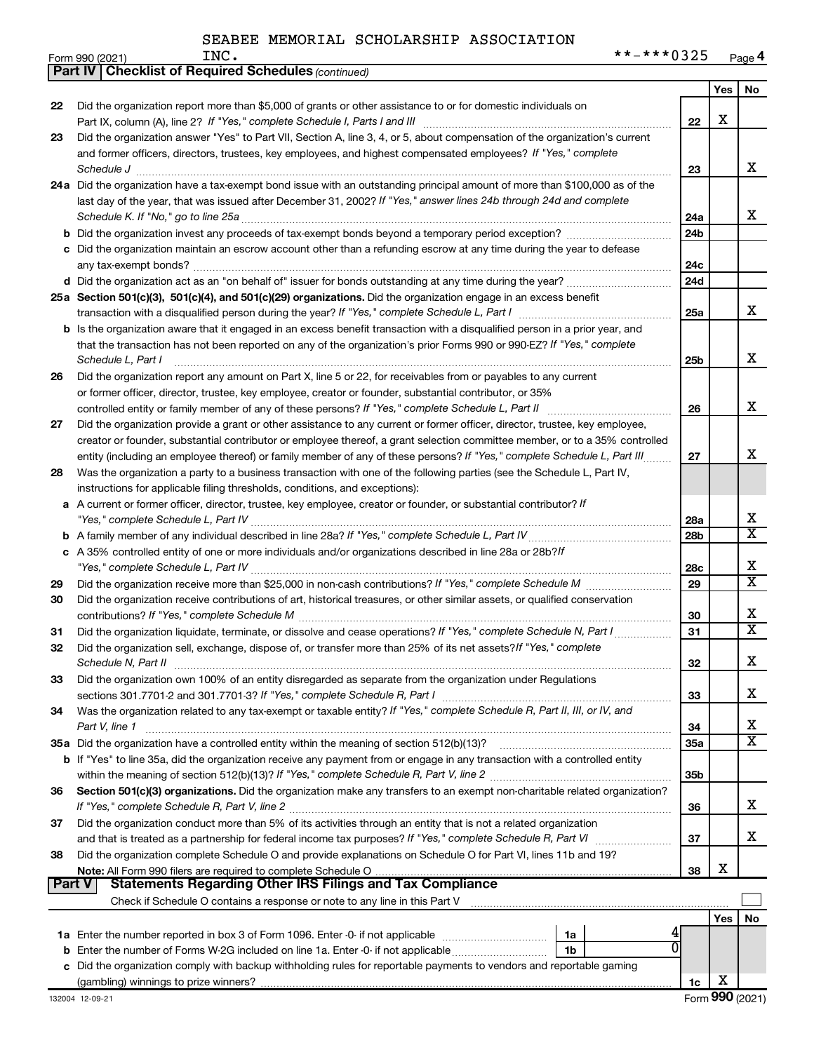SEABEE MEMORIAL SCHOLARSHIP ASSOCIATION INC.

Form 990 (2021) **-***0325 Page 4

**Part IV | Checklist of Required Schedules** *(continued)*

| | | | Yes | No |
|---|---|---|---|---|
| 22 | Did the organization report more than $5,000 of grants or other assistance to or for domestic individuals on Part IX, column (A), line 2? *If "Yes," complete Schedule I, Parts I and III* | 22 | X | |
| 23 | Did the organization answer "Yes" to Part VII, Section A, line 3, 4, or 5, about compensation of the organization's current and former officers, directors, trustees, key employees, and highest compensated employees? *If "Yes," complete Schedule J* | 23 | | X |
| 24a | Did the organization have a tax-exempt bond issue with an outstanding principal amount of more than $100,000 as of the last day of the year, that was issued after December 31, 2002? *If "Yes," answer lines 24b through 24d and complete Schedule K. If "No," go to line 25a* | 24a | | X |
| b | Did the organization invest any proceeds of tax-exempt bonds beyond a temporary period exception? | 24b | | |
| c | Did the organization maintain an escrow account other than a refunding escrow at any time during the year to defease any tax-exempt bonds? | 24c | | |
| d | Did the organization act as an "on behalf of" issuer for bonds outstanding at any time during the year? | 24d | | |
| 25a | **Section 501(c)(3), 501(c)(4), and 501(c)(29) organizations.** Did the organization engage in an excess benefit transaction with a disqualified person during the year? *If "Yes," complete Schedule L, Part I* | 25a | | X |
| b | Is the organization aware that it engaged in an excess benefit transaction with a disqualified person in a prior year, and that the transaction has not been reported on any of the organization's prior Forms 990 or 990-EZ? *If "Yes," complete Schedule L, Part I* | 25b | | X |
| 26 | Did the organization report any amount on Part X, line 5 or 22, for receivables from or payables to any current or former officer, director, trustee, key employee, creator or founder, substantial contributor, or 35% controlled entity or family member of any of these persons? *If "Yes," complete Schedule L, Part II* | 26 | | X |
| 27 | Did the organization provide a grant or other assistance to any current or former officer, director, trustee, key employee, creator or founder, substantial contributor or employee thereof, a grant selection committee member, or to a 35% controlled entity (including an employee thereof) or family member of any of these persons? *If "Yes," complete Schedule L, Part III* | 27 | | X |
| 28 | Was the organization a party to a business transaction with one of the following parties (see the Schedule L, Part IV, instructions for applicable filing thresholds, conditions, and exceptions): | | | |
| a | A current or former officer, director, trustee, key employee, creator or founder, or substantial contributor? *If "Yes," complete Schedule L, Part IV* | 28a | | X |
| b | A family member of any individual described in line 28a? *If "Yes," complete Schedule L, Part IV* | 28b | | X |
| c | A 35% controlled entity of one or more individuals and/or organizations described in line 28a or 28b? *If "Yes," complete Schedule L, Part IV* | 28c | | X |
| 29 | Did the organization receive more than $25,000 in non-cash contributions? *If "Yes," complete Schedule M* | 29 | | X |
| 30 | Did the organization receive contributions of art, historical treasures, or other similar assets, or qualified conservation contributions? *If "Yes," complete Schedule M* | 30 | | X |
| 31 | Did the organization liquidate, terminate, or dissolve and cease operations? *If "Yes," complete Schedule N, Part I* | 31 | | X |
| 32 | Did the organization sell, exchange, dispose of, or transfer more than 25% of its net assets? *If "Yes," complete Schedule N, Part II* | 32 | | X |
| 33 | Did the organization own 100% of an entity disregarded as separate from the organization under Regulations sections 301.7701-2 and 301.7701-3? *If "Yes," complete Schedule R, Part I* | 33 | | X |
| 34 | Was the organization related to any tax-exempt or taxable entity? *If "Yes," complete Schedule R, Part II, III, or IV, and Part V, line 1* | 34 | | X |
| 35a | Did the organization have a controlled entity within the meaning of section 512(b)(13)? | 35a | | X |
| b | If "Yes" to line 35a, did the organization receive any payment from or engage in any transaction with a controlled entity within the meaning of section 512(b)(13)? *If "Yes," complete Schedule R, Part V, line 2* | 35b | | |
| 36 | **Section 501(c)(3) organizations.** Did the organization make any transfers to an exempt non-charitable related organization? *If "Yes," complete Schedule R, Part V, line 2* | 36 | | X |
| 37 | Did the organization conduct more than 5% of its activities through an entity that is not a related organization and that is treated as a partnership for federal income tax purposes? *If "Yes," complete Schedule R, Part VI* | 37 | | X |
| 38 | Did the organization complete Schedule O and provide explanations on Schedule O for Part VI, lines 11b and 19? **Note:** All Form 990 filers are required to complete Schedule O | 38 | X | |

**Part V | Statements Regarding Other IRS Filings and Tax Compliance**

Check if Schedule O contains a response or note to any line in this Part V ☐

| | | | | | Yes | No |
|---|---|---|---|---|---|---|
| 1a | Enter the number reported in box 3 of Form 1096. Enter -0- if not applicable | 1a | 4 | | | |
| b | Enter the number of Forms W-2G included on line 1a. Enter -0- if not applicable | 1b | 0 | | | |
| c | Did the organization comply with backup withholding rules for reportable payments to vendors and reportable gaming (gambling) winnings to prize winners? | | | 1c | X | |

132004 12-09-21 Form **990** (2021)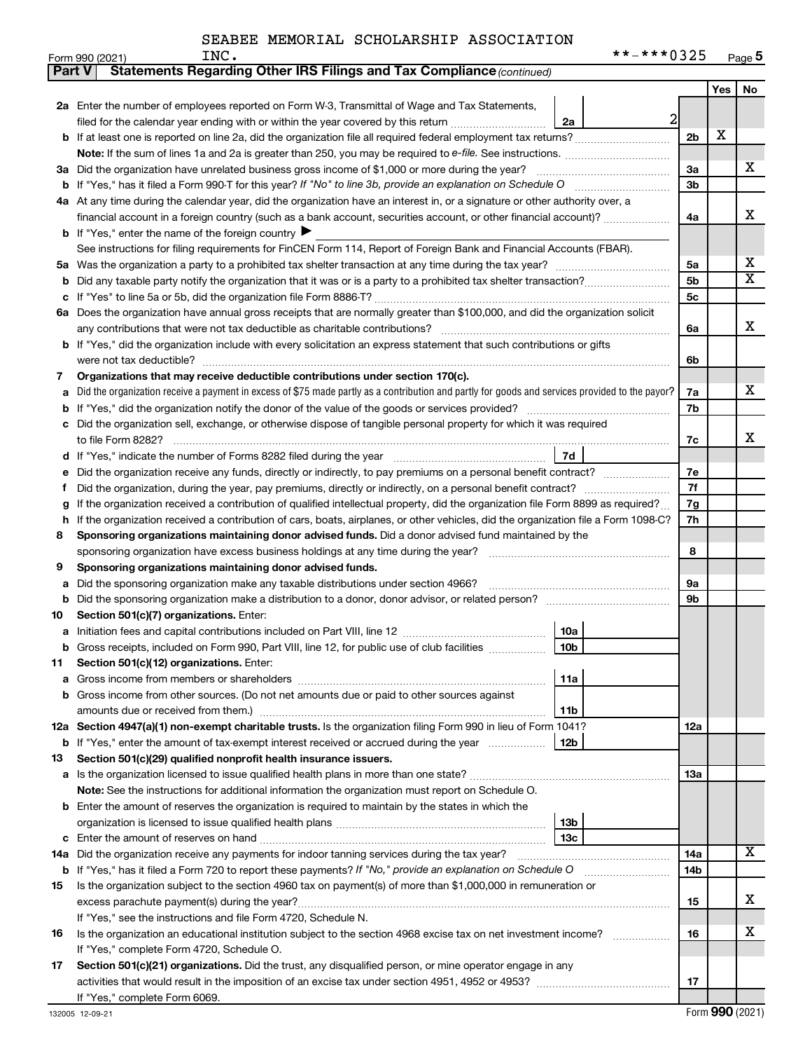SEABEE MEMORIAL SCHOLARSHIP ASSOCIATION INC.

Form 990 (2021) **-***0325 Page 5

## Part V Statements Regarding Other IRS Filings and Tax Compliance *(continued)*

| | | | | Yes | No |
|---|---|---|---|---|---|
| **2a** | Enter the number of employees reported on Form W-3, Transmittal of Wage and Tax Statements, filed for the calendar year ending with or within the year covered by this return | 2a 2 | | | |
| **b** | If at least one is reported on line 2a, did the organization file all required federal employment tax returns? | | 2b | X | |
| | **Note:** If the sum of lines 1a and 2a is greater than 250, you may be required to *e-file.* See instructions. | | | | |
| **3a** | Did the organization have unrelated business gross income of $1,000 or more during the year? | | 3a | | X |
| **b** | If "Yes," has it filed a Form 990-T for this year? *If "No" to line 3b, provide an explanation on Schedule O* | | 3b | | |
| **4a** | At any time during the calendar year, did the organization have an interest in, or a signature or other authority over, a financial account in a foreign country (such as a bank account, securities account, or other financial account)? | | 4a | | X |
| **b** | If "Yes," enter the name of the foreign country ▶ | | | | |
| | See instructions for filing requirements for FinCEN Form 114, Report of Foreign Bank and Financial Accounts (FBAR). | | | | |
| **5a** | Was the organization a party to a prohibited tax shelter transaction at any time during the tax year? | | 5a | | X |
| **b** | Did any taxable party notify the organization that it was or is a party to a prohibited tax shelter transaction? | | 5b | | X |
| **c** | If "Yes" to line 5a or 5b, did the organization file Form 8886-T? | | 5c | | |
| **6a** | Does the organization have annual gross receipts that are normally greater than $100,000, and did the organization solicit any contributions that were not tax deductible as charitable contributions? | | 6a | | X |
| **b** | If "Yes," did the organization include with every solicitation an express statement that such contributions or gifts were not tax deductible? | | 6b | | |
| **7** | **Organizations that may receive deductible contributions under section 170(c).** | | | | |
| **a** | Did the organization receive a payment in excess of $75 made partly as a contribution and partly for goods and services provided to the payor? | | 7a | | X |
| **b** | If "Yes," did the organization notify the donor of the value of the goods or services provided? | | 7b | | |
| **c** | Did the organization sell, exchange, or otherwise dispose of tangible personal property for which it was required to file Form 8282? | | 7c | | X |
| **d** | If "Yes," indicate the number of Forms 8282 filed during the year | 7d | | | |
| **e** | Did the organization receive any funds, directly or indirectly, to pay premiums on a personal benefit contract? | | 7e | | |
| **f** | Did the organization, during the year, pay premiums, directly or indirectly, on a personal benefit contract? | | 7f | | |
| **g** | If the organization received a contribution of qualified intellectual property, did the organization file Form 8899 as required? | | 7g | | |
| **h** | If the organization received a contribution of cars, boats, airplanes, or other vehicles, did the organization file a Form 1098-C? | | 7h | | |
| **8** | **Sponsoring organizations maintaining donor advised funds.** Did a donor advised fund maintained by the sponsoring organization have excess business holdings at any time during the year? | | 8 | | |
| **9** | **Sponsoring organizations maintaining donor advised funds.** | | | | |
| **a** | Did the sponsoring organization make any taxable distributions under section 4966? | | 9a | | |
| **b** | Did the sponsoring organization make a distribution to a donor, donor advisor, or related person? | | 9b | | |
| **10** | **Section 501(c)(7) organizations.** Enter: | | | | |
| **a** | Initiation fees and capital contributions included on Part VIII, line 12 | 10a | | | |
| **b** | Gross receipts, included on Form 990, Part VIII, line 12, for public use of club facilities | 10b | | | |
| **11** | **Section 501(c)(12) organizations.** Enter: | | | | |
| **a** | Gross income from members or shareholders | 11a | | | |
| **b** | Gross income from other sources. (Do not net amounts due or paid to other sources against amounts due or received from them.) | 11b | | | |
| **12a** | **Section 4947(a)(1) non-exempt charitable trusts.** Is the organization filing Form 990 in lieu of Form 1041? | | 12a | | |
| **b** | If "Yes," enter the amount of tax-exempt interest received or accrued during the year | 12b | | | |
| **13** | **Section 501(c)(29) qualified nonprofit health insurance issuers.** | | | | |
| **a** | Is the organization licensed to issue qualified health plans in more than one state? | | 13a | | |
| | **Note:** See the instructions for additional information the organization must report on Schedule O. | | | | |
| **b** | Enter the amount of reserves the organization is required to maintain by the states in which the organization is licensed to issue qualified health plans | 13b | | | |
| **c** | Enter the amount of reserves on hand | 13c | | | |
| **14a** | Did the organization receive any payments for indoor tanning services during the tax year? | | 14a | | X |
| **b** | If "Yes," has it filed a Form 720 to report these payments? *If "No," provide an explanation on Schedule O* | | 14b | | |
| **15** | Is the organization subject to the section 4960 tax on payment(s) of more than $1,000,000 in remuneration or excess parachute payment(s) during the year? | | 15 | | X |
| | If "Yes," see the instructions and file Form 4720, Schedule N. | | | | |
| **16** | Is the organization an educational institution subject to the section 4968 excise tax on net investment income? | | 16 | | X |
| | If "Yes," complete Form 4720, Schedule O. | | | | |
| **17** | **Section 501(c)(21) organizations.** Did the trust, any disqualified person, or mine operator engage in any activities that would result in the imposition of an excise tax under section 4951, 4952 or 4953? | | 17 | | |
| | If "Yes," complete Form 6069. | | | | |

132005 12-09-21 Form **990** (2021)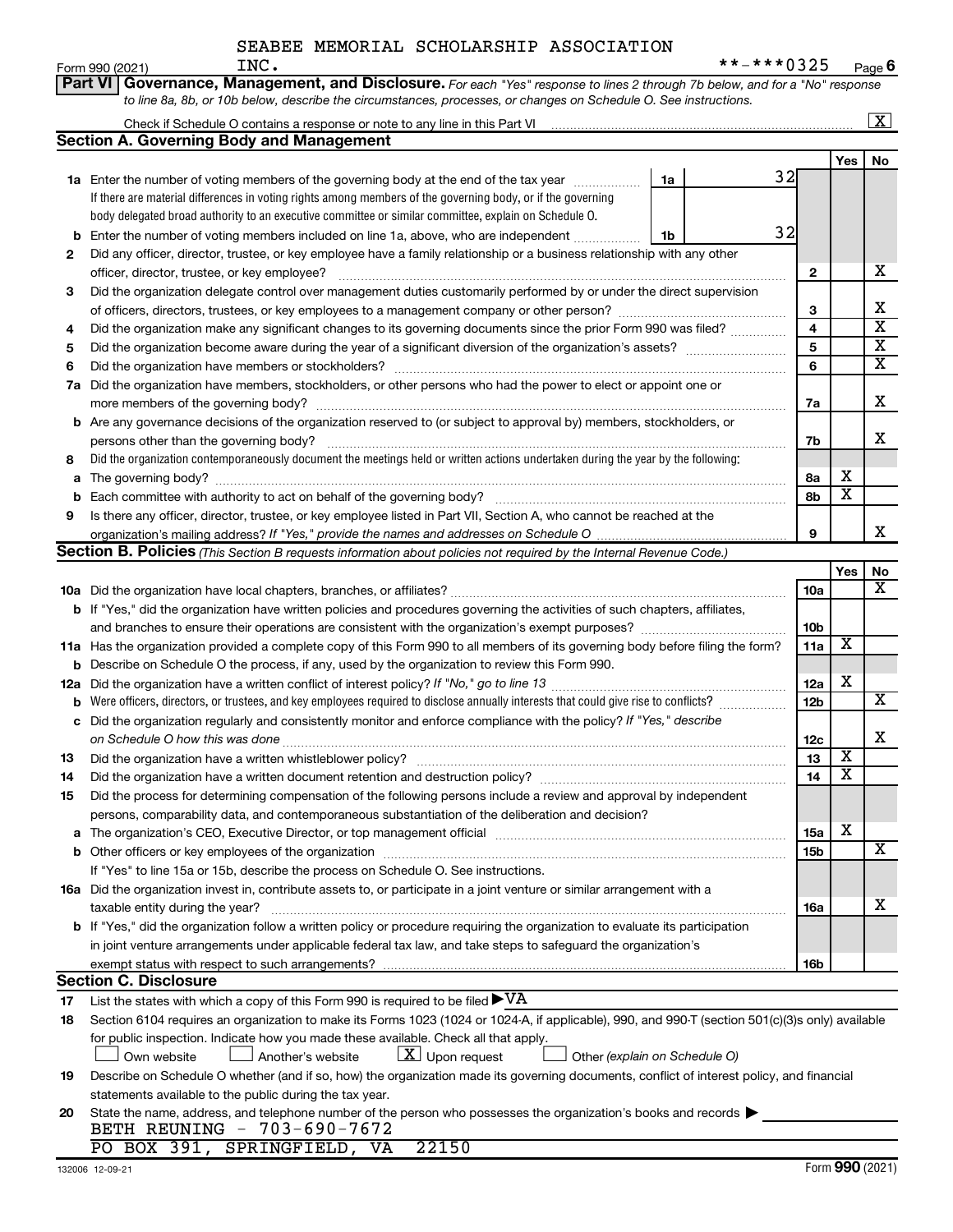SEABEE MEMORIAL SCHOLARSHIP ASSOCIATION INC.

Form 990 (2021) **-***0325 Page 6

**Part VI Governance, Management, and Disclosure.** *For each "Yes" response to lines 2 through 7b below, and for a "No" response to line 8a, 8b, or 10b below, describe the circumstances, processes, or changes on Schedule O. See instructions.*

Check if Schedule O contains a response or note to any line in this Part VI [X]

## Section A. Governing Body and Management

| | | | | Yes | No |
|---|---|---|---|---|---|
| **1a** | Enter the number of voting members of the governing body at the end of the tax year. If there are material differences in voting rights among members of the governing body, or if the governing body delegated broad authority to an executive committee or similar committee, explain on Schedule O. | 1a: 32 | | | |
| **b** | Enter the number of voting members included on line 1a, above, who are independent | 1b: 32 | | | |
| **2** | Did any officer, director, trustee, or key employee have a family relationship or a business relationship with any other officer, director, trustee, or key employee? | | 2 | | X |
| **3** | Did the organization delegate control over management duties customarily performed by or under the direct supervision of officers, directors, trustees, or key employees to a management company or other person? | | 3 | | X |
| **4** | Did the organization make any significant changes to its governing documents since the prior Form 990 was filed? | | 4 | | X |
| **5** | Did the organization become aware during the year of a significant diversion of the organization's assets? | | 5 | | X |
| **6** | Did the organization have members or stockholders? | | 6 | | X |
| **7a** | Did the organization have members, stockholders, or other persons who had the power to elect or appoint one or more members of the governing body? | | 7a | | X |
| **b** | Are any governance decisions of the organization reserved to (or subject to approval by) members, stockholders, or persons other than the governing body? | | 7b | | X |
| **8** | Did the organization contemporaneously document the meetings held or written actions undertaken during the year by the following: | | | | |
| **a** | The governing body? | | 8a | X | |
| **b** | Each committee with authority to act on behalf of the governing body? | | 8b | X | |
| **9** | Is there any officer, director, trustee, or key employee listed in Part VII, Section A, who cannot be reached at the organization's mailing address? *If "Yes," provide the names and addresses on Schedule O* | | 9 | | X |

## Section B. Policies *(This Section B requests information about policies not required by the Internal Revenue Code.)*

| | | | Yes | No |
|---|---|---|---|---|
| **10a** | Did the organization have local chapters, branches, or affiliates? | 10a | | X |
| **b** | If "Yes," did the organization have written policies and procedures governing the activities of such chapters, affiliates, and branches to ensure their operations are consistent with the organization's exempt purposes? | 10b | | |
| **11a** | Has the organization provided a complete copy of this Form 990 to all members of its governing body before filing the form? | 11a | X | |
| **b** | Describe on Schedule O the process, if any, used by the organization to review this Form 990. | | | |
| **12a** | Did the organization have a written conflict of interest policy? *If "No," go to line 13* | 12a | X | |
| **b** | Were officers, directors, or trustees, and key employees required to disclose annually interests that could give rise to conflicts? | 12b | | X |
| **c** | Did the organization regularly and consistently monitor and enforce compliance with the policy? *If "Yes," describe on Schedule O how this was done* | 12c | | X |
| **13** | Did the organization have a written whistleblower policy? | 13 | X | |
| **14** | Did the organization have a written document retention and destruction policy? | 14 | X | |
| **15** | Did the process for determining compensation of the following persons include a review and approval by independent persons, comparability data, and contemporaneous substantiation of the deliberation and decision? | | | |
| **a** | The organization's CEO, Executive Director, or top management official | 15a | X | |
| **b** | Other officers or key employees of the organization | 15b | | X |
| | If "Yes" to line 15a or 15b, describe the process on Schedule O. See instructions. | | | |
| **16a** | Did the organization invest in, contribute assets to, or participate in a joint venture or similar arrangement with a taxable entity during the year? | 16a | | X |
| **b** | If "Yes," did the organization follow a written policy or procedure requiring the organization to evaluate its participation in joint venture arrangements under applicable federal tax law, and take steps to safeguard the organization's exempt status with respect to such arrangements? | 16b | | |

## Section C. Disclosure

**17** List the states with which a copy of this Form 990 is required to be filed ▶ VA

**18** Section 6104 requires an organization to make its Forms 1023 (1024 or 1024-A, if applicable), 990, and 990-T (section 501(c)(3)s only) available for public inspection. Indicate how you made these available. Check all that apply.

[ ] Own website [ ] Another's website [X] Upon request [ ] Other *(explain on Schedule O)*

**19** Describe on Schedule O whether (and if so, how) the organization made its governing documents, conflict of interest policy, and financial statements available to the public during the tax year.

**20** State the name, address, and telephone number of the person who possesses the organization's books and records ▶

BETH REUNING - 703-690-7672
PO BOX 391, SPRINGFIELD, VA 22150

132006 12-09-21 Form **990** (2021)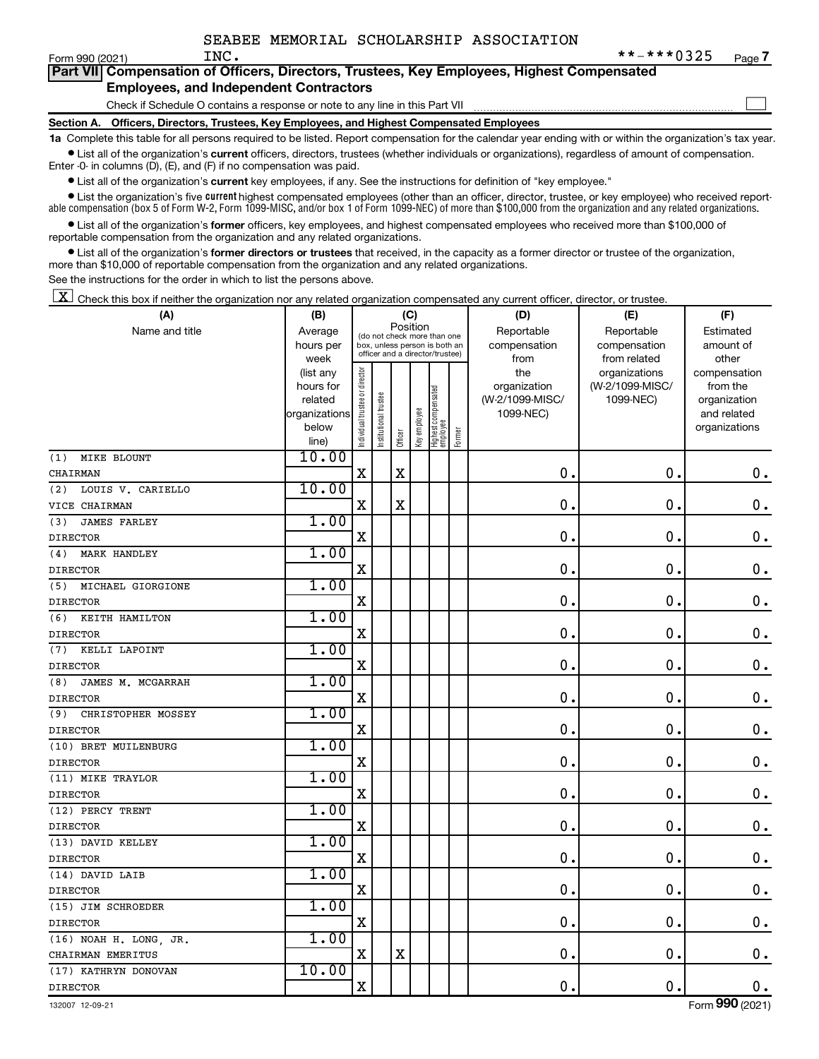SEABEE MEMORIAL SCHOLARSHIP ASSOCIATION INC.

Form 990 (2021) **-***0325 Page 7

## Part VII Compensation of Officers, Directors, Trustees, Key Employees, Highest Compensated Employees, and Independent Contractors

Check if Schedule O contains a response or note to any line in this Part VII ☐

### Section A. Officers, Directors, Trustees, Key Employees, and Highest Compensated Employees

**1a** Complete this table for all persons required to be listed. Report compensation for the calendar year ending with or within the organization's tax year.

- List all of the organization's **current** officers, directors, trustees (whether individuals or organizations), regardless of amount of compensation. Enter -0- in columns (D), (E), and (F) if no compensation was paid.
- List all of the organization's **current** key employees, if any. See the instructions for definition of "key employee."
- List the organization's five **current** highest compensated employees (other than an officer, director, trustee, or key employee) who received reportable compensation (box 5 of Form W-2, Form 1099-MISC, and/or box 1 of Form 1099-NEC) of more than $100,000 from the organization and any related organizations.
- List all of the organization's **former** officers, key employees, and highest compensated employees who received more than $100,000 of reportable compensation from the organization and any related organizations.
- List all of the organization's **former directors or trustees** that received, in the capacity as a former director or trustee of the organization, more than $10,000 of reportable compensation from the organization and any related organizations.

See the instructions for the order in which to list the persons above.

☒ Check this box if neither the organization nor any related organization compensated any current officer, director, or trustee.

| (A) Name and title | (B) Average hours per week (list any hours for related organizations below line) | (C) Position: Individual trustee or director | Institutional trustee | Officer | Key employee | Highest compensated employee | Former | (D) Reportable compensation from the organization (W-2/1099-MISC/1099-NEC) | (E) Reportable compensation from related organizations (W-2/1099-MISC/1099-NEC) | (F) Estimated amount of other compensation from the organization and related organizations |
|---|---|---|---|---|---|---|---|---|---|---|
| (1) MIKE BLOUNT<br>CHAIRMAN | 10.00 | X | | X | | | | 0. | 0. | 0. |
| (2) LOUIS V. CARIELLO<br>VICE CHAIRMAN | 10.00 | X | | X | | | | 0. | 0. | 0. |
| (3) JAMES FARLEY<br>DIRECTOR | 1.00 | X | | | | | | 0. | 0. | 0. |
| (4) MARK HANDLEY<br>DIRECTOR | 1.00 | X | | | | | | 0. | 0. | 0. |
| (5) MICHAEL GIORGIONE<br>DIRECTOR | 1.00 | X | | | | | | 0. | 0. | 0. |
| (6) KEITH HAMILTON<br>DIRECTOR | 1.00 | X | | | | | | 0. | 0. | 0. |
| (7) KELLI LAPOINT<br>DIRECTOR | 1.00 | X | | | | | | 0. | 0. | 0. |
| (8) JAMES M. MCGARRAH<br>DIRECTOR | 1.00 | X | | | | | | 0. | 0. | 0. |
| (9) CHRISTOPHER MOSSEY<br>DIRECTOR | 1.00 | X | | | | | | 0. | 0. | 0. |
| (10) BRET MUILENBURG<br>DIRECTOR | 1.00 | X | | | | | | 0. | 0. | 0. |
| (11) MIKE TRAYLOR<br>DIRECTOR | 1.00 | X | | | | | | 0. | 0. | 0. |
| (12) PERCY TRENT<br>DIRECTOR | 1.00 | X | | | | | | 0. | 0. | 0. |
| (13) DAVID KELLEY<br>DIRECTOR | 1.00 | X | | | | | | 0. | 0. | 0. |
| (14) DAVID LAIB<br>DIRECTOR | 1.00 | X | | | | | | 0. | 0. | 0. |
| (15) JIM SCHROEDER<br>DIRECTOR | 1.00 | X | | | | | | 0. | 0. | 0. |
| (16) NOAH H. LONG, JR.<br>CHAIRMAN EMERITUS | 1.00 | X | | X | | | | 0. | 0. | 0. |
| (17) KATHRYN DONOVAN<br>DIRECTOR | 10.00 | X | | | | | | 0. | 0. | 0. |

132007 12-09-21 Form 990 (2021)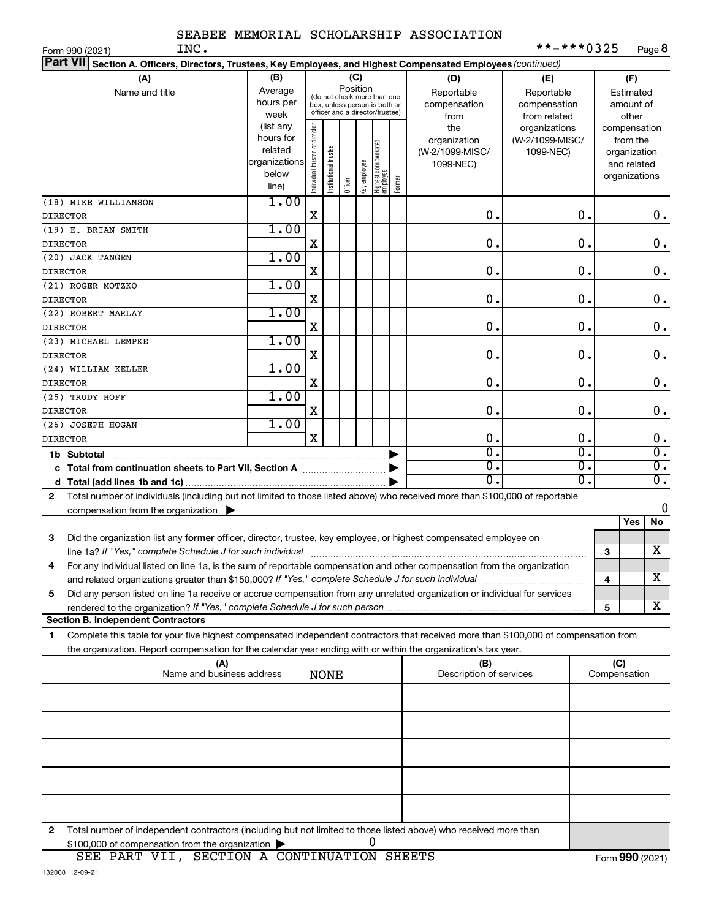SEABEE MEMORIAL SCHOLARSHIP ASSOCIATION INC.

Form 990 (2021) **-***0325 Page 8

**Part VII Section A. Officers, Directors, Trustees, Key Employees, and Highest Compensated Employees** *(continued)*

| (A) Name and title | (B) Average hours per week (list any hours for related organizations below line) | (C) Position: Individual trustee or director | Institutional trustee | Officer | Key employee | Highest compensated employee | Former | (D) Reportable compensation from the organization (W-2/1099-MISC/1099-NEC) | (E) Reportable compensation from related organizations (W-2/1099-MISC/1099-NEC) | (F) Estimated amount of other compensation from the organization and related organizations |
|---|---|---|---|---|---|---|---|---|---|---|
| (18) MIKE WILLIAMSON<br>DIRECTOR | 1.00 | X | | | | | | 0. | 0. | 0. |
| (19) E. BRIAN SMITH<br>DIRECTOR | 1.00 | X | | | | | | 0. | 0. | 0. |
| (20) JACK TANGEN<br>DIRECTOR | 1.00 | X | | | | | | 0. | 0. | 0. |
| (21) ROGER MOTZKO<br>DIRECTOR | 1.00 | X | | | | | | 0. | 0. | 0. |
| (22) ROBERT MARLAY<br>DIRECTOR | 1.00 | X | | | | | | 0. | 0. | 0. |
| (23) MICHAEL LEMPKE<br>DIRECTOR | 1.00 | X | | | | | | 0. | 0. | 0. |
| (24) WILLIAM KELLER<br>DIRECTOR | 1.00 | X | | | | | | 0. | 0. | 0. |
| (25) TRUDY HOFF<br>DIRECTOR | 1.00 | X | | | | | | 0. | 0. | 0. |
| (26) JOSEPH HOGAN<br>DIRECTOR | 1.00 | X | | | | | | 0. | 0. | 0. |
| **1b Subtotal** | | | | | | | | 0. | 0. | 0. |
| **c Total from continuation sheets to Part VII, Section A** | | | | | | | | 0. | 0. | 0. |
| **d Total (add lines 1b and 1c)** | | | | | | | | 0. | 0. | 0. |

**2** Total number of individuals (including but not limited to those listed above) who received more than $100,000 of reportable compensation from the organization ▶ 0

| | | | Yes | No |
|---|---|---|---|---|
| **3** | Did the organization list any **former** officer, director, trustee, key employee, or highest compensated employee on line 1a? *If "Yes," complete Schedule J for such individual* | 3 | | X |
| **4** | For any individual listed on line 1a, is the sum of reportable compensation and other compensation from the organization and related organizations greater than $150,000? *If "Yes," complete Schedule J for such individual* | 4 | | X |
| **5** | Did any person listed on line 1a receive or accrue compensation from any unrelated organization or individual for services rendered to the organization? *If "Yes," complete Schedule J for such person* | 5 | | X |

**Section B. Independent Contractors**

**1** Complete this table for your five highest compensated independent contractors that received more than $100,000 of compensation from the organization. Report compensation for the calendar year ending with or within the organization's tax year.

| (A) Name and business address | (B) Description of services | (C) Compensation |
|---|---|---|
| NONE | | |
| | | |
| | | |
| | | |
| | | |

**2** Total number of independent contractors (including but not limited to those listed above) who received more than $100,000 of compensation from the organization ▶ 0

SEE PART VII, SECTION A CONTINUATION SHEETS

Form **990** (2021)

132008 12-09-21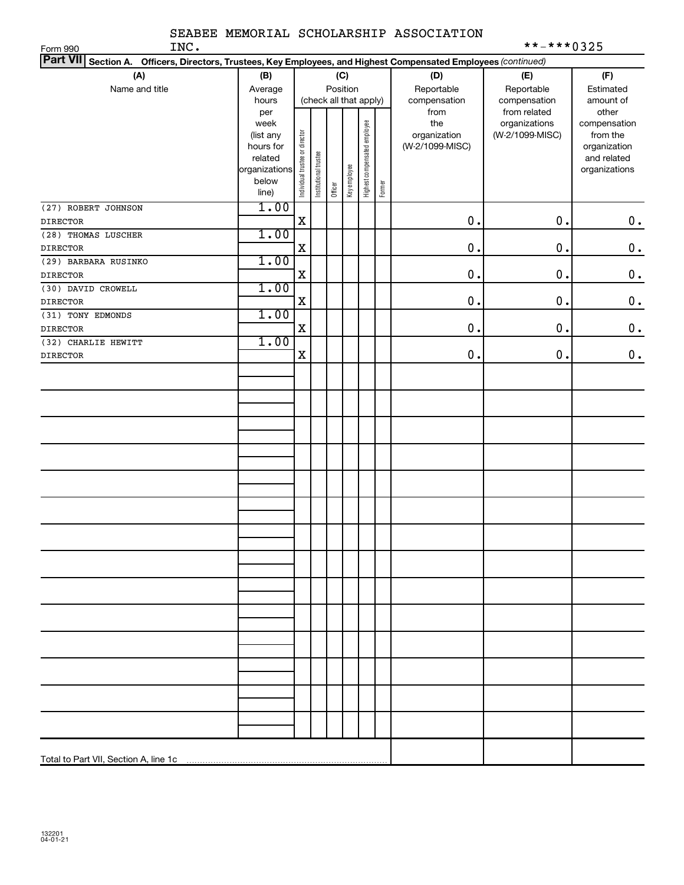SEABEE MEMORIAL SCHOLARSHIP ASSOCIATION INC.

Form 990

**-***0325

**Part VII** Section A. Officers, Directors, Trustees, Key Employees, and Highest Compensated Employees *(continued)*

| (A) Name and title | (B) Average hours per week (list any hours for related organizations below line) | (C) Position (check all that apply): Individual trustee or director | Institutional trustee | Officer | Key employee | Highest compensated employee | Former | (D) Reportable compensation from the organization (W-2/1099-MISC) | (E) Reportable compensation from related organizations (W-2/1099-MISC) | (F) Estimated amount of other compensation from the organization and related organizations |
|---|---|---|---|---|---|---|---|---|---|---|
| (27) ROBERT JOHNSON<br>DIRECTOR | 1.00 | X | | | | | | 0. | 0. | 0. |
| (28) THOMAS LUSCHER<br>DIRECTOR | 1.00 | X | | | | | | 0. | 0. | 0. |
| (29) BARBARA RUSINKO<br>DIRECTOR | 1.00 | X | | | | | | 0. | 0. | 0. |
| (30) DAVID CROWELL<br>DIRECTOR | 1.00 | X | | | | | | 0. | 0. | 0. |
| (31) TONY EDMONDS<br>DIRECTOR | 1.00 | X | | | | | | 0. | 0. | 0. |
| (32) CHARLIE HEWITT<br>DIRECTOR | 1.00 | X | | | | | | 0. | 0. | 0. |
| Total to Part VII, Section A, line 1c | | | | | | | | | | |

132201
04-01-21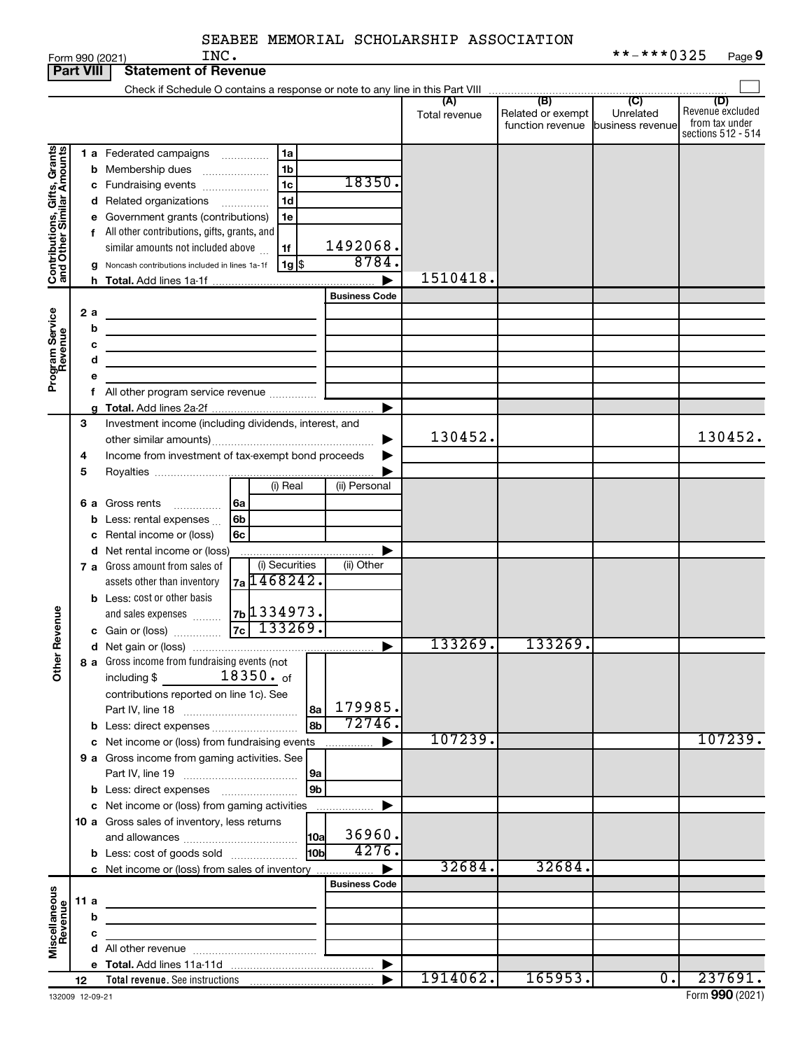SEABEE MEMORIAL SCHOLARSHIP ASSOCIATION INC.

Form 990 (2021) **-***0325 Page **9**

**Part VIII | Statement of Revenue**

Check if Schedule O contains a response or note to any line in this Part VIII

| | | | (A) Total revenue | (B) Related or exempt function revenue | (C) Unrelated business revenue | (D) Revenue excluded from tax under sections 512 - 514 |
|---|---|---|---|---|---|---|
| **Contributions, Gifts, Grants and Other Similar Amounts** | 1a Federated campaigns | 1a | | | | |
| | b Membership dues | 1b | | | | |
| | c Fundraising events | 1c 18350. | | | | |
| | d Related organizations | 1d | | | | |
| | e Government grants (contributions) | 1e | | | | |
| | f All other contributions, gifts, grants, and similar amounts not included above | 1f 1492068. | | | | |
| | g Noncash contributions included in lines 1a-1f | 1g $ 8784. | | | | |
| | h Total. Add lines 1a-1f | ▶ | 1510418. | | | |
| **Program Service Revenue** | | Business Code | | | | |
| | 2a | | | | | |
| | b | | | | | |
| | c | | | | | |
| | d | | | | | |
| | e | | | | | |
| | f All other program service revenue | | | | | |
| | g Total. Add lines 2a-2f | ▶ | | | | |
| **Other Revenue** | 3 Investment income (including dividends, interest, and other similar amounts) | ▶ | 130452. | | | 130452. |
| | 4 Income from investment of tax-exempt bond proceeds | ▶ | | | | |
| | 5 Royalties | ▶ | | | | |
| | 6a Gross rents — 6a (i) Real / (ii) Personal | | | | | |
| | b Less: rental expenses — 6b | | | | | |
| | c Rental income or (loss) — 6c | | | | | |
| | d Net rental income or (loss) | ▶ | | | | |
| | 7a Gross amount from sales of assets other than inventory — 7a (i) Securities 1468242. (ii) Other | | | | | |
| | b Less: cost or other basis and sales expenses — 7b (i) Securities 1334973. | | | | | |
| | c Gain or (loss) — 7c (i) Securities 133269. | | | | | |
| | d Net gain or (loss) | ▶ | 133269. | 133269. | | |
| | 8a Gross income from fundraising events (not including $ 18350. of contributions reported on line 1c). See Part IV, line 18 | 8a 179985. | | | | |
| | b Less: direct expenses | 8b 72746. | | | | |
| | c Net income or (loss) from fundraising events | ▶ | 107239. | | | 107239. |
| | 9a Gross income from gaming activities. See Part IV, line 19 | 9a | | | | |
| | b Less: direct expenses | 9b | | | | |
| | c Net income or (loss) from gaming activities | ▶ | | | | |
| | 10a Gross sales of inventory, less returns and allowances | 10a 36960. | | | | |
| | b Less: cost of goods sold | 10b 4276. | | | | |
| | c Net income or (loss) from sales of inventory | ▶ | 32684. | 32684. | | |
| **Miscellaneous Revenue** | | Business Code | | | | |
| | 11a | | | | | |
| | b | | | | | |
| | c | | | | | |
| | d All other revenue | | | | | |
| | e Total. Add lines 11a-11d | ▶ | | | | |
| | 12 **Total revenue.** See instructions | ▶ | 1914062. | 165953. | 0. | 237691. |

132009 12-09-21 Form **990** (2021)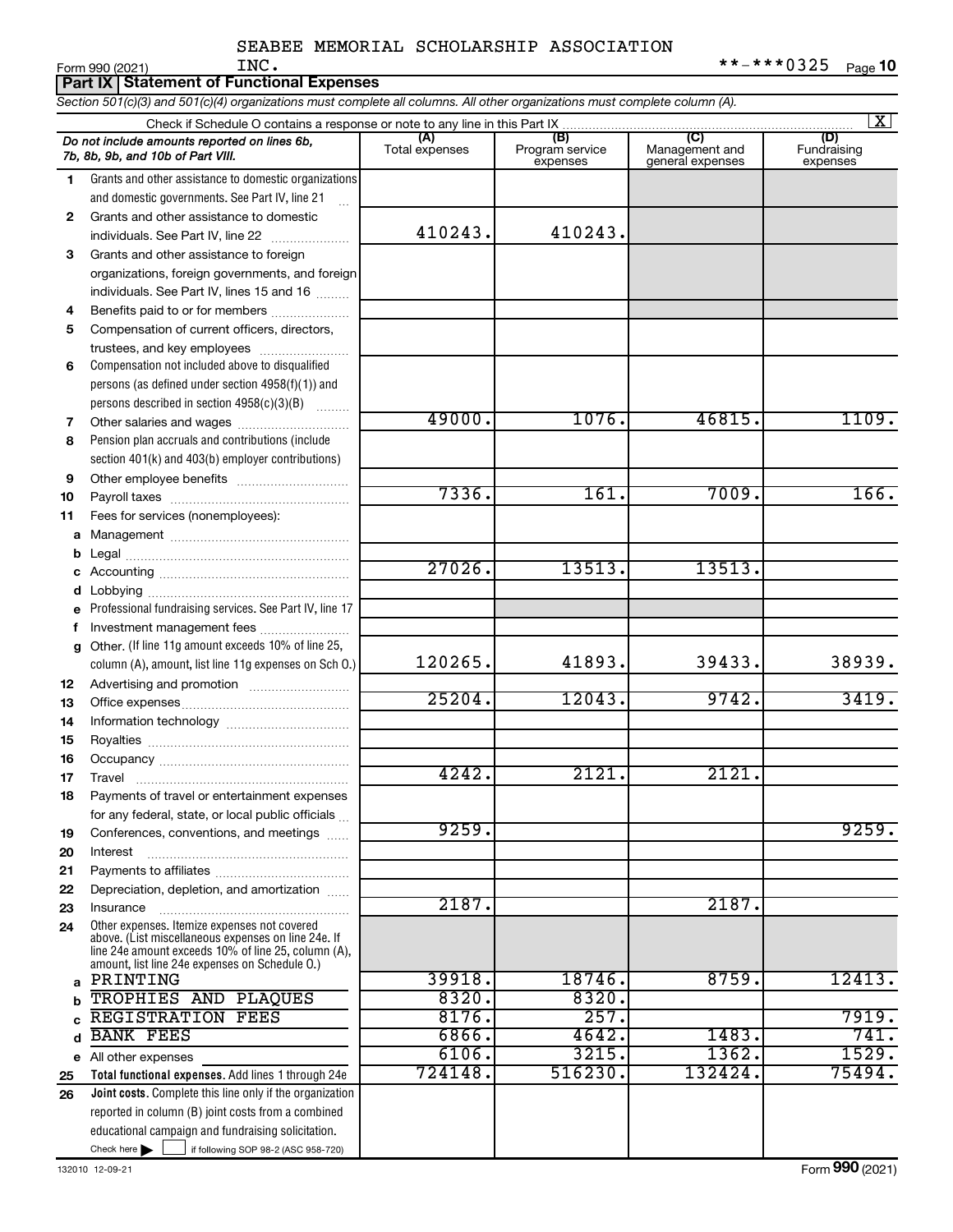SEABEE MEMORIAL SCHOLARSHIP ASSOCIATION INC.

Form 990 (2021) INC. **-***0325 Page 10

## Part IX Statement of Functional Expenses

*Section 501(c)(3) and 501(c)(4) organizations must complete all columns. All other organizations must complete column (A).*

Check if Schedule O contains a response or note to any line in this Part IX [X]

| | *Do not include amounts reported on lines 6b, 7b, 8b, 9b, and 10b of Part VIII.* | (A) Total expenses | (B) Program service expenses | (C) Management and general expenses | (D) Fundraising expenses |
|---|---|---|---|---|---|
| 1 | Grants and other assistance to domestic organizations and domestic governments. See Part IV, line 21 | | | | |
| 2 | Grants and other assistance to domestic individuals. See Part IV, line 22 | 410243. | 410243. | | |
| 3 | Grants and other assistance to foreign organizations, foreign governments, and foreign individuals. See Part IV, lines 15 and 16 | | | | |
| 4 | Benefits paid to or for members | | | | |
| 5 | Compensation of current officers, directors, trustees, and key employees | | | | |
| 6 | Compensation not included above to disqualified persons (as defined under section 4958(f)(1)) and persons described in section 4958(c)(3)(B) | | | | |
| 7 | Other salaries and wages | 49000. | 1076. | 46815. | 1109. |
| 8 | Pension plan accruals and contributions (include section 401(k) and 403(b) employer contributions) | | | | |
| 9 | Other employee benefits | | | | |
| 10 | Payroll taxes | 7336. | 161. | 7009. | 166. |
| 11 | Fees for services (nonemployees): | | | | |
| a | Management | | | | |
| b | Legal | | | | |
| c | Accounting | 27026. | 13513. | 13513. | |
| d | Lobbying | | | | |
| e | Professional fundraising services. See Part IV, line 17 | | | | |
| f | Investment management fees | | | | |
| g | Other. (If line 11g amount exceeds 10% of line 25, column (A), amount, list line 11g expenses on Sch O.) | 120265. | 41893. | 39433. | 38939. |
| 12 | Advertising and promotion | | | | |
| 13 | Office expenses | 25204. | 12043. | 9742. | 3419. |
| 14 | Information technology | | | | |
| 15 | Royalties | | | | |
| 16 | Occupancy | | | | |
| 17 | Travel | 4242. | 2121. | 2121. | |
| 18 | Payments of travel or entertainment expenses for any federal, state, or local public officials | | | | |
| 19 | Conferences, conventions, and meetings | 9259. | | | 9259. |
| 20 | Interest | | | | |
| 21 | Payments to affiliates | | | | |
| 22 | Depreciation, depletion, and amortization | | | | |
| 23 | Insurance | 2187. | | 2187. | |
| 24 | Other expenses. Itemize expenses not covered above. (List miscellaneous expenses on line 24e. If line 24e amount exceeds 10% of line 25, column (A), amount, list line 24e expenses on Schedule O.) | | | | |
| a | PRINTING | 39918. | 18746. | 8759. | 12413. |
| b | TROPHIES AND PLAQUES | 8320. | 8320. | | |
| c | REGISTRATION FEES | 8176. | 257. | | 7919. |
| d | BANK FEES | 6866. | 4642. | 1483. | 741. |
| e | All other expenses | 6106. | 3215. | 1362. | 1529. |
| 25 | **Total functional expenses.** Add lines 1 through 24e | 724148. | 516230. | 132424. | 75494. |
| 26 | **Joint costs.** Complete this line only if the organization reported in column (B) joint costs from a combined educational campaign and fundraising solicitation. Check here [ ] if following SOP 98-2 (ASC 958-720) | | | | |

132010 12-09-21 Form **990** (2021)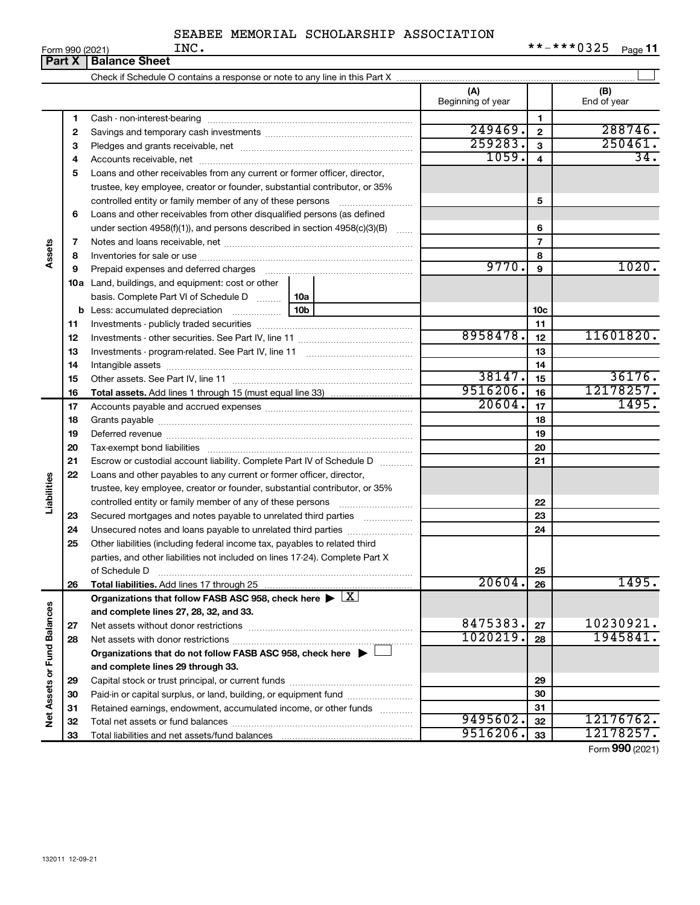SEABEE MEMORIAL SCHOLARSHIP ASSOCIATION INC.

Form 990 (2021) **-***0325 Page 11

## Part X Balance Sheet

Check if Schedule O contains a response or note to any line in this Part X

| | | | (A) Beginning of year | | (B) End of year |
|---|---|---|---|---|---|
| Assets | 1 | Cash - non-interest-bearing | | 1 | |
| | 2 | Savings and temporary cash investments | 249469. | 2 | 288746. |
| | 3 | Pledges and grants receivable, net | 259283. | 3 | 250461. |
| | 4 | Accounts receivable, net | 1059. | 4 | 34. |
| | 5 | Loans and other receivables from any current or former officer, director, trustee, key employee, creator or founder, substantial contributor, or 35% controlled entity or family member of any of these persons | | 5 | |
| | 6 | Loans and other receivables from other disqualified persons (as defined under section 4958(f)(1)), and persons described in section 4958(c)(3)(B) | | 6 | |
| | 7 | Notes and loans receivable, net | | 7 | |
| | 8 | Inventories for sale or use | | 8 | |
| | 9 | Prepaid expenses and deferred charges | 9770. | 9 | 1020. |
| | 10a | Land, buildings, and equipment: cost or other basis. Complete Part VI of Schedule D (10a) | | | |
| | b | Less: accumulated depreciation (10b) | | 10c | |
| | 11 | Investments - publicly traded securities | | 11 | |
| | 12 | Investments - other securities. See Part IV, line 11 | 8958478. | 12 | 11601820. |
| | 13 | Investments - program-related. See Part IV, line 11 | | 13 | |
| | 14 | Intangible assets | | 14 | |
| | 15 | Other assets. See Part IV, line 11 | 38147. | 15 | 36176. |
| | 16 | **Total assets.** Add lines 1 through 15 (must equal line 33) | 9516206. | 16 | 12178257. |
| Liabilities | 17 | Accounts payable and accrued expenses | 20604. | 17 | 1495. |
| | 18 | Grants payable | | 18 | |
| | 19 | Deferred revenue | | 19 | |
| | 20 | Tax-exempt bond liabilities | | 20 | |
| | 21 | Escrow or custodial account liability. Complete Part IV of Schedule D | | 21 | |
| | 22 | Loans and other payables to any current or former officer, director, trustee, key employee, creator or founder, substantial contributor, or 35% controlled entity or family member of any of these persons | | 22 | |
| | 23 | Secured mortgages and notes payable to unrelated third parties | | 23 | |
| | 24 | Unsecured notes and loans payable to unrelated third parties | | 24 | |
| | 25 | Other liabilities (including federal income tax, payables to related third parties, and other liabilities not included on lines 17-24). Complete Part X of Schedule D | | 25 | |
| | 26 | **Total liabilities.** Add lines 17 through 25 | 20604. | 26 | 1495. |
| Net Assets or Fund Balances | | **Organizations that follow FASB ASC 958, check here** ▶ [X] **and complete lines 27, 28, 32, and 33.** | | | |
| | 27 | Net assets without donor restrictions | 8475383. | 27 | 10230921. |
| | 28 | Net assets with donor restrictions | 1020219. | 28 | 1945841. |
| | | **Organizations that do not follow FASB ASC 958, check here** ▶ [ ] **and complete lines 29 through 33.** | | | |
| | 29 | Capital stock or trust principal, or current funds | | 29 | |
| | 30 | Paid-in or capital surplus, or land, building, or equipment fund | | 30 | |
| | 31 | Retained earnings, endowment, accumulated income, or other funds | | 31 | |
| | 32 | Total net assets or fund balances | 9495602. | 32 | 12176762. |
| | 33 | Total liabilities and net assets/fund balances | 9516206. | 33 | 12178257. |

Form **990** (2021)

132011 12-09-21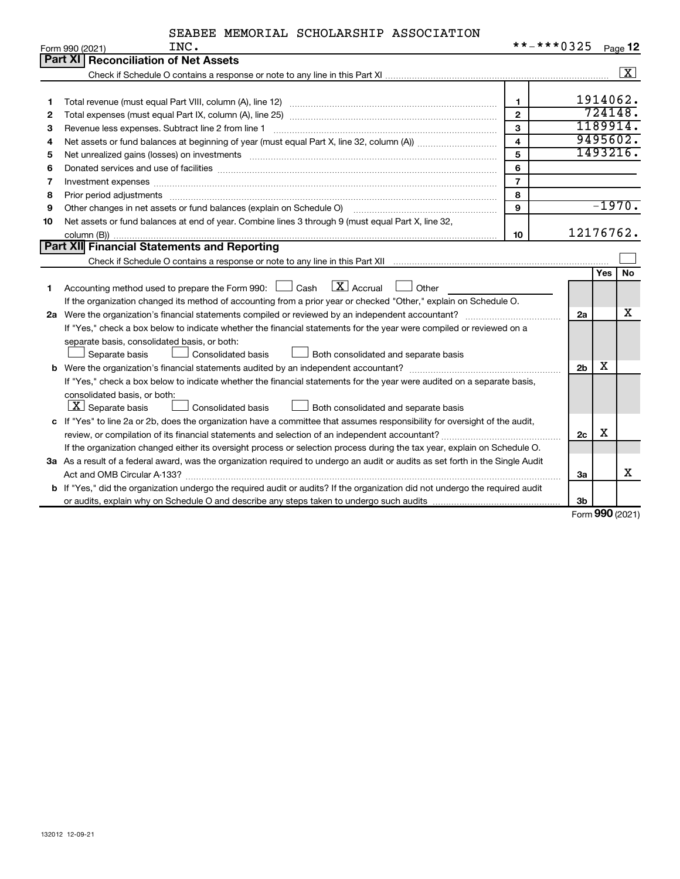SEABEE MEMORIAL SCHOLARSHIP ASSOCIATION INC.

Form 990 (2021) **-***0325 Page 12

## Part XI Reconciliation of Net Assets

Check if Schedule O contains a response or note to any line in this Part XI .......... [X]

| | | | |
|---|---|---|---|
| 1 | Total revenue (must equal Part VIII, column (A), line 12) | 1 | 1914062. |
| 2 | Total expenses (must equal Part IX, column (A), line 25) | 2 | 724148. |
| 3 | Revenue less expenses. Subtract line 2 from line 1 | 3 | 1189914. |
| 4 | Net assets or fund balances at beginning of year (must equal Part X, line 32, column (A)) | 4 | 9495602. |
| 5 | Net unrealized gains (losses) on investments | 5 | 1493216. |
| 6 | Donated services and use of facilities | 6 | |
| 7 | Investment expenses | 7 | |
| 8 | Prior period adjustments | 8 | |
| 9 | Other changes in net assets or fund balances (explain on Schedule O) | 9 | -1970. |
| 10 | Net assets or fund balances at end of year. Combine lines 3 through 9 (must equal Part X, line 32, column (B)) | 10 | 12176762. |

## Part XII Financial Statements and Reporting

Check if Schedule O contains a response or note to any line in this Part XII .......... [ ]

| | | | Yes | No |
|---|---|---|---|---|
| 1 | Accounting method used to prepare the Form 990: [ ] Cash [X] Accrual [ ] Other<br>If the organization changed its method of accounting from a prior year or checked "Other," explain on Schedule O. | | | |
| 2a | Were the organization's financial statements compiled or reviewed by an independent accountant?<br>If "Yes," check a box below to indicate whether the financial statements for the year were compiled or reviewed on a separate basis, consolidated basis, or both:<br>[ ] Separate basis [ ] Consolidated basis [ ] Both consolidated and separate basis | 2a | | X |
| b | Were the organization's financial statements audited by an independent accountant?<br>If "Yes," check a box below to indicate whether the financial statements for the year were audited on a separate basis, consolidated basis, or both:<br>[X] Separate basis [ ] Consolidated basis [ ] Both consolidated and separate basis | 2b | X | |
| c | If "Yes" to line 2a or 2b, does the organization have a committee that assumes responsibility for oversight of the audit, review, or compilation of its financial statements and selection of an independent accountant?<br>If the organization changed either its oversight process or selection process during the tax year, explain on Schedule O. | 2c | X | |
| 3a | As a result of a federal award, was the organization required to undergo an audit or audits as set forth in the Single Audit Act and OMB Circular A-133? | 3a | | X |
| b | If "Yes," did the organization undergo the required audit or audits? If the organization did not undergo the required audit or audits, explain why on Schedule O and describe any steps taken to undergo such audits | 3b | | |

Form 990 (2021)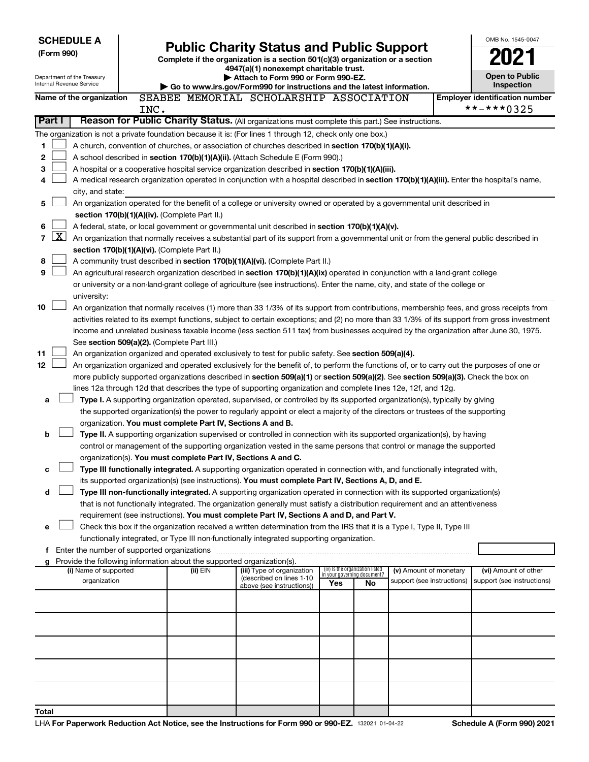**SCHEDULE A**
**(Form 990)**

Department of the Treasury
Internal Revenue Service

# Public Charity Status and Public Support

**Complete if the organization is a section 501(c)(3) organization or a section 4947(a)(1) nonexempt charitable trust.**
**▶ Attach to Form 990 or Form 990-EZ.**
**▶ Go to www.irs.gov/Form990 for instructions and the latest information.**

OMB No. 1545-0047

**2021**

**Open to Public Inspection**

**Name of the organization** SEABEE MEMORIAL SCHOLARSHIP ASSOCIATION INC.

**Employer identification number** **-***0325

**Part I** **Reason for Public Charity Status.** (All organizations must complete this part.) See instructions.

The organization is not a private foundation because it is: (For lines 1 through 12, check only one box.)

1 ☐ A church, convention of churches, or association of churches described in **section 170(b)(1)(A)(i).**

2 ☐ A school described in **section 170(b)(1)(A)(ii).** (Attach Schedule E (Form 990).)

3 ☐ A hospital or a cooperative hospital service organization described in **section 170(b)(1)(A)(iii).**

4 ☐ A medical research organization operated in conjunction with a hospital described in **section 170(b)(1)(A)(iii).** Enter the hospital's name, city, and state:

5 ☐ An organization operated for the benefit of a college or university owned or operated by a governmental unit described in **section 170(b)(1)(A)(iv).** (Complete Part II.)

6 ☐ A federal, state, or local government or governmental unit described in **section 170(b)(1)(A)(v).**

7 ☒ An organization that normally receives a substantial part of its support from a governmental unit or from the general public described in **section 170(b)(1)(A)(vi).** (Complete Part II.)

8 ☐ A community trust described in **section 170(b)(1)(A)(vi).** (Complete Part II.)

9 ☐ An agricultural research organization described in **section 170(b)(1)(A)(ix)** operated in conjunction with a land-grant college or university or a non-land-grant college of agriculture (see instructions). Enter the name, city, and state of the college or university:

10 ☐ An organization that normally receives (1) more than 33 1/3% of its support from contributions, membership fees, and gross receipts from activities related to its exempt functions, subject to certain exceptions; and (2) no more than 33 1/3% of its support from gross investment income and unrelated business taxable income (less section 511 tax) from businesses acquired by the organization after June 30, 1975. See **section 509(a)(2).** (Complete Part III.)

11 ☐ An organization organized and operated exclusively to test for public safety. See **section 509(a)(4).**

12 ☐ An organization organized and operated exclusively for the benefit of, to perform the functions of, or to carry out the purposes of one or more publicly supported organizations described in **section 509(a)(1)** or **section 509(a)(2)**. See **section 509(a)(3).** Check the box on lines 12a through 12d that describes the type of supporting organization and complete lines 12e, 12f, and 12g.

**a** ☐ **Type I.** A supporting organization operated, supervised, or controlled by its supported organization(s), typically by giving the supported organization(s) the power to regularly appoint or elect a majority of the directors or trustees of the supporting organization. **You must complete Part IV, Sections A and B.**

**b** ☐ **Type II.** A supporting organization supervised or controlled in connection with its supported organization(s), by having control or management of the supporting organization vested in the same persons that control or manage the supported organization(s). **You must complete Part IV, Sections A and C.**

**c** ☐ **Type III functionally integrated.** A supporting organization operated in connection with, and functionally integrated with, its supported organization(s) (see instructions). **You must complete Part IV, Sections A, D, and E.**

**d** ☐ **Type III non-functionally integrated.** A supporting organization operated in connection with its supported organization(s) that is not functionally integrated. The organization generally must satisfy a distribution requirement and an attentiveness requirement (see instructions). **You must complete Part IV, Sections A and D, and Part V.**

**e** ☐ Check this box if the organization received a written determination from the IRS that it is a Type I, Type II, Type III functionally integrated, or Type III non-functionally integrated supporting organization.

**f** Enter the number of supported organizations

**g** Provide the following information about the supported organization(s).

| (i) Name of supported organization | (ii) EIN | (iii) Type of organization (described on lines 1-10 above (see instructions)) | (iv) Is the organization listed in your governing document? Yes | No | (v) Amount of monetary support (see instructions) | (vi) Amount of other support (see instructions) |
|---|---|---|---|---|---|---|
| | | | | | | |
| | | | | | | |
| | | | | | | |
| | | | | | | |
| | | | | | | |
| **Total** | | | | | | |

LHA **For Paperwork Reduction Act Notice, see the Instructions for Form 990 or 990-EZ.** 132021 01-04-22 **Schedule A (Form 990) 2021**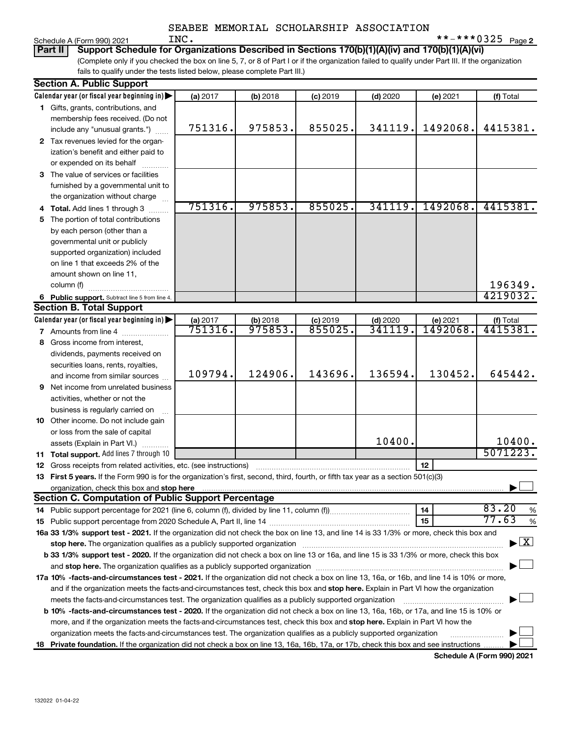SEABEE MEMORIAL SCHOLARSHIP ASSOCIATION

Schedule A (Form 990) 2021 INC. **-***0325 Page 2

**Part II** **Support Schedule for Organizations Described in Sections 170(b)(1)(A)(iv) and 170(b)(1)(A)(vi)**

(Complete only if you checked the box on line 5, 7, or 8 of Part I or if the organization failed to qualify under Part III. If the organization fails to qualify under the tests listed below, please complete Part III.)

## Section A. Public Support

| Calendar year (or fiscal year beginning in) ▶ | (a) 2017 | (b) 2018 | (c) 2019 | (d) 2020 | (e) 2021 | (f) Total |
|---|---|---|---|---|---|---|
| 1 Gifts, grants, contributions, and membership fees received. (Do not include any "unusual grants.") | 751316. | 975853. | 855025. | 341119. | 1492068. | 4415381. |
| 2 Tax revenues levied for the organization's benefit and either paid to or expended on its behalf | | | | | | |
| 3 The value of services or facilities furnished by a governmental unit to the organization without charge | | | | | | |
| 4 **Total.** Add lines 1 through 3 | 751316. | 975853. | 855025. | 341119. | 1492068. | 4415381. |
| 5 The portion of total contributions by each person (other than a governmental unit or publicly supported organization) included on line 1 that exceeds 2% of the amount shown on line 11, column (f) | | | | | | 196349. |
| 6 **Public support.** Subtract line 5 from line 4. | | | | | | 4219032. |

## Section B. Total Support

| Calendar year (or fiscal year beginning in) ▶ | (a) 2017 | (b) 2018 | (c) 2019 | (d) 2020 | (e) 2021 | (f) Total |
|---|---|---|---|---|---|---|
| 7 Amounts from line 4 | 751316. | 975853. | 855025. | 341119. | 1492068. | 4415381. |
| 8 Gross income from interest, dividends, payments received on securities loans, rents, royalties, and income from similar sources | 109794. | 124906. | 143696. | 136594. | 130452. | 645442. |
| 9 Net income from unrelated business activities, whether or not the business is regularly carried on | | | | | | |
| 10 Other income. Do not include gain or loss from the sale of capital assets (Explain in Part VI.) | | | | 10400. | | 10400. |
| 11 **Total support.** Add lines 7 through 10 | | | | | | 5071223. |

12 Gross receipts from related activities, etc. (see instructions) ..... 12

13 **First 5 years.** If the Form 990 is for the organization's first, second, third, fourth, or fifth tax year as a section 501(c)(3) organization, check this box and **stop here** ..... ▶ ☐

## Section C. Computation of Public Support Percentage

14 Public support percentage for 2021 (line 6, column (f), divided by line 11, column (f)) ..... 14 83.20 %

15 Public support percentage from 2020 Schedule A, Part II, line 14 ..... 15 77.63 %

**16a 33 1/3% support test - 2021.** If the organization did not check the box on line 13, and line 14 is 33 1/3% or more, check this box and **stop here.** The organization qualifies as a publicly supported organization ..... ▶ ☒

**b 33 1/3% support test - 2020.** If the organization did not check a box on line 13 or 16a, and line 15 is 33 1/3% or more, check this box and **stop here.** The organization qualifies as a publicly supported organization ..... ▶ ☐

**17a 10% -facts-and-circumstances test - 2021.** If the organization did not check a box on line 13, 16a, or 16b, and line 14 is 10% or more, and if the organization meets the facts-and-circumstances test, check this box and **stop here.** Explain in Part VI how the organization meets the facts-and-circumstances test. The organization qualifies as a publicly supported organization ..... ▶ ☐

**b 10% -facts-and-circumstances test - 2020.** If the organization did not check a box on line 13, 16a, 16b, or 17a, and line 15 is 10% or more, and if the organization meets the facts-and-circumstances test, check this box and **stop here.** Explain in Part VI how the organization meets the facts-and-circumstances test. The organization qualifies as a publicly supported organization ..... ▶ ☐

**18 Private foundation.** If the organization did not check a box on line 13, 16a, 16b, 17a, or 17b, check this box and see instructions ..... ▶ ☐

**Schedule A (Form 990) 2021**

132022 01-04-22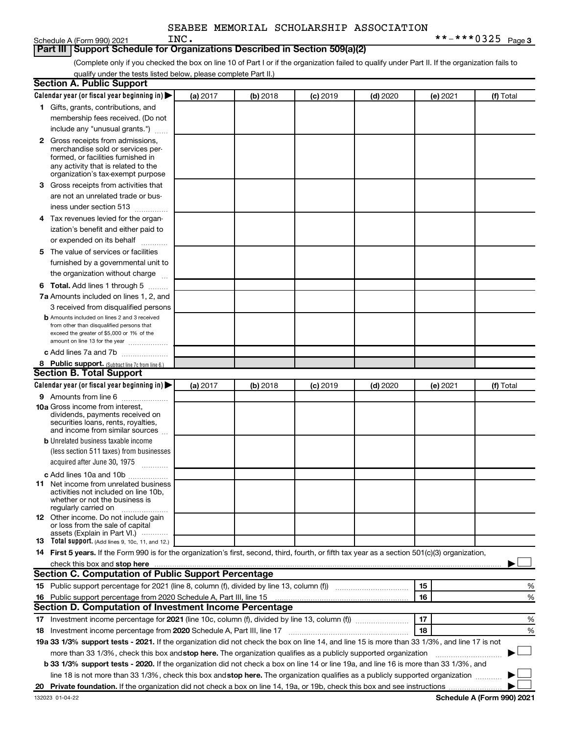SEABEE MEMORIAL SCHOLARSHIP ASSOCIATION INC. **-***0325

Schedule A (Form 990) 2021 Page 3

## Part III Support Schedule for Organizations Described in Section 509(a)(2)

(Complete only if you checked the box on line 10 of Part I or if the organization failed to qualify under Part II. If the organization fails to qualify under the tests listed below, please complete Part II.)

### Section A. Public Support

| Calendar year (or fiscal year beginning in) ▶ | (a) 2017 | (b) 2018 | (c) 2019 | (d) 2020 | (e) 2021 | (f) Total |
|---|---|---|---|---|---|---|
| **1** Gifts, grants, contributions, and membership fees received. (Do not include any "unusual grants.") | | | | | | |
| **2** Gross receipts from admissions, merchandise sold or services performed, or facilities furnished in any activity that is related to the organization's tax-exempt purpose | | | | | | |
| **3** Gross receipts from activities that are not an unrelated trade or business under section 513 | | | | | | |
| **4** Tax revenues levied for the organization's benefit and either paid to or expended on its behalf | | | | | | |
| **5** The value of services or facilities furnished by a governmental unit to the organization without charge | | | | | | |
| **6 Total.** Add lines 1 through 5 | | | | | | |
| **7a** Amounts included on lines 1, 2, and 3 received from disqualified persons | | | | | | |
| **b** Amounts included on lines 2 and 3 received from other than disqualified persons that exceed the greater of $5,000 or 1% of the amount on line 13 for the year | | | | | | |
| **c** Add lines 7a and 7b | | | | | | |
| **8 Public support.** (Subtract line 7c from line 6.) | | | | | | |

### Section B. Total Support

| Calendar year (or fiscal year beginning in) ▶ | (a) 2017 | (b) 2018 | (c) 2019 | (d) 2020 | (e) 2021 | (f) Total |
|---|---|---|---|---|---|---|
| **9** Amounts from line 6 | | | | | | |
| **10a** Gross income from interest, dividends, payments received on securities loans, rents, royalties, and income from similar sources | | | | | | |
| **b** Unrelated business taxable income (less section 511 taxes) from businesses acquired after June 30, 1975 | | | | | | |
| **c** Add lines 10a and 10b | | | | | | |
| **11** Net income from unrelated business activities not included on line 10b, whether or not the business is regularly carried on | | | | | | |
| **12** Other income. Do not include gain or loss from the sale of capital assets (Explain in Part VI.) | | | | | | |
| **13 Total support.** (Add lines 9, 10c, 11, and 12.) | | | | | | |

**14 First 5 years.** If the Form 990 is for the organization's first, second, third, fourth, or fifth tax year as a section 501(c)(3) organization, check this box and **stop here** ▶ ☐

### Section C. Computation of Public Support Percentage

| | | | |
|---|---|---|---|
| **15** | Public support percentage for 2021 (line 8, column (f), divided by line 13, column (f)) | 15 | % |
| **16** | Public support percentage from 2020 Schedule A, Part III, line 15 | 16 | % |

### Section D. Computation of Investment Income Percentage

| | | | |
|---|---|---|---|
| **17** | Investment income percentage for **2021** (line 10c, column (f), divided by line 13, column (f)) | 17 | % |
| **18** | Investment income percentage from **2020** Schedule A, Part III, line 17 | 18 | % |

**19a 33 1/3% support tests - 2021.** If the organization did not check the box on line 14, and line 15 is more than 33 1/3%, and line 17 is not more than 33 1/3%, check this box and **stop here.** The organization qualifies as a publicly supported organization ▶ ☐

**b 33 1/3% support tests - 2020.** If the organization did not check a box on line 14 or line 19a, and line 16 is more than 33 1/3%, and line 18 is not more than 33 1/3%, check this box and **stop here.** The organization qualifies as a publicly supported organization ▶ ☐

**20 Private foundation.** If the organization did not check a box on line 14, 19a, or 19b, check this box and see instructions ▶ ☐

132023 01-04-22 **Schedule A (Form 990) 2021**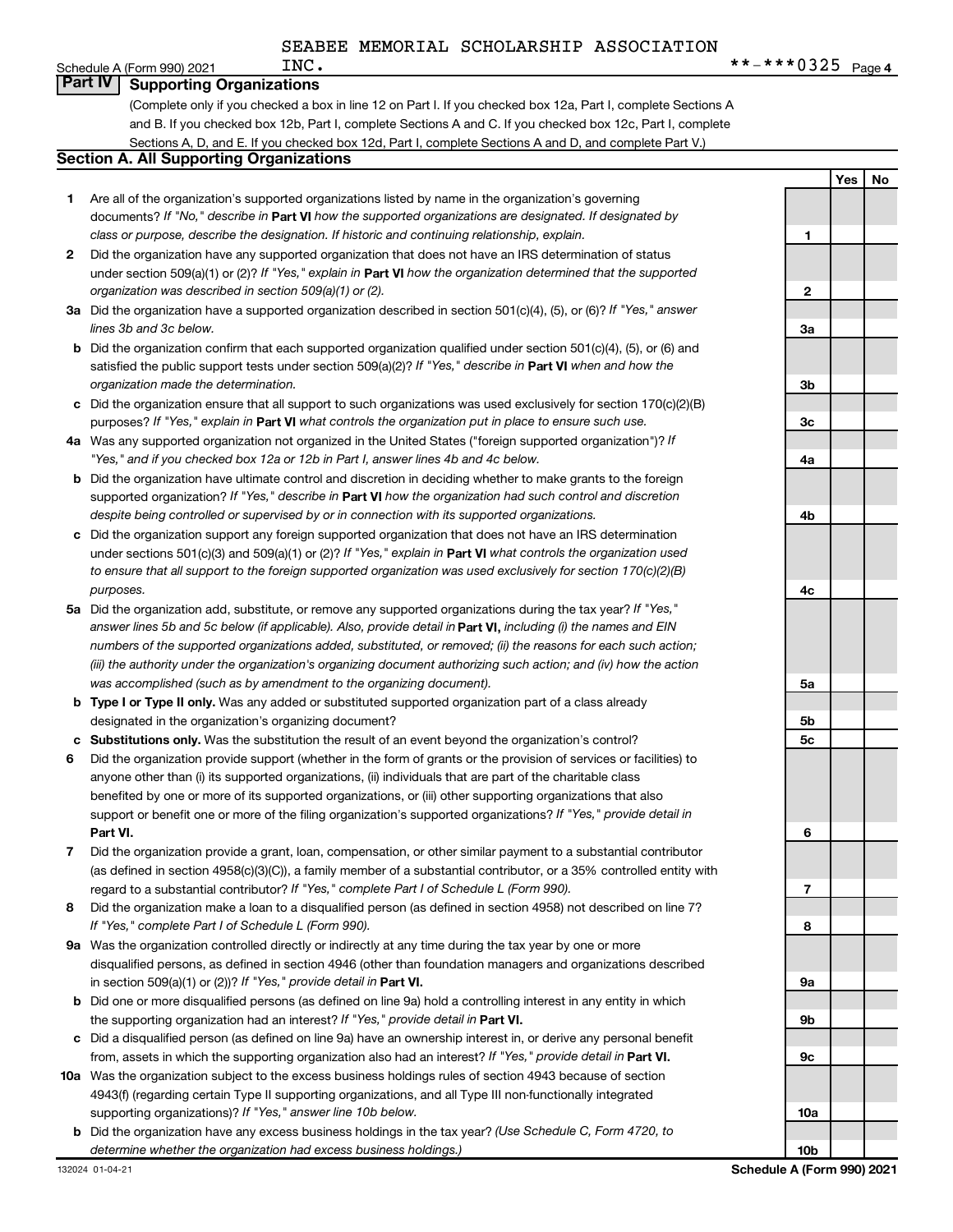SEABEE MEMORIAL SCHOLARSHIP ASSOCIATION INC.

Schedule A (Form 990) 2021 **-***0325 Page 4

## Part IV Supporting Organizations

(Complete only if you checked a box in line 12 on Part I. If you checked box 12a, Part I, complete Sections A and B. If you checked box 12b, Part I, complete Sections A and C. If you checked box 12c, Part I, complete Sections A, D, and E. If you checked box 12d, Part I, complete Sections A and D, and complete Part V.)

### Section A. All Supporting Organizations

| | | | Yes | No |
|---|---|---|---|---|
| 1 | Are all of the organization's supported organizations listed by name in the organization's governing documents? *If "No," describe in* **Part VI** *how the supported organizations are designated. If designated by class or purpose, describe the designation. If historic and continuing relationship, explain.* | 1 | | |
| 2 | Did the organization have any supported organization that does not have an IRS determination of status under section 509(a)(1) or (2)? *If "Yes," explain in* **Part VI** *how the organization determined that the supported organization was described in section 509(a)(1) or (2).* | 2 | | |
| 3a | Did the organization have a supported organization described in section 501(c)(4), (5), or (6)? *If "Yes," answer lines 3b and 3c below.* | 3a | | |
| b | Did the organization confirm that each supported organization qualified under section 501(c)(4), (5), or (6) and satisfied the public support tests under section 509(a)(2)? *If "Yes," describe in* **Part VI** *when and how the organization made the determination.* | 3b | | |
| c | Did the organization ensure that all support to such organizations was used exclusively for section 170(c)(2)(B) purposes? *If "Yes," explain in* **Part VI** *what controls the organization put in place to ensure such use.* | 3c | | |
| 4a | Was any supported organization not organized in the United States ("foreign supported organization")? *If "Yes," and if you checked box 12a or 12b in Part I, answer lines 4b and 4c below.* | 4a | | |
| b | Did the organization have ultimate control and discretion in deciding whether to make grants to the foreign supported organization? *If "Yes," describe in* **Part VI** *how the organization had such control and discretion despite being controlled or supervised by or in connection with its supported organizations.* | 4b | | |
| c | Did the organization support any foreign supported organization that does not have an IRS determination under sections 501(c)(3) and 509(a)(1) or (2)? *If "Yes," explain in* **Part VI** *what controls the organization used to ensure that all support to the foreign supported organization was used exclusively for section 170(c)(2)(B) purposes.* | 4c | | |
| 5a | Did the organization add, substitute, or remove any supported organizations during the tax year? *If "Yes," answer lines 5b and 5c below (if applicable). Also, provide detail in* **Part VI,** *including (i) the names and EIN numbers of the supported organizations added, substituted, or removed; (ii) the reasons for each such action; (iii) the authority under the organization's organizing document authorizing such action; and (iv) how the action was accomplished (such as by amendment to the organizing document).* | 5a | | |
| b | **Type I or Type II only.** Was any added or substituted supported organization part of a class already designated in the organization's organizing document? | 5b | | |
| c | **Substitutions only.** Was the substitution the result of an event beyond the organization's control? | 5c | | |
| 6 | Did the organization provide support (whether in the form of grants or the provision of services or facilities) to anyone other than (i) its supported organizations, (ii) individuals that are part of the charitable class benefited by one or more of its supported organizations, or (iii) other supporting organizations that also support or benefit one or more of the filing organization's supported organizations? *If "Yes," provide detail in* **Part VI.** | 6 | | |
| 7 | Did the organization provide a grant, loan, compensation, or other similar payment to a substantial contributor (as defined in section 4958(c)(3)(C)), a family member of a substantial contributor, or a 35% controlled entity with regard to a substantial contributor? *If "Yes," complete Part I of Schedule L (Form 990).* | 7 | | |
| 8 | Did the organization make a loan to a disqualified person (as defined in section 4958) not described on line 7? *If "Yes," complete Part I of Schedule L (Form 990).* | 8 | | |
| 9a | Was the organization controlled directly or indirectly at any time during the tax year by one or more disqualified persons, as defined in section 4946 (other than foundation managers and organizations described in section 509(a)(1) or (2))? *If "Yes," provide detail in* **Part VI.** | 9a | | |
| b | Did one or more disqualified persons (as defined on line 9a) hold a controlling interest in any entity in which the supporting organization had an interest? *If "Yes," provide detail in* **Part VI.** | 9b | | |
| c | Did a disqualified person (as defined on line 9a) have an ownership interest in, or derive any personal benefit from, assets in which the supporting organization also had an interest? *If "Yes," provide detail in* **Part VI.** | 9c | | |
| 10a | Was the organization subject to the excess business holdings rules of section 4943 because of section 4943(f) (regarding certain Type II supporting organizations, and all Type III non-functionally integrated supporting organizations)? *If "Yes," answer line 10b below.* | 10a | | |
| b | Did the organization have any excess business holdings in the tax year? *(Use Schedule C, Form 4720, to determine whether the organization had excess business holdings.)* | 10b | | |

132024 01-04-21 **Schedule A (Form 990) 2021**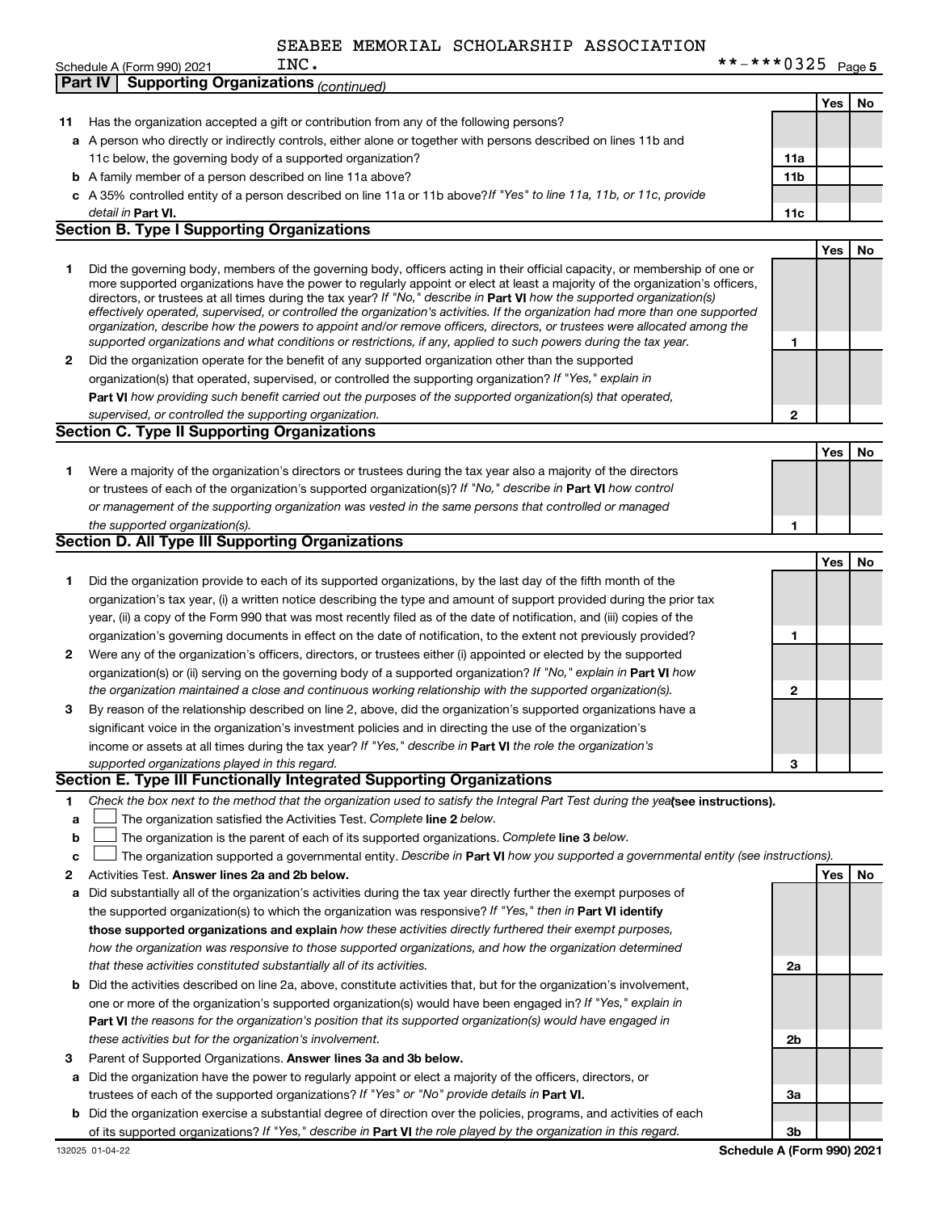SEABEE MEMORIAL SCHOLARSHIP ASSOCIATION INC.

Schedule A (Form 990) 2021 **-***0325 Page 5

## Part IV Supporting Organizations *(continued)*

| | | | Yes | No |
|---|---|---|---|---|
| **11** | Has the organization accepted a gift or contribution from any of the following persons? | | | |
| **a** | A person who directly or indirectly controls, either alone or together with persons described on lines 11b and 11c below, the governing body of a supported organization? | **11a** | | |
| **b** | A family member of a person described on line 11a above? | **11b** | | |
| **c** | A 35% controlled entity of a person described on line 11a or 11b above? *If "Yes" to line 11a, 11b, or 11c, provide detail in* **Part VI.** | **11c** | | |

### Section B. Type I Supporting Organizations

| | | | Yes | No |
|---|---|---|---|---|
| **1** | Did the governing body, members of the governing body, officers acting in their official capacity, or membership of one or more supported organizations have the power to regularly appoint or elect at least a majority of the organization's officers, directors, or trustees at all times during the tax year? *If "No," describe in* **Part VI** *how the supported organization(s) effectively operated, supervised, or controlled the organization's activities. If the organization had more than one supported organization, describe how the powers to appoint and/or remove officers, directors, or trustees were allocated among the supported organizations and what conditions or restrictions, if any, applied to such powers during the tax year.* | **1** | | |
| **2** | Did the organization operate for the benefit of any supported organization other than the supported organization(s) that operated, supervised, or controlled the supporting organization? *If "Yes," explain in* **Part VI** *how providing such benefit carried out the purposes of the supported organization(s) that operated, supervised, or controlled the supporting organization.* | **2** | | |

### Section C. Type II Supporting Organizations

| | | | Yes | No |
|---|---|---|---|---|
| **1** | Were a majority of the organization's directors or trustees during the tax year also a majority of the directors or trustees of each of the organization's supported organization(s)? *If "No," describe in* **Part VI** *how control or management of the supporting organization was vested in the same persons that controlled or managed the supported organization(s).* | **1** | | |

### Section D. All Type III Supporting Organizations

| | | | Yes | No |
|---|---|---|---|---|
| **1** | Did the organization provide to each of its supported organizations, by the last day of the fifth month of the organization's tax year, (i) a written notice describing the type and amount of support provided during the prior tax year, (ii) a copy of the Form 990 that was most recently filed as of the date of notification, and (iii) copies of the organization's governing documents in effect on the date of notification, to the extent not previously provided? | **1** | | |
| **2** | Were any of the organization's officers, directors, or trustees either (i) appointed or elected by the supported organization(s) or (ii) serving on the governing body of a supported organization? *If "No," explain in* **Part VI** *how the organization maintained a close and continuous working relationship with the supported organization(s).* | **2** | | |
| **3** | By reason of the relationship described on line 2, above, did the organization's supported organizations have a significant voice in the organization's investment policies and in directing the use of the organization's income or assets at all times during the tax year? *If "Yes," describe in* **Part VI** *the role the organization's supported organizations played in this regard.* | **3** | | |

### Section E. Type III Functionally Integrated Supporting Organizations

**1** *Check the box next to the method that the organization used to satisfy the Integral Part Test during the year* **(see instructions).**

- **a** ☐ The organization satisfied the Activities Test. *Complete* **line 2** *below.*
- **b** ☐ The organization is the parent of each of its supported organizations. *Complete* **line 3** *below.*
- **c** ☐ The organization supported a governmental entity. *Describe in* **Part VI** *how you supported a governmental entity (see instructions).*

| | | | Yes | No |
|---|---|---|---|---|
| **2** | Activities Test. **Answer lines 2a and 2b below.** | | | |
| **a** | Did substantially all of the organization's activities during the tax year directly further the exempt purposes of the supported organization(s) to which the organization was responsive? *If "Yes," then in* **Part VI identify those supported organizations and explain** *how these activities directly furthered their exempt purposes, how the organization was responsive to those supported organizations, and how the organization determined that these activities constituted substantially all of its activities.* | **2a** | | |
| **b** | Did the activities described on line 2a, above, constitute activities that, but for the organization's involvement, one or more of the organization's supported organization(s) would have been engaged in? *If "Yes," explain in* **Part VI** *the reasons for the organization's position that its supported organization(s) would have engaged in these activities but for the organization's involvement.* | **2b** | | |
| **3** | Parent of Supported Organizations. **Answer lines 3a and 3b below.** | | | |
| **a** | Did the organization have the power to regularly appoint or elect a majority of the officers, directors, or trustees of each of the supported organizations? *If "Yes" or "No" provide details in* **Part VI.** | **3a** | | |
| **b** | Did the organization exercise a substantial degree of direction over the policies, programs, and activities of each of its supported organizations? *If "Yes," describe in* **Part VI** *the role played by the organization in this regard.* | **3b** | | |

132025 01-04-22 **Schedule A (Form 990) 2021**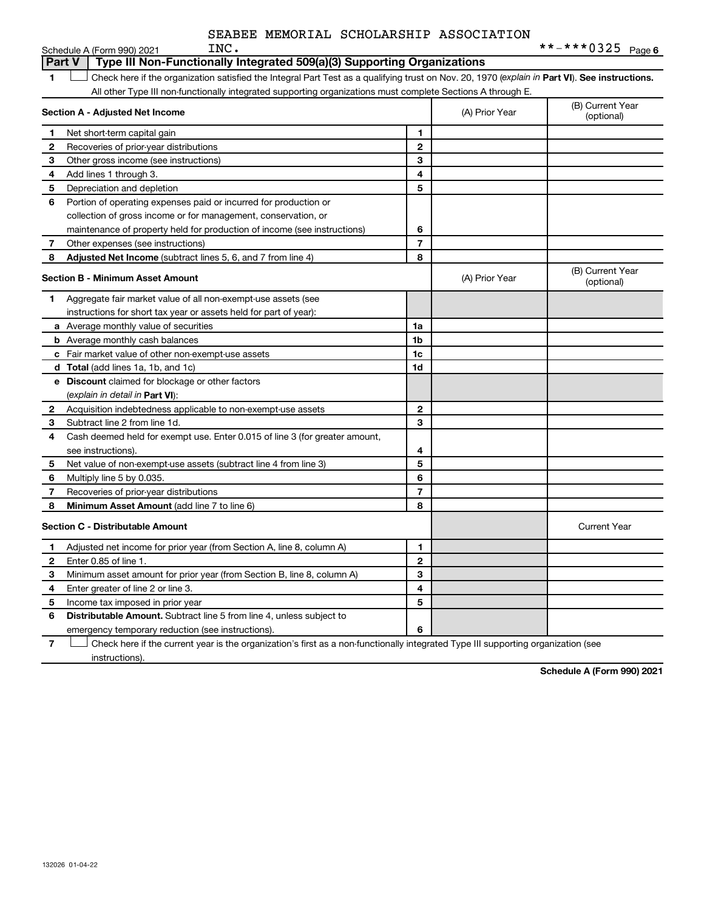SEABEE MEMORIAL SCHOLARSHIP ASSOCIATION INC. **-***0325

## Part V | Type III Non-Functionally Integrated 509(a)(3) Supporting Organizations

1 ☐ Check here if the organization satisfied the Integral Part Test as a qualifying trust on Nov. 20, 1970 (*explain in* **Part VI**). **See instructions.** All other Type III non-functionally integrated supporting organizations must complete Sections A through E.

| **Section A - Adjusted Net Income** | | | (A) Prior Year | (B) Current Year (optional) |
|---|---|---|---|---|
| 1 | Net short-term capital gain | 1 | | |
| 2 | Recoveries of prior-year distributions | 2 | | |
| 3 | Other gross income (see instructions) | 3 | | |
| 4 | Add lines 1 through 3. | 4 | | |
| 5 | Depreciation and depletion | 5 | | |
| 6 | Portion of operating expenses paid or incurred for production or collection of gross income or for management, conservation, or maintenance of property held for production of income (see instructions) | 6 | | |
| 7 | Other expenses (see instructions) | 7 | | |
| 8 | **Adjusted Net Income** (subtract lines 5, 6, and 7 from line 4) | 8 | | |

| **Section B - Minimum Asset Amount** | | | (A) Prior Year | (B) Current Year (optional) |
|---|---|---|---|---|
| 1 | Aggregate fair market value of all non-exempt-use assets (see instructions for short tax year or assets held for part of year): | | | |
| a | Average monthly value of securities | 1a | | |
| b | Average monthly cash balances | 1b | | |
| c | Fair market value of other non-exempt-use assets | 1c | | |
| d | **Total** (add lines 1a, 1b, and 1c) | 1d | | |
| e | **Discount** claimed for blockage or other factors (*explain in detail in* **Part VI**): | | | |
| 2 | Acquisition indebtedness applicable to non-exempt-use assets | 2 | | |
| 3 | Subtract line 2 from line 1d. | 3 | | |
| 4 | Cash deemed held for exempt use. Enter 0.015 of line 3 (for greater amount, see instructions). | 4 | | |
| 5 | Net value of non-exempt-use assets (subtract line 4 from line 3) | 5 | | |
| 6 | Multiply line 5 by 0.035. | 6 | | |
| 7 | Recoveries of prior-year distributions | 7 | | |
| 8 | **Minimum Asset Amount** (add line 7 to line 6) | 8 | | |

| **Section C - Distributable Amount** | | | | Current Year |
|---|---|---|---|---|
| 1 | Adjusted net income for prior year (from Section A, line 8, column A) | 1 | | |
| 2 | Enter 0.85 of line 1. | 2 | | |
| 3 | Minimum asset amount for prior year (from Section B, line 8, column A) | 3 | | |
| 4 | Enter greater of line 2 or line 3. | 4 | | |
| 5 | Income tax imposed in prior year | 5 | | |
| 6 | **Distributable Amount.** Subtract line 5 from line 4, unless subject to emergency temporary reduction (see instructions). | 6 | | |

7 ☐ Check here if the current year is the organization's first as a non-functionally integrated Type III supporting organization (see instructions).

**Schedule A (Form 990) 2021**

132026 01-04-22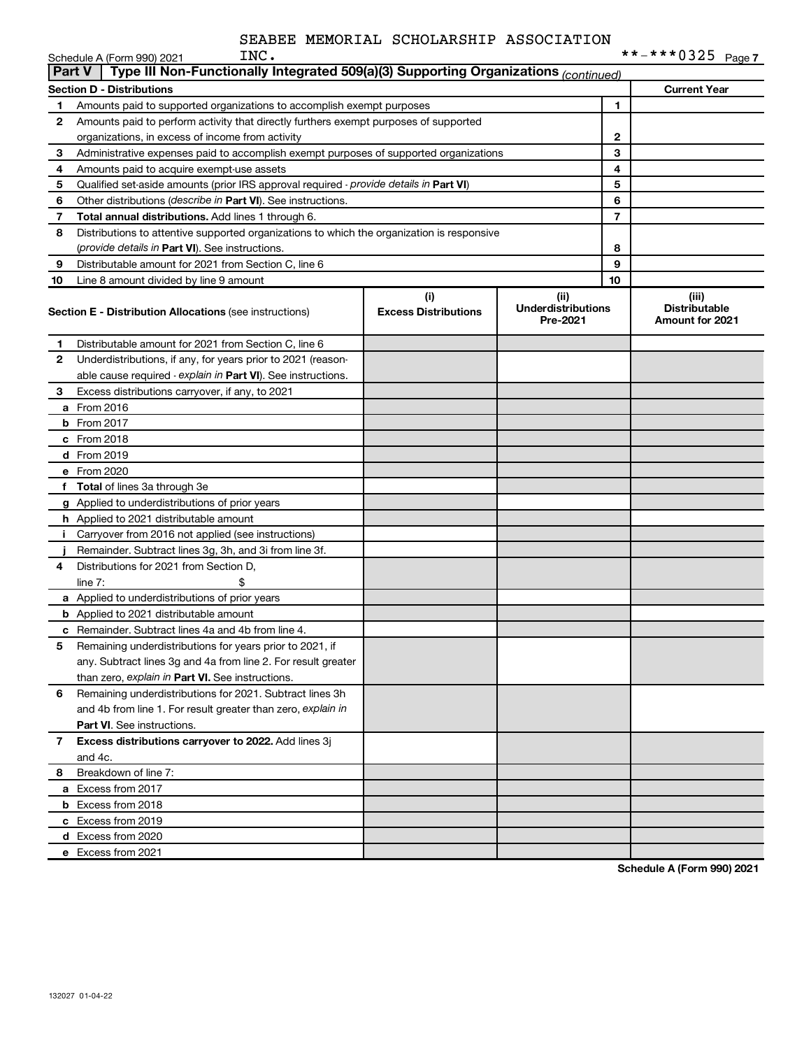SEABEE MEMORIAL SCHOLARSHIP ASSOCIATION INC.

Schedule A (Form 990) 2021 **-***0325 Page 7

**Part V | Type III Non-Functionally Integrated 509(a)(3) Supporting Organizations** *(continued)*

| **Section D - Distributions** | | | **Current Year** |
|---|---|---|---|
| 1 | Amounts paid to supported organizations to accomplish exempt purposes | 1 | |
| 2 | Amounts paid to perform activity that directly furthers exempt purposes of supported organizations, in excess of income from activity | 2 | |
| 3 | Administrative expenses paid to accomplish exempt purposes of supported organizations | 3 | |
| 4 | Amounts paid to acquire exempt-use assets | 4 | |
| 5 | Qualified set-aside amounts (prior IRS approval required - *provide details in* **Part VI**) | 5 | |
| 6 | Other distributions (*describe in* **Part VI**). See instructions. | 6 | |
| 7 | **Total annual distributions.** Add lines 1 through 6. | 7 | |
| 8 | Distributions to attentive supported organizations to which the organization is responsive (*provide details in* **Part VI**). See instructions. | 8 | |
| 9 | Distributable amount for 2021 from Section C, line 6 | 9 | |
| 10 | Line 8 amount divided by line 9 amount | 10 | |

| | **Section E - Distribution Allocations** (see instructions) | (i) **Excess Distributions** | (ii) **Underdistributions Pre-2021** | (iii) **Distributable Amount for 2021** |
|---|---|---|---|---|
| 1 | Distributable amount for 2021 from Section C, line 6 | | | |
| 2 | Underdistributions, if any, for years prior to 2021 (reasonable cause required - *explain in* **Part VI**). See instructions. | | | |
| 3 | Excess distributions carryover, if any, to 2021 | | | |
| a | From 2016 | | | |
| b | From 2017 | | | |
| c | From 2018 | | | |
| d | From 2019 | | | |
| e | From 2020 | | | |
| f | **Total** of lines 3a through 3e | | | |
| g | Applied to underdistributions of prior years | | | |
| h | Applied to 2021 distributable amount | | | |
| i | Carryover from 2016 not applied (see instructions) | | | |
| j | Remainder. Subtract lines 3g, 3h, and 3i from line 3f. | | | |
| 4 | Distributions for 2021 from Section D, line 7: $ | | | |
| a | Applied to underdistributions of prior years | | | |
| b | Applied to 2021 distributable amount | | | |
| c | Remainder. Subtract lines 4a and 4b from line 4. | | | |
| 5 | Remaining underdistributions for years prior to 2021, if any. Subtract lines 3g and 4a from line 2. For result greater than zero, *explain in* **Part VI.** See instructions. | | | |
| 6 | Remaining underdistributions for 2021. Subtract lines 3h and 4b from line 1. For result greater than zero, *explain in* **Part VI**. See instructions. | | | |
| 7 | **Excess distributions carryover to 2022.** Add lines 3j and 4c. | | | |
| 8 | Breakdown of line 7: | | | |
| a | Excess from 2017 | | | |
| b | Excess from 2018 | | | |
| c | Excess from 2019 | | | |
| d | Excess from 2020 | | | |
| e | Excess from 2021 | | | |

**Schedule A (Form 990) 2021**

132027 01-04-22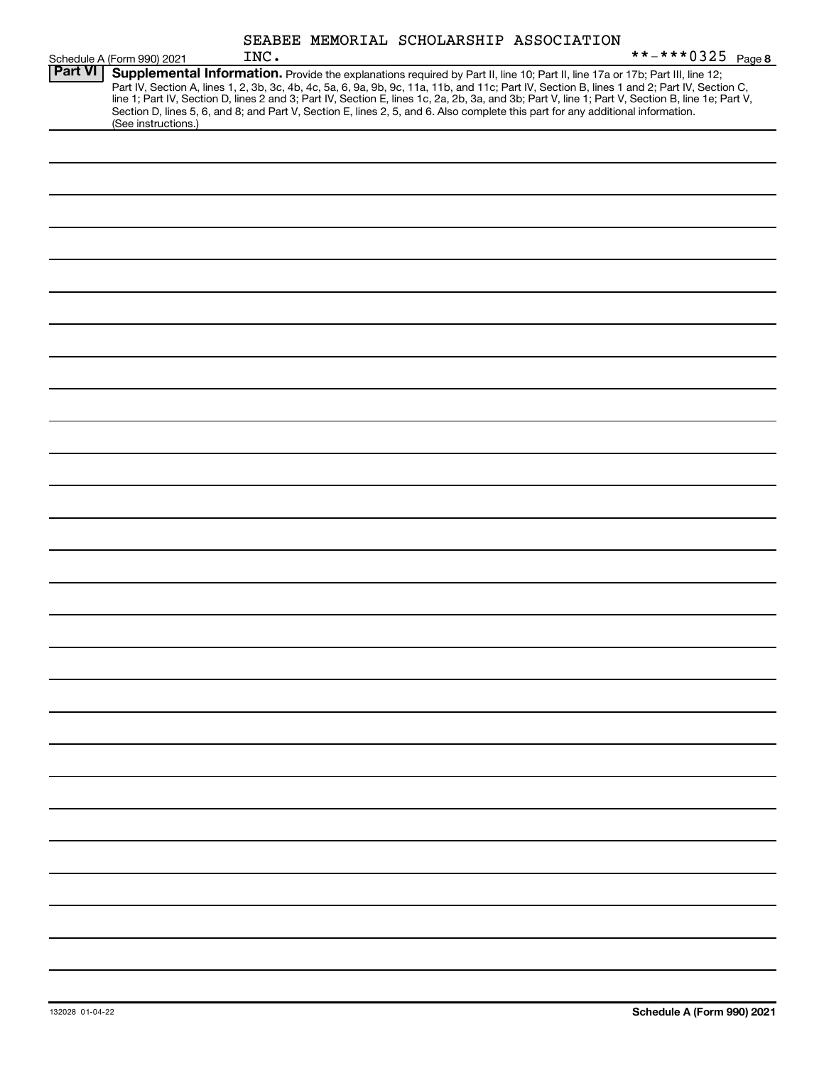SEABEE MEMORIAL SCHOLARSHIP ASSOCIATION INC.

Schedule A (Form 990) 2021 **-***0325 Page **8**

**Part VI** **Supplemental Information.** Provide the explanations required by Part II, line 10; Part II, line 17a or 17b; Part III, line 12; Part IV, Section A, lines 1, 2, 3b, 3c, 4b, 4c, 5a, 6, 9a, 9b, 9c, 11a, 11b, and 11c; Part IV, Section B, lines 1 and 2; Part IV, Section C, line 1; Part IV, Section D, lines 2 and 3; Part IV, Section E, lines 1c, 2a, 2b, 3a, and 3b; Part V, line 1; Part V, Section B, line 1e; Part V, Section D, lines 5, 6, and 8; and Part V, Section E, lines 2, 5, and 6. Also complete this part for any additional information. (See instructions.)

132028 01-04-22 **Schedule A (Form 990) 2021**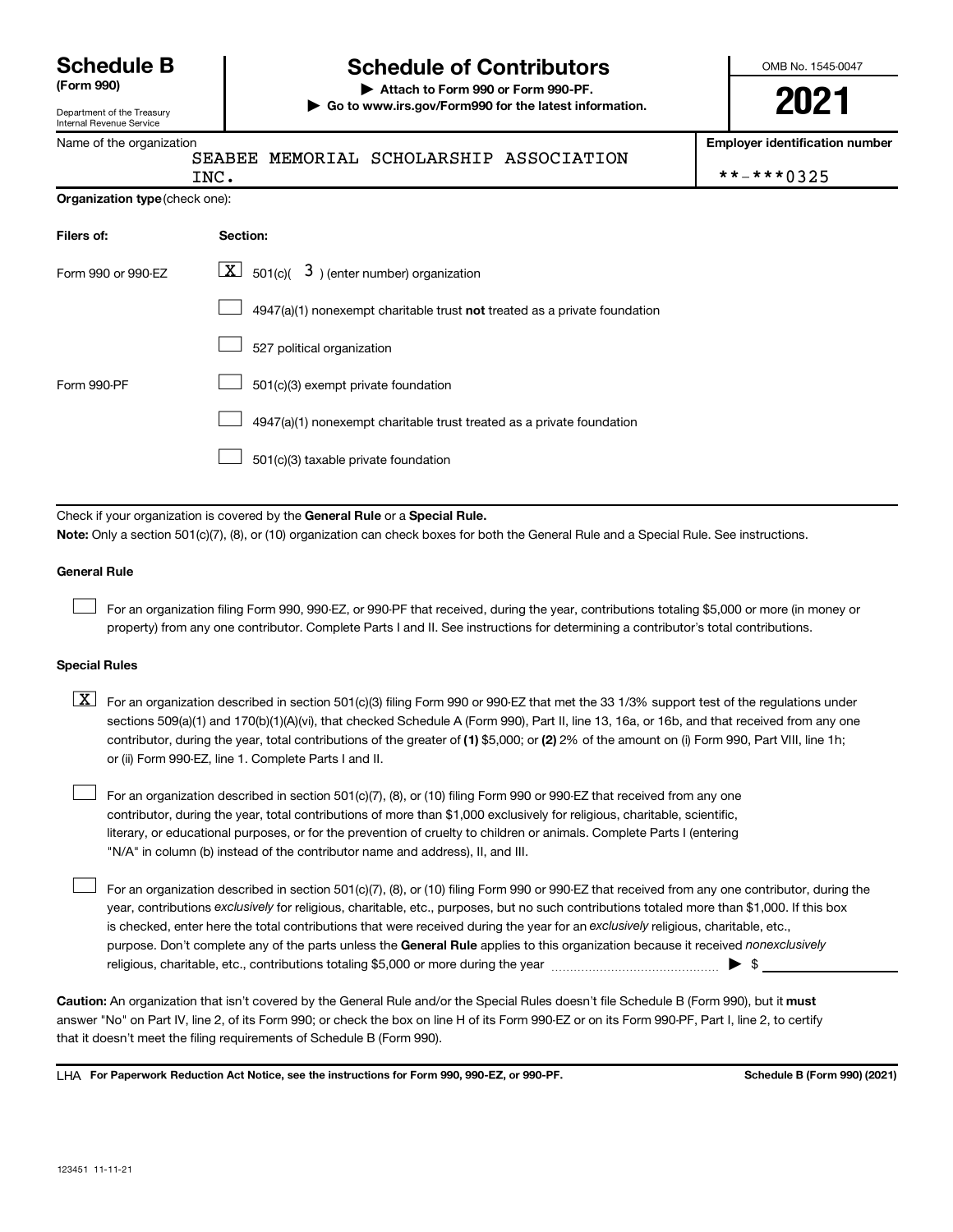# Schedule B (Form 990)

Department of the Treasury
Internal Revenue Service

## Schedule of Contributors

▶ Attach to Form 990 or Form 990-PF.

▶ Go to www.irs.gov/Form990 for the latest information.

OMB No. 1545-0047

**2021**

| Name of the organization | Employer identification number |
|---|---|
| SEABEE MEMORIAL SCHOLARSHIP ASSOCIATION INC. | **-***0325 |

**Organization type** (check one):

| Filers of: | Section: |
|---|---|
| Form 990 or 990-EZ | [X] 501(c)( 3 ) (enter number) organization |
| | [ ] 4947(a)(1) nonexempt charitable trust **not** treated as a private foundation |
| | [ ] 527 political organization |
| Form 990-PF | [ ] 501(c)(3) exempt private foundation |
| | [ ] 4947(a)(1) nonexempt charitable trust treated as a private foundation |
| | [ ] 501(c)(3) taxable private foundation |

Check if your organization is covered by the **General Rule** or a **Special Rule.**

**Note:** Only a section 501(c)(7), (8), or (10) organization can check boxes for both the General Rule and a Special Rule. See instructions.

### General Rule

[ ] For an organization filing Form 990, 990-EZ, or 990-PF that received, during the year, contributions totaling $5,000 or more (in money or property) from any one contributor. Complete Parts I and II. See instructions for determining a contributor's total contributions.

### Special Rules

[X] For an organization described in section 501(c)(3) filing Form 990 or 990-EZ that met the 33 1/3% support test of the regulations under sections 509(a)(1) and 170(b)(1)(A)(vi), that checked Schedule A (Form 990), Part II, line 13, 16a, or 16b, and that received from any one contributor, during the year, total contributions of the greater of **(1)** $5,000; or **(2)** 2% of the amount on (i) Form 990, Part VIII, line 1h; or (ii) Form 990-EZ, line 1. Complete Parts I and II.

[ ] For an organization described in section 501(c)(7), (8), or (10) filing Form 990 or 990-EZ that received from any one contributor, during the year, total contributions of more than $1,000 exclusively for religious, charitable, scientific, literary, or educational purposes, or for the prevention of cruelty to children or animals. Complete Parts I (entering "N/A" in column (b) instead of the contributor name and address), II, and III.

[ ] For an organization described in section 501(c)(7), (8), or (10) filing Form 990 or 990-EZ that received from any one contributor, during the year, contributions *exclusively* for religious, charitable, etc., purposes, but no such contributions totaled more than $1,000. If this box is checked, enter here the total contributions that were received during the year for an *exclusively* religious, charitable, etc., purpose. Don't complete any of the parts unless the **General Rule** applies to this organization because it received *nonexclusively* religious, charitable, etc., contributions totaling $5,000 or more during the year ▶ $ ______

**Caution:** An organization that isn't covered by the General Rule and/or the Special Rules doesn't file Schedule B (Form 990), but it **must** answer "No" on Part IV, line 2, of its Form 990; or check the box on line H of its Form 990-EZ or on its Form 990-PF, Part I, line 2, to certify that it doesn't meet the filing requirements of Schedule B (Form 990).

LHA **For Paperwork Reduction Act Notice, see the instructions for Form 990, 990-EZ, or 990-PF.** **Schedule B (Form 990) (2021)**

123451 11-11-21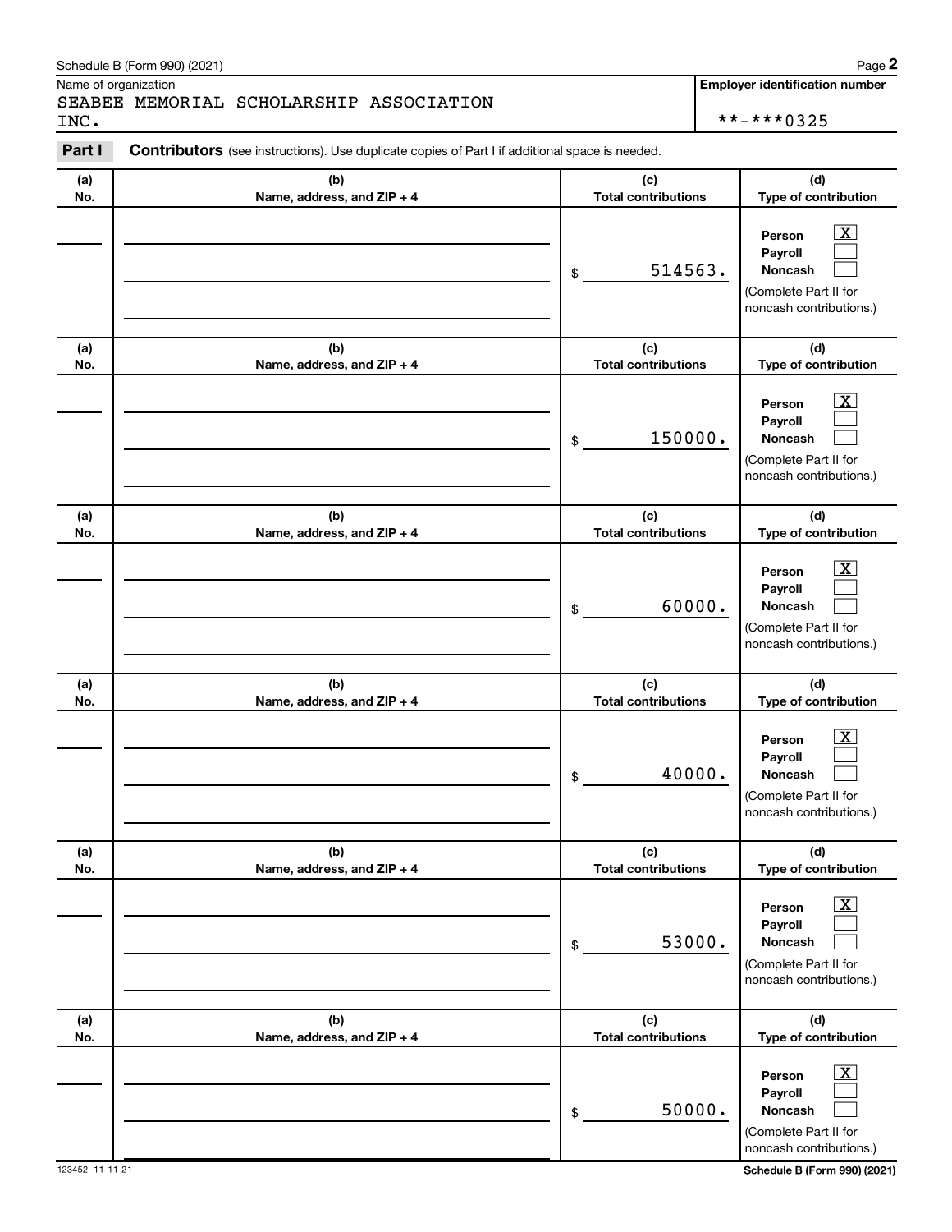Schedule B (Form 990) (2021) Page **2**

Name of organization

SEABEE MEMORIAL SCHOLARSHIP ASSOCIATION INC.

**Employer identification number**

**-***0325

**Part I** **Contributors** (see instructions). Use duplicate copies of Part I if additional space is needed.

| (a) No. | (b) Name, address, and ZIP + 4 | (c) Total contributions | (d) Type of contribution |
|---|---|---|---|
| | | $ 514563. | Person [X] Payroll [ ] Noncash [ ] (Complete Part II for noncash contributions.) |
| | | $ 150000. | Person [X] Payroll [ ] Noncash [ ] (Complete Part II for noncash contributions.) |
| | | $ 60000. | Person [X] Payroll [ ] Noncash [ ] (Complete Part II for noncash contributions.) |
| | | $ 40000. | Person [X] Payroll [ ] Noncash [ ] (Complete Part II for noncash contributions.) |
| | | $ 53000. | Person [X] Payroll [ ] Noncash [ ] (Complete Part II for noncash contributions.) |
| | | $ 50000. | Person [X] Payroll [ ] Noncash [ ] (Complete Part II for noncash contributions.) |

123452 11-11-21

**Schedule B (Form 990) (2021)**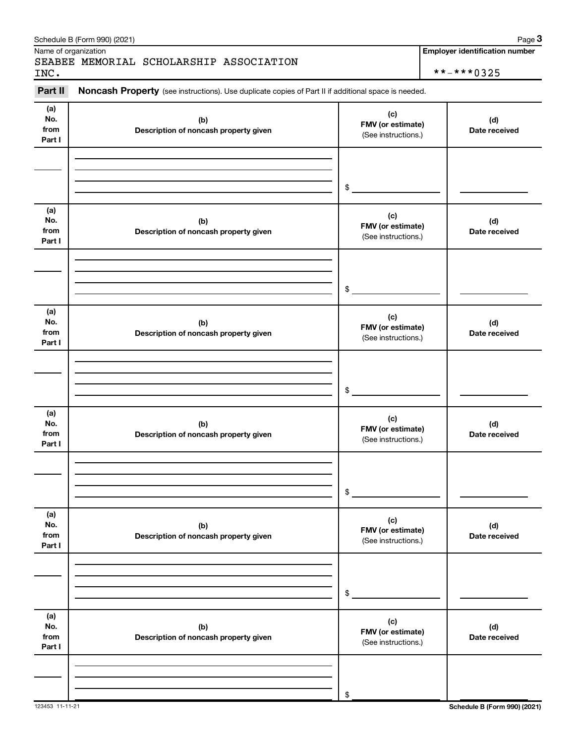Name of organization

SEABEE MEMORIAL SCHOLARSHIP ASSOCIATION INC.

**Employer identification number**

**-***0325

**Part II** **Noncash Property** (see instructions). Use duplicate copies of Part II if additional space is needed.

| (a) No. from Part I | (b) Description of noncash property given | (c) FMV (or estimate) (See instructions.) | (d) Date received |
|---|---|---|---|
| | | $ | |

| (a) No. from Part I | (b) Description of noncash property given | (c) FMV (or estimate) (See instructions.) | (d) Date received |
|---|---|---|---|
| | | $ | |

| (a) No. from Part I | (b) Description of noncash property given | (c) FMV (or estimate) (See instructions.) | (d) Date received |
|---|---|---|---|
| | | $ | |

| (a) No. from Part I | (b) Description of noncash property given | (c) FMV (or estimate) (See instructions.) | (d) Date received |
|---|---|---|---|
| | | $ | |

| (a) No. from Part I | (b) Description of noncash property given | (c) FMV (or estimate) (See instructions.) | (d) Date received |
|---|---|---|---|
| | | $ | |

| (a) No. from Part I | (b) Description of noncash property given | (c) FMV (or estimate) (See instructions.) | (d) Date received |
|---|---|---|---|
| | | $ | |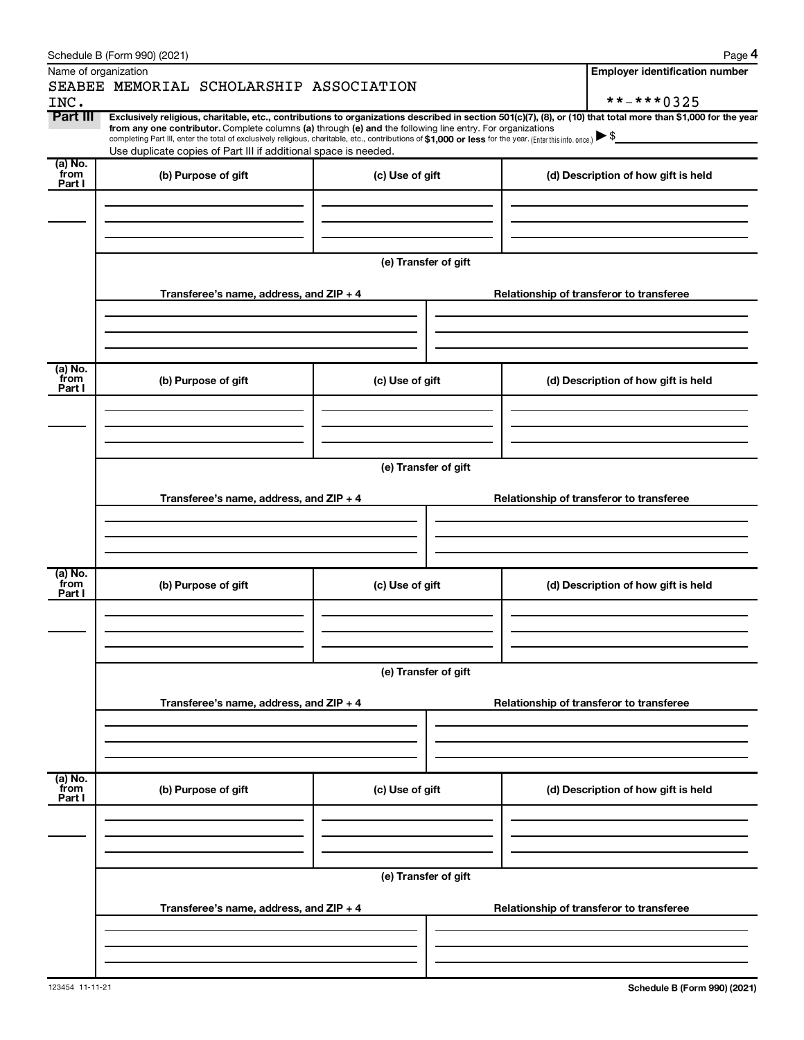Schedule B (Form 990) (2021) Page **4**

Name of organization

SEABEE MEMORIAL SCHOLARSHIP ASSOCIATION INC.

**Employer identification number**

**-***0325

**Part III** **Exclusively religious, charitable, etc., contributions to organizations described in section 501(c)(7), (8), or (10) that total more than $1,000 for the year from any one contributor.** Complete columns **(a)** through **(e)** and the following line entry. For organizations completing Part III, enter the total of exclusively religious, charitable, etc., contributions of **$1,000 or less** for the year. (Enter this info. once.) ▶ $

Use duplicate copies of Part III if additional space is needed.

| (a) No. from Part I | (b) Purpose of gift | (c) Use of gift | (d) Description of how gift is held |
|---|---|---|---|
| | | | |

(e) Transfer of gift

| Transferee's name, address, and ZIP + 4 | Relationship of transferor to transferee |
|---|---|
| | |

| (a) No. from Part I | (b) Purpose of gift | (c) Use of gift | (d) Description of how gift is held |
|---|---|---|---|
| | | | |

(e) Transfer of gift

| Transferee's name, address, and ZIP + 4 | Relationship of transferor to transferee |
|---|---|
| | |

| (a) No. from Part I | (b) Purpose of gift | (c) Use of gift | (d) Description of how gift is held |
|---|---|---|---|
| | | | |

(e) Transfer of gift

| Transferee's name, address, and ZIP + 4 | Relationship of transferor to transferee |
|---|---|
| | |

| (a) No. from Part I | (b) Purpose of gift | (c) Use of gift | (d) Description of how gift is held |
|---|---|---|---|
| | | | |

(e) Transfer of gift

| Transferee's name, address, and ZIP + 4 | Relationship of transferor to transferee |
|---|---|
| | |

123454 11-11-21 **Schedule B (Form 990) (2021)**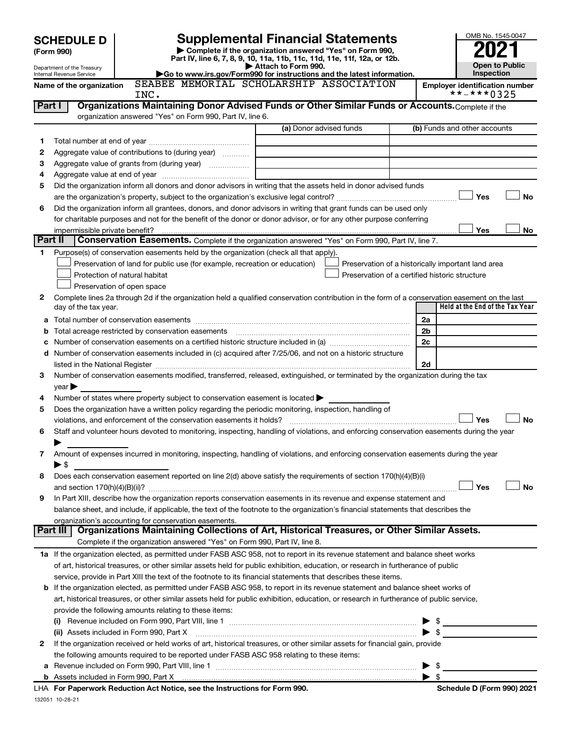# SCHEDULE D (Form 990)

Department of the Treasury
Internal Revenue Service

## Supplemental Financial Statements

▶ Complete if the organization answered "Yes" on Form 990, Part IV, line 6, 7, 8, 9, 10, 11a, 11b, 11c, 11d, 11e, 11f, 12a, or 12b.
▶ Attach to Form 990.
▶Go to www.irs.gov/Form990 for instructions and the latest information.

OMB No. 1545-0047

**2021**

**Open to Public Inspection**

**Name of the organization** SEABEE MEMORIAL SCHOLARSHIP ASSOCIATION INC.

**Employer identification number** **-***0325

### Part I — Organizations Maintaining Donor Advised Funds or Other Similar Funds or Accounts.

Complete if the organization answered "Yes" on Form 990, Part IV, line 6.

| | | (a) Donor advised funds | (b) Funds and other accounts |
|---|---|---|---|
| 1 | Total number at end of year | | |
| 2 | Aggregate value of contributions to (during year) | | |
| 3 | Aggregate value of grants from (during year) | | |
| 4 | Aggregate value at end of year | | |

5 Did the organization inform all donors and donor advisors in writing that the assets held in donor advised funds are the organization's property, subject to the organization's exclusive legal control? ☐ Yes ☐ No

6 Did the organization inform all grantees, donors, and donor advisors in writing that grant funds can be used only for charitable purposes and not for the benefit of the donor or donor advisor, or for any other purpose conferring impermissible private benefit? ☐ Yes ☐ No

### Part II — Conservation Easements.

Complete if the organization answered "Yes" on Form 990, Part IV, line 7.

1 Purpose(s) of conservation easements held by the organization (check all that apply).

- ☐ Preservation of land for public use (for example, recreation or education)
- ☐ Protection of natural habitat
- ☐ Preservation of open space
- ☐ Preservation of a historically important land area
- ☐ Preservation of a certified historic structure

2 Complete lines 2a through 2d if the organization held a qualified conservation contribution in the form of a conservation easement on the last day of the tax year.

| | | | Held at the End of the Tax Year |
|---|---|---|---|
| a | Total number of conservation easements | 2a | |
| b | Total acreage restricted by conservation easements | 2b | |
| c | Number of conservation easements on a certified historic structure included in (a) | 2c | |
| d | Number of conservation easements included in (c) acquired after 7/25/06, and not on a historic structure listed in the National Register | 2d | |

3 Number of conservation easements modified, transferred, released, extinguished, or terminated by the organization during the tax year ▶

4 Number of states where property subject to conservation easement is located ▶

5 Does the organization have a written policy regarding the periodic monitoring, inspection, handling of violations, and enforcement of the conservation easements it holds? ☐ Yes ☐ No

6 Staff and volunteer hours devoted to monitoring, inspecting, handling of violations, and enforcing conservation easements during the year ▶

7 Amount of expenses incurred in monitoring, inspecting, handling of violations, and enforcing conservation easements during the year ▶ $

8 Does each conservation easement reported on line 2(d) above satisfy the requirements of section 170(h)(4)(B)(i) and section 170(h)(4)(B)(ii)? ☐ Yes ☐ No

9 In Part XIII, describe how the organization reports conservation easements in its revenue and expense statement and balance sheet, and include, if applicable, the text of the footnote to the organization's financial statements that describes the organization's accounting for conservation easements.

### Part III — Organizations Maintaining Collections of Art, Historical Treasures, or Other Similar Assets.

Complete if the organization answered "Yes" on Form 990, Part IV, line 8.

1a If the organization elected, as permitted under FASB ASC 958, not to report in its revenue statement and balance sheet works of art, historical treasures, or other similar assets held for public exhibition, education, or research in furtherance of public service, provide in Part XIII the text of the footnote to its financial statements that describes these items.

b If the organization elected, as permitted under FASB ASC 958, to report in its revenue statement and balance sheet works of art, historical treasures, or other similar assets held for public exhibition, education, or research in furtherance of public service, provide the following amounts relating to these items:

(i) Revenue included on Form 990, Part VIII, line 1 ▶ $

(ii) Assets included in Form 990, Part X ▶ $

2 If the organization received or held works of art, historical treasures, or other similar assets for financial gain, provide the following amounts required to be reported under FASB ASC 958 relating to these items:

a Revenue included on Form 990, Part VIII, line 1 ▶ $

b Assets included in Form 990, Part X ▶ $

LHA **For Paperwork Reduction Act Notice, see the Instructions for Form 990.** **Schedule D (Form 990) 2021**

132051 10-28-21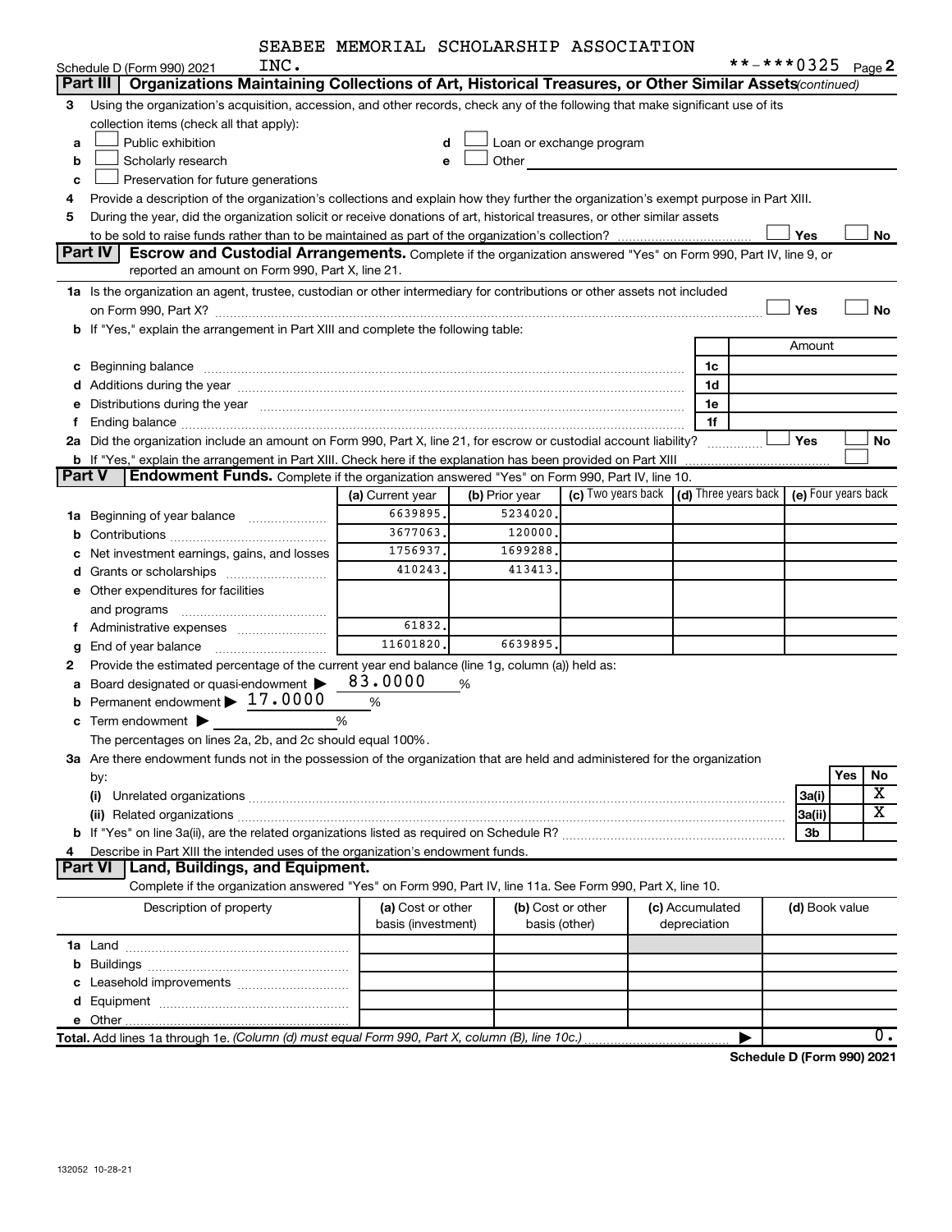SEABEE MEMORIAL SCHOLARSHIP ASSOCIATION INC.

Schedule D (Form 990) 2021 **-***0325 Page 2

## Part III Organizations Maintaining Collections of Art, Historical Treasures, or Other Similar Assets (continued)

3 Using the organization's acquisition, accession, and other records, check any of the following that make significant use of its collection items (check all that apply):

- a ☐ Public exhibition
- b ☐ Scholarly research
- c ☐ Preservation for future generations
- d ☐ Loan or exchange program
- e ☐ Other

4 Provide a description of the organization's collections and explain how they further the organization's exempt purpose in Part XIII.

5 During the year, did the organization solicit or receive donations of art, historical treasures, or other similar assets to be sold to raise funds rather than to be maintained as part of the organization's collection? ☐ Yes ☐ No

## Part IV Escrow and Custodial Arrangements.

Complete if the organization answered "Yes" on Form 990, Part IV, line 9, or reported an amount on Form 990, Part X, line 21.

1a Is the organization an agent, trustee, custodian or other intermediary for contributions or other assets not included on Form 990, Part X? ☐ Yes ☐ No

b If "Yes," explain the arrangement in Part XIII and complete the following table:

| | | Amount |
|---|---|---|
| c Beginning balance | 1c | |
| d Additions during the year | 1d | |
| e Distributions during the year | 1e | |
| f Ending balance | 1f | |

2a Did the organization include an amount on Form 990, Part X, line 21, for escrow or custodial account liability? ☐ Yes ☐ No

b If "Yes," explain the arrangement in Part XIII. Check here if the explanation has been provided on Part XIII ☐

## Part V Endowment Funds.

Complete if the organization answered "Yes" on Form 990, Part IV, line 10.

| | (a) Current year | (b) Prior year | (c) Two years back | (d) Three years back | (e) Four years back |
|---|---|---|---|---|---|
| 1a Beginning of year balance | 6639895. | 5234020. | | | |
| b Contributions | 3677063. | 120000. | | | |
| c Net investment earnings, gains, and losses | 1756937. | 1699288. | | | |
| d Grants or scholarships | 410243. | 413413. | | | |
| e Other expenditures for facilities and programs | | | | | |
| f Administrative expenses | 61832. | | | | |
| g End of year balance | 11601820. | 6639895. | | | |

2 Provide the estimated percentage of the current year end balance (line 1g, column (a)) held as:

a Board designated or quasi-endowment ▶ 83.0000 %

b Permanent endowment ▶ 17.0000 %

c Term endowment ▶ %

The percentages on lines 2a, 2b, and 2c should equal 100%.

3a Are there endowment funds not in the possession of the organization that are held and administered for the organization by:

| | | Yes | No |
|---|---|---|---|
| (i) Unrelated organizations | 3a(i) | | X |
| (ii) Related organizations | 3a(ii) | | X |
| b If "Yes" on line 3a(ii), are the related organizations listed as required on Schedule R? | 3b | | |

4 Describe in Part XIII the intended uses of the organization's endowment funds.

## Part VI Land, Buildings, and Equipment.

Complete if the organization answered "Yes" on Form 990, Part IV, line 11a. See Form 990, Part X, line 10.

| Description of property | (a) Cost or other basis (investment) | (b) Cost or other basis (other) | (c) Accumulated depreciation | (d) Book value |
|---|---|---|---|---|
| 1a Land | | | | |
| b Buildings | | | | |
| c Leasehold improvements | | | | |
| d Equipment | | | | |
| e Other | | | | |
| Total. Add lines 1a through 1e. (Column (d) must equal Form 990, Part X, column (B), line 10c.) | | | ▶ | 0. |

Schedule D (Form 990) 2021

132052 10-28-21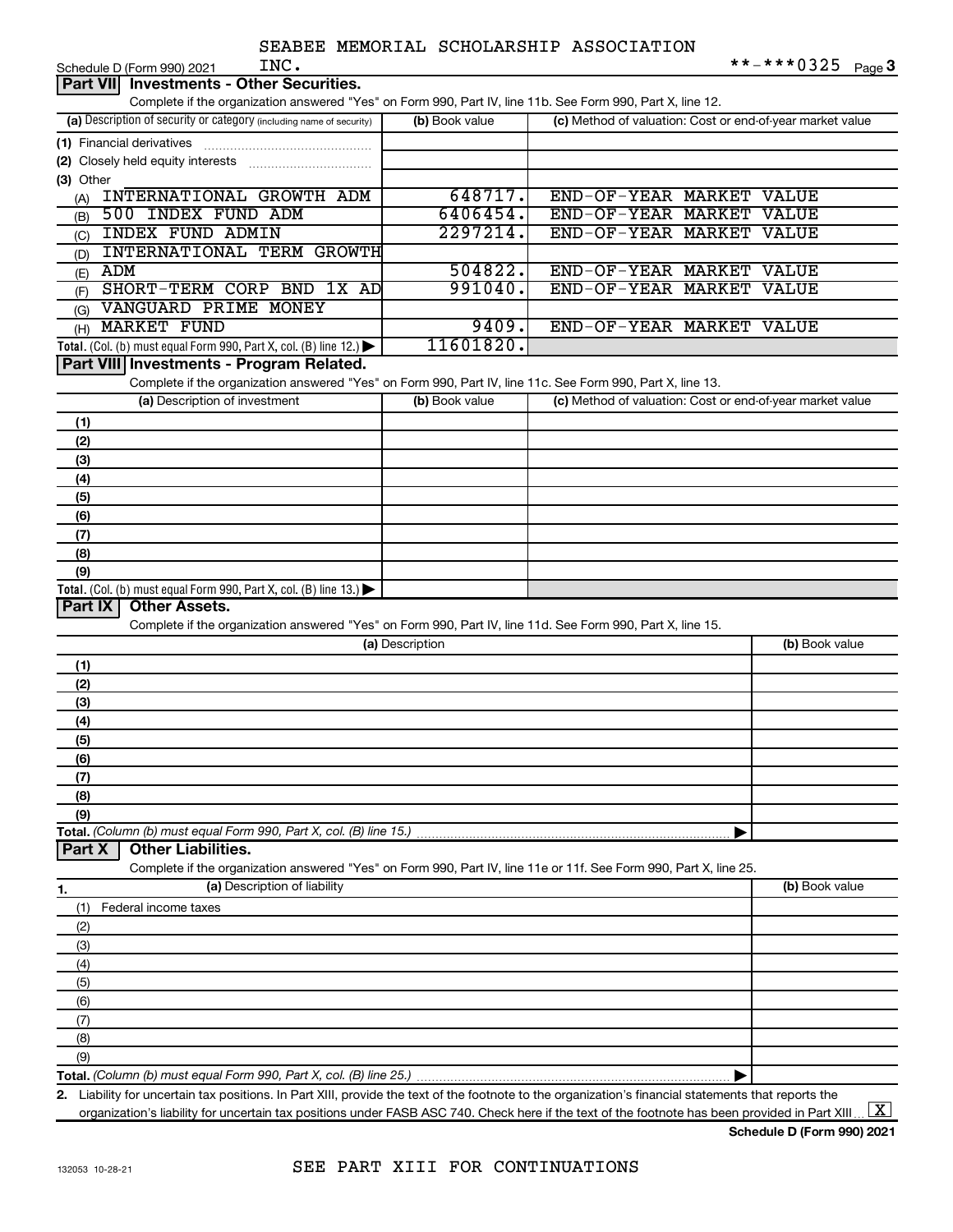SEABEE MEMORIAL SCHOLARSHIP ASSOCIATION INC.

Schedule D (Form 990) 2021 **-***0325 Page 3

## Part VII Investments - Other Securities.

Complete if the organization answered "Yes" on Form 990, Part IV, line 11b. See Form 990, Part X, line 12.

| (a) Description of security or category (including name of security) | (b) Book value | (c) Method of valuation: Cost or end-of-year market value |
|---|---|---|
| (1) Financial derivatives | | |
| (2) Closely held equity interests | | |
| (3) Other | | |
| (A) INTERNATIONAL GROWTH ADM | 648717. | END-OF-YEAR MARKET VALUE |
| (B) 500 INDEX FUND ADM | 6406454. | END-OF-YEAR MARKET VALUE |
| (C) INDEX FUND ADMIN | 2297214. | END-OF-YEAR MARKET VALUE |
| (D) INTERNATIONAL TERM GROWTH | | |
| (E) ADM | 504822. | END-OF-YEAR MARKET VALUE |
| (F) SHORT-TERM CORP BND 1X AD | 991040. | END-OF-YEAR MARKET VALUE |
| (G) VANGUARD PRIME MONEY | | |
| (H) MARKET FUND | 9409. | END-OF-YEAR MARKET VALUE |
| Total. (Col. (b) must equal Form 990, Part X, col. (B) line 12.) ▶ | 11601820. | |

## Part VIII Investments - Program Related.

Complete if the organization answered "Yes" on Form 990, Part IV, line 11c. See Form 990, Part X, line 13.

| (a) Description of investment | (b) Book value | (c) Method of valuation: Cost or end-of-year market value |
|---|---|---|
| (1) | | |
| (2) | | |
| (3) | | |
| (4) | | |
| (5) | | |
| (6) | | |
| (7) | | |
| (8) | | |
| (9) | | |
| Total. (Col. (b) must equal Form 990, Part X, col. (B) line 13.) ▶ | | |

## Part IX Other Assets.

Complete if the organization answered "Yes" on Form 990, Part IV, line 11d. See Form 990, Part X, line 15.

| (a) Description | (b) Book value |
|---|---|
| (1) | |
| (2) | |
| (3) | |
| (4) | |
| (5) | |
| (6) | |
| (7) | |
| (8) | |
| (9) | |
| Total. (Column (b) must equal Form 990, Part X, col. (B) line 15.) ▶ | |

## Part X Other Liabilities.

Complete if the organization answered "Yes" on Form 990, Part IV, line 11e or 11f. See Form 990, Part X, line 25.

| 1. (a) Description of liability | (b) Book value |
|---|---|
| (1) Federal income taxes | |
| (2) | |
| (3) | |
| (4) | |
| (5) | |
| (6) | |
| (7) | |
| (8) | |
| (9) | |
| Total. (Column (b) must equal Form 990, Part X, col. (B) line 25.) ▶ | |

2. Liability for uncertain tax positions. In Part XIII, provide the text of the footnote to the organization's financial statements that reports the organization's liability for uncertain tax positions under FASB ASC 740. Check here if the text of the footnote has been provided in Part XIII ... [X]

Schedule D (Form 990) 2021

SEE PART XIII FOR CONTINUATIONS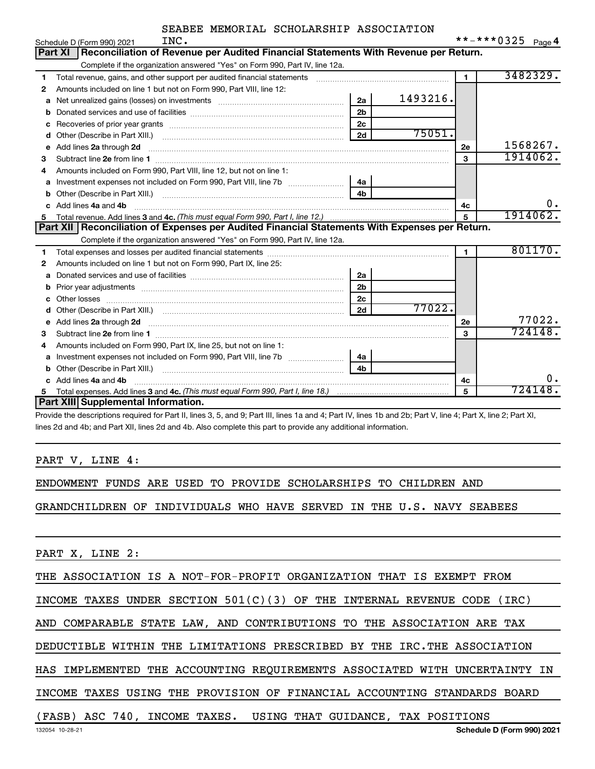SEABEE MEMORIAL SCHOLARSHIP ASSOCIATION INC.

Schedule D (Form 990) 2021 **-***0325 Page 4

## Part XI Reconciliation of Revenue per Audited Financial Statements With Revenue per Return.

Complete if the organization answered "Yes" on Form 990, Part IV, line 12a.

| | | | | | |
|---|---|---|---|---|---|
| 1 | Total revenue, gains, and other support per audited financial statements | | | 1 | 3482329. |
| 2 | Amounts included on line 1 but not on Form 990, Part VIII, line 12: | | | | |
| a | Net unrealized gains (losses) on investments | 2a | 1493216. | | |
| b | Donated services and use of facilities | 2b | | | |
| c | Recoveries of prior year grants | 2c | | | |
| d | Other (Describe in Part XIII.) | 2d | 75051. | | |
| e | Add lines 2a through 2d | | | 2e | 1568267. |
| 3 | Subtract line 2e from line 1 | | | 3 | 1914062. |
| 4 | Amounts included on Form 990, Part VIII, line 12, but not on line 1: | | | | |
| a | Investment expenses not included on Form 990, Part VIII, line 7b | 4a | | | |
| b | Other (Describe in Part XIII.) | 4b | | | |
| c | Add lines 4a and 4b | | | 4c | 0. |
| 5 | Total revenue. Add lines 3 and 4c. *(This must equal Form 990, Part I, line 12.)* | | | 5 | 1914062. |

## Part XII Reconciliation of Expenses per Audited Financial Statements With Expenses per Return.

Complete if the organization answered "Yes" on Form 990, Part IV, line 12a.

| | | | | | |
|---|---|---|---|---|---|
| 1 | Total expenses and losses per audited financial statements | | | 1 | 801170. |
| 2 | Amounts included on line 1 but not on Form 990, Part IX, line 25: | | | | |
| a | Donated services and use of facilities | 2a | | | |
| b | Prior year adjustments | 2b | | | |
| c | Other losses | 2c | | | |
| d | Other (Describe in Part XIII.) | 2d | 77022. | | |
| e | Add lines 2a through 2d | | | 2e | 77022. |
| 3 | Subtract line 2e from line 1 | | | 3 | 724148. |
| 4 | Amounts included on Form 990, Part IX, line 25, but not on line 1: | | | | |
| a | Investment expenses not included on Form 990, Part VIII, line 7b | 4a | | | |
| b | Other (Describe in Part XIII.) | 4b | | | |
| c | Add lines 4a and 4b | | | 4c | 0. |
| 5 | Total expenses. Add lines 3 and 4c. *(This must equal Form 990, Part I, line 18.)* | | | 5 | 724148. |

## Part XIII Supplemental Information.

Provide the descriptions required for Part II, lines 3, 5, and 9; Part III, lines 1a and 4; Part IV, lines 1b and 2b; Part V, line 4; Part X, line 2; Part XI, lines 2d and 4b; and Part XII, lines 2d and 4b. Also complete this part to provide any additional information.

PART V, LINE 4:

ENDOWMENT FUNDS ARE USED TO PROVIDE SCHOLARSHIPS TO CHILDREN AND GRANDCHILDREN OF INDIVIDUALS WHO HAVE SERVED IN THE U.S. NAVY SEABEES

PART X, LINE 2:

THE ASSOCIATION IS A NOT-FOR-PROFIT ORGANIZATION THAT IS EXEMPT FROM INCOME TAXES UNDER SECTION 501(C)(3) OF THE INTERNAL REVENUE CODE (IRC) AND COMPARABLE STATE LAW, AND CONTRIBUTIONS TO THE ASSOCIATION ARE TAX DEDUCTIBLE WITHIN THE LIMITATIONS PRESCRIBED BY THE IRC.THE ASSOCIATION HAS IMPLEMENTED THE ACCOUNTING REQUIREMENTS ASSOCIATED WITH UNCERTAINTY IN INCOME TAXES USING THE PROVISION OF FINANCIAL ACCOUNTING STANDARDS BOARD (FASB) ASC 740, INCOME TAXES. USING THAT GUIDANCE, TAX POSITIONS

132054 10-28-21 Schedule D (Form 990) 2021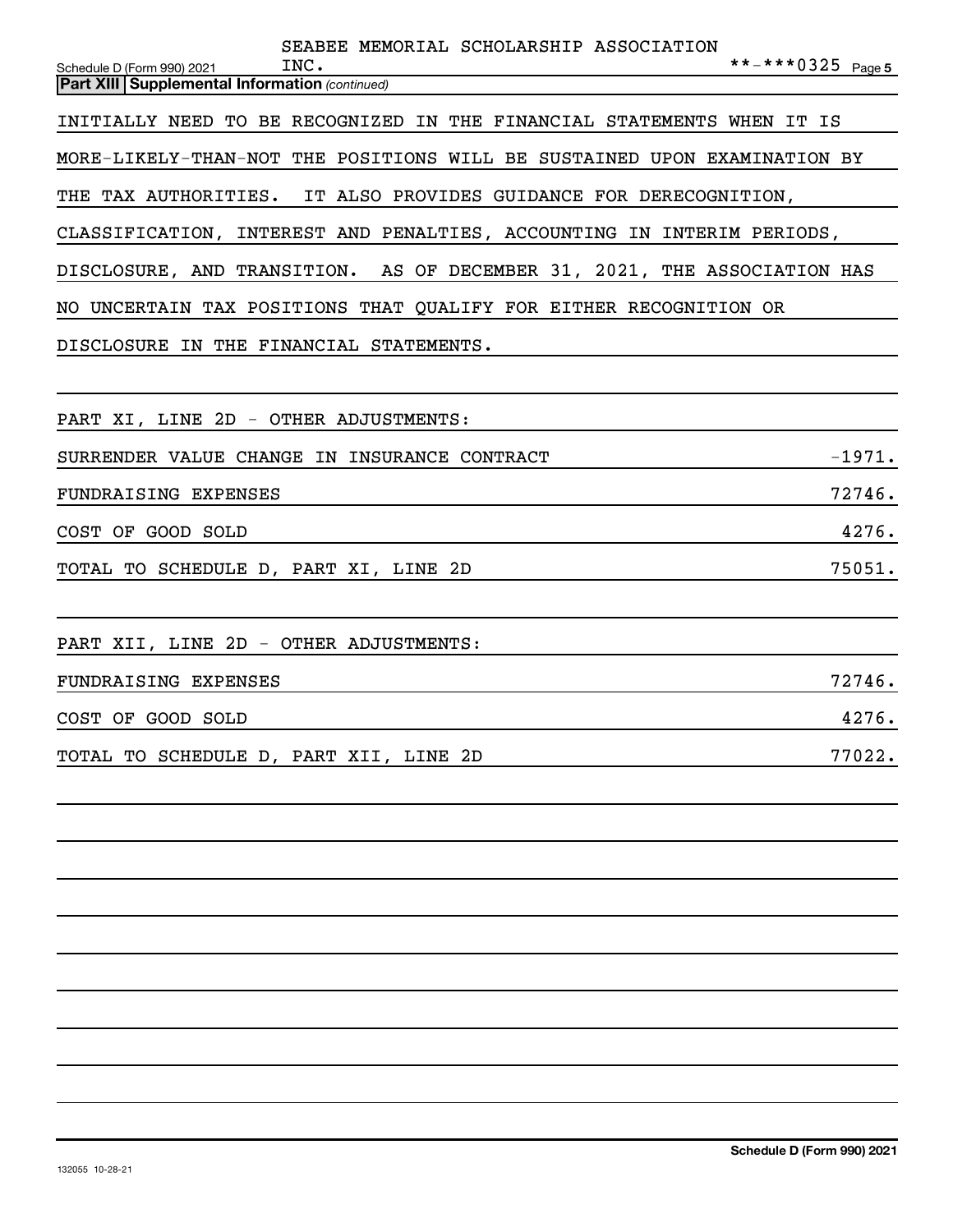**Part XIII Supplemental Information** *(continued)*

INITIALLY NEED TO BE RECOGNIZED IN THE FINANCIAL STATEMENTS WHEN IT IS MORE-LIKELY-THAN-NOT THE POSITIONS WILL BE SUSTAINED UPON EXAMINATION BY THE TAX AUTHORITIES. IT ALSO PROVIDES GUIDANCE FOR DERECOGNITION, CLASSIFICATION, INTEREST AND PENALTIES, ACCOUNTING IN INTERIM PERIODS, DISCLOSURE, AND TRANSITION. AS OF DECEMBER 31, 2021, THE ASSOCIATION HAS NO UNCERTAIN TAX POSITIONS THAT QUALIFY FOR EITHER RECOGNITION OR DISCLOSURE IN THE FINANCIAL STATEMENTS.

PART XI, LINE 2D - OTHER ADJUSTMENTS:

| | |
|---|---|
| SURRENDER VALUE CHANGE IN INSURANCE CONTRACT | -1971. |
| FUNDRAISING EXPENSES | 72746. |
| COST OF GOOD SOLD | 4276. |
| TOTAL TO SCHEDULE D, PART XI, LINE 2D | 75051. |

PART XII, LINE 2D - OTHER ADJUSTMENTS:

| | |
|---|---|
| FUNDRAISING EXPENSES | 72746. |
| COST OF GOOD SOLD | 4276. |
| TOTAL TO SCHEDULE D, PART XII, LINE 2D | 77022. |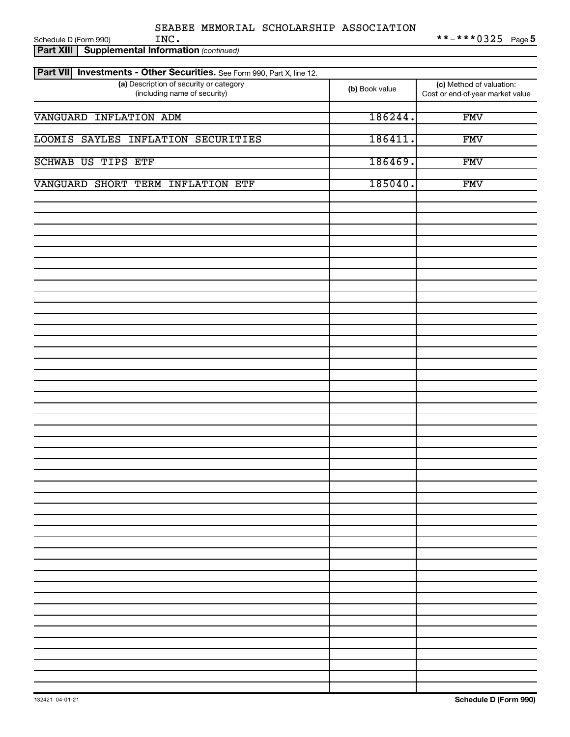SEABEE MEMORIAL SCHOLARSHIP ASSOCIATION INC.

Schedule D (Form 990) **-***0325 Page 5

**Part XIII | Supplemental Information** *(continued)*

**Part VII | Investments - Other Securities.** See Form 990, Part X, line 12.

| (a) Description of security or category (including name of security) | (b) Book value | (c) Method of valuation: Cost or end-of-year market value |
|---|---|---|
| VANGUARD INFLATION ADM | 186244. | FMV |
| LOOMIS SAYLES INFLATION SECURITIES | 186411. | FMV |
| SCHWAB US TIPS ETF | 186469. | FMV |
| VANGUARD SHORT TERM INFLATION ETF | 185040. | FMV |

132421 04-01-21 **Schedule D (Form 990)**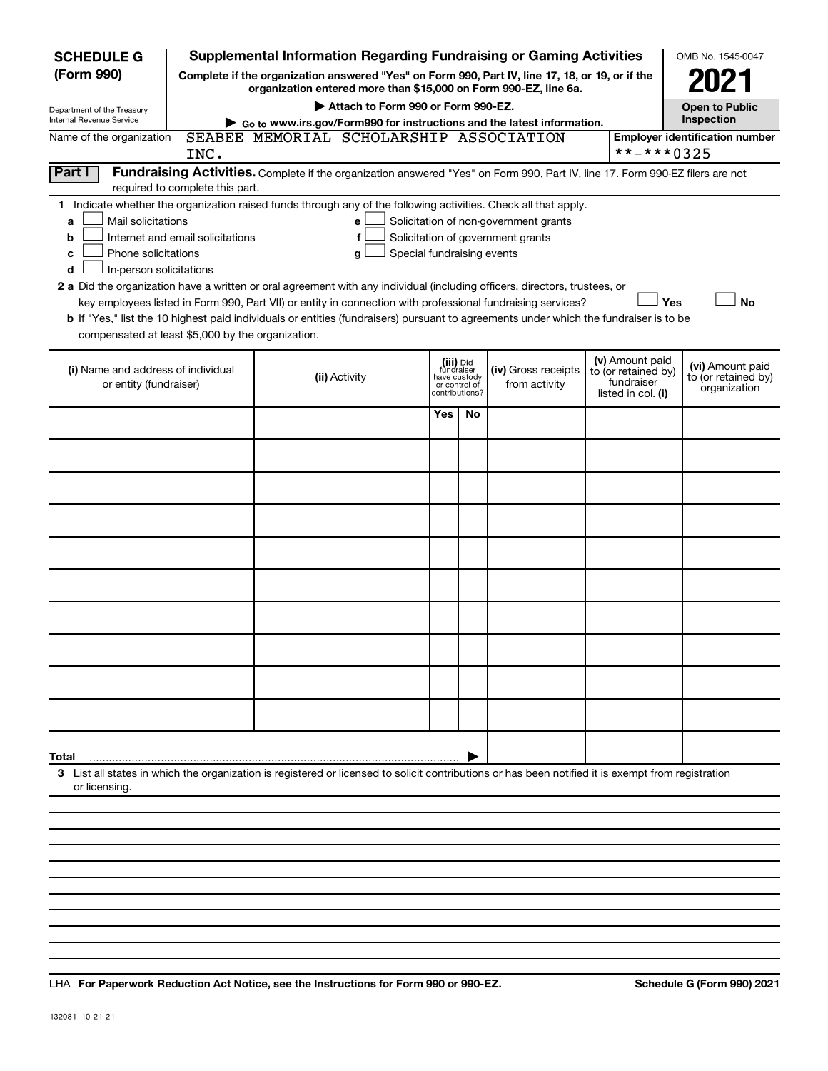**SCHEDULE G (Form 990)**

Department of the Treasury
Internal Revenue Service

# Supplemental Information Regarding Fundraising or Gaming Activities

**Complete if the organization answered "Yes" on Form 990, Part IV, line 17, 18, or 19, or if the organization entered more than $15,000 on Form 990-EZ, line 6a.**

▶ **Attach to Form 990 or Form 990-EZ.**

▶ **Go to www.irs.gov/Form990 for instructions and the latest information.**

OMB No. 1545-0047

**2021**

**Open to Public Inspection**

Name of the organization: SEABEE MEMORIAL SCHOLARSHIP ASSOCIATION INC.

**Employer identification number**: **-***0325

**Part I** **Fundraising Activities.** Complete if the organization answered "Yes" on Form 990, Part IV, line 17. Form 990-EZ filers are not required to complete this part.

**1** Indicate whether the organization raised funds through any of the following activities. Check all that apply.

- **a** ☐ Mail solicitations
- **b** ☐ Internet and email solicitations
- **c** ☐ Phone solicitations
- **d** ☐ In-person solicitations
- **e** ☐ Solicitation of non-government grants
- **f** ☐ Solicitation of government grants
- **g** ☐ Special fundraising events

**2 a** Did the organization have a written or oral agreement with any individual (including officers, directors, trustees, or key employees listed in Form 990, Part VII) or entity in connection with professional fundraising services? ☐ **Yes** ☐ **No**

**b** If "Yes," list the 10 highest paid individuals or entities (fundraisers) pursuant to agreements under which the fundraiser is to be compensated at least $5,000 by the organization.

| (i) Name and address of individual or entity (fundraiser) | (ii) Activity | (iii) Did fundraiser have custody or control of contributions? | | (iv) Gross receipts from activity | (v) Amount paid to (or retained by) fundraiser listed in col. (i) | (vi) Amount paid to (or retained by) organization |
|---|---|---|---|---|---|---|
| | | Yes | No | | | |
| | | | | | | |
| | | | | | | |
| | | | | | | |
| | | | | | | |
| | | | | | | |
| | | | | | | |
| | | | | | | |
| | | | | | | |
| | | | | | | |
| | | | | | | |
| **Total** ▶ | | | | | | |

**3** List all states in which the organization is registered or licensed to solicit contributions or has been notified it is exempt from registration or licensing.

LHA **For Paperwork Reduction Act Notice, see the Instructions for Form 990 or 990-EZ.** **Schedule G (Form 990) 2021**

132081 10-21-21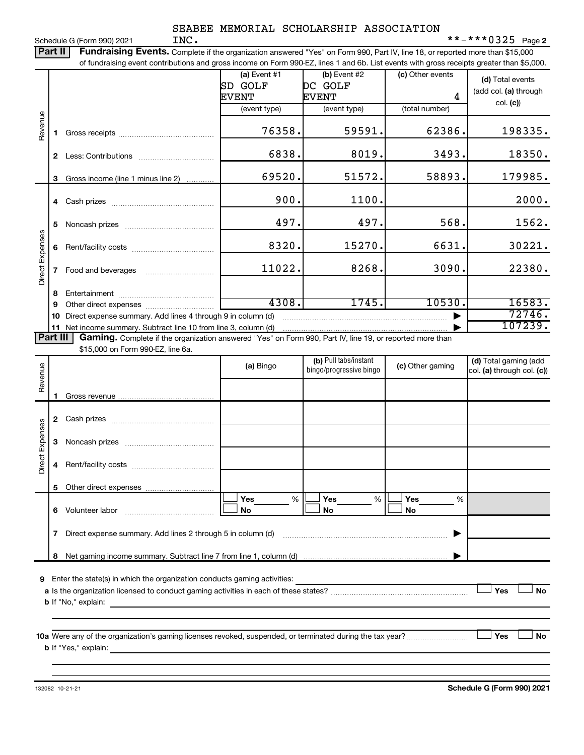SEABEE MEMORIAL SCHOLARSHIP ASSOCIATION INC.

Schedule G (Form 990) 2021 **-***0325 Page 2

**Part II** **Fundraising Events.** Complete if the organization answered "Yes" on Form 990, Part IV, line 18, or reported more than $15,000 of fundraising event contributions and gross income on Form 990-EZ, lines 1 and 6b. List events with gross receipts greater than $5,000.

| | | (a) Event #1 SD GOLF EVENT (event type) | (b) Event #2 DC GOLF EVENT (event type) | (c) Other events 4 (total number) | (d) Total events (add col. (a) through col. (c)) |
|---|---|---|---|---|---|
| Revenue | 1 Gross receipts | 76358. | 59591. | 62386. | 198335. |
| | 2 Less: Contributions | 6838. | 8019. | 3493. | 18350. |
| | 3 Gross income (line 1 minus line 2) | 69520. | 51572. | 58893. | 179985. |
| Direct Expenses | 4 Cash prizes | 900. | 1100. | | 2000. |
| | 5 Noncash prizes | 497. | 497. | 568. | 1562. |
| | 6 Rent/facility costs | 8320. | 15270. | 6631. | 30221. |
| | 7 Food and beverages | 11022. | 8268. | 3090. | 22380. |
| | 8 Entertainment | | | | |
| | 9 Other direct expenses | 4308. | 1745. | 10530. | 16583. |
| | 10 Direct expense summary. Add lines 4 through 9 in column (d) | | | ▶ | 72746. |
| | 11 Net income summary. Subtract line 10 from line 3, column (d) | | | ▶ | 107239. |

**Part III** **Gaming.** Complete if the organization answered "Yes" on Form 990, Part IV, line 19, or reported more than $15,000 on Form 990-EZ, line 6a.

| | | (a) Bingo | (b) Pull tabs/instant bingo/progressive bingo | (c) Other gaming | (d) Total gaming (add col. (a) through col. (c)) |
|---|---|---|---|---|---|
| Revenue | 1 Gross revenue | | | | |
| Direct Expenses | 2 Cash prizes | | | | |
| | 3 Noncash prizes | | | | |
| | 4 Rent/facility costs | | | | |
| | 5 Other direct expenses | | | | |
| | 6 Volunteer labor | Yes ___ % No | Yes ___ % No | Yes ___ % No | |
| | 7 Direct expense summary. Add lines 2 through 5 in column (d) | | | ▶ | |
| | 8 Net gaming income summary. Subtract line 7 from line 1, column (d) | | | ▶ | |

**9** Enter the state(s) in which the organization conducts gaming activities: ______

**a** Is the organization licensed to conduct gaming activities in each of these states? ☐ Yes ☐ No

**b** If "No," explain: ______

**10a** Were any of the organization's gaming licenses revoked, suspended, or terminated during the tax year? ☐ Yes ☐ No

**b** If "Yes," explain: ______

132082 10-21-21 **Schedule G (Form 990) 2021**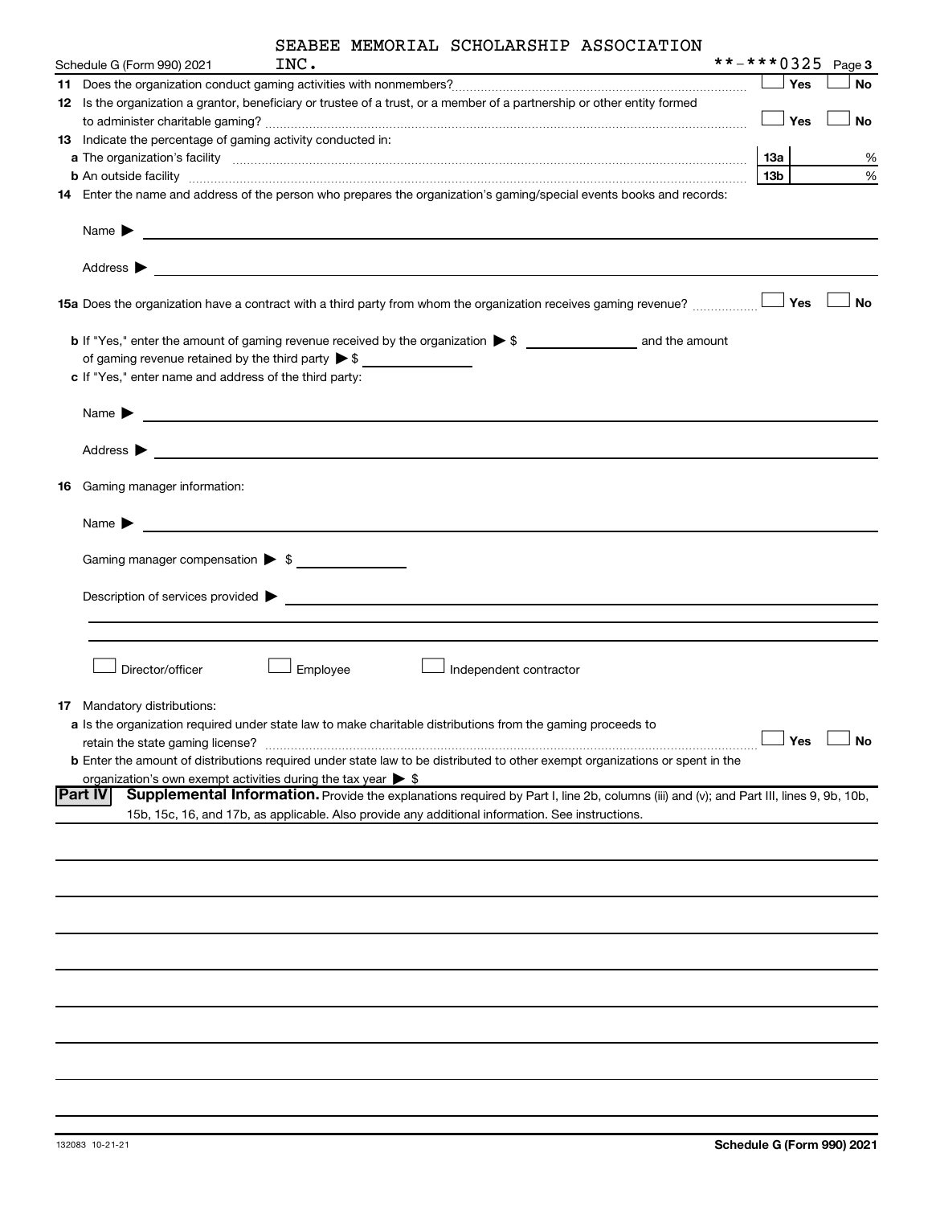SEABEE MEMORIAL SCHOLARSHIP ASSOCIATION INC. **-***0325

Schedule G (Form 990) 2021 Page 3

11 Does the organization conduct gaming activities with nonmembers? ☐ Yes ☐ No

12 Is the organization a grantor, beneficiary or trustee of a trust, or a member of a partnership or other entity formed to administer charitable gaming? ☐ Yes ☐ No

13 Indicate the percentage of gaming activity conducted in:

a The organization's facility 13a %

b An outside facility 13b %

14 Enter the name and address of the person who prepares the organization's gaming/special events books and records:

Name ▶

Address ▶

15a Does the organization have a contract with a third party from whom the organization receives gaming revenue? ☐ Yes ☐ No

b If "Yes," enter the amount of gaming revenue received by the organization ▶ $ and the amount of gaming revenue retained by the third party ▶ $

c If "Yes," enter name and address of the third party:

Name ▶

Address ▶

16 Gaming manager information:

Name ▶

Gaming manager compensation ▶ $

Description of services provided ▶

☐ Director/officer ☐ Employee ☐ Independent contractor

17 Mandatory distributions:

a Is the organization required under state law to make charitable distributions from the gaming proceeds to retain the state gaming license? ☐ Yes ☐ No

b Enter the amount of distributions required under state law to be distributed to other exempt organizations or spent in the organization's own exempt activities during the tax year ▶ $

**Part IV Supplemental Information.** Provide the explanations required by Part I, line 2b, columns (iii) and (v); and Part III, lines 9, 9b, 10b, 15b, 15c, 16, and 17b, as applicable. Also provide any additional information. See instructions.

132083 10-21-21 Schedule G (Form 990) 2021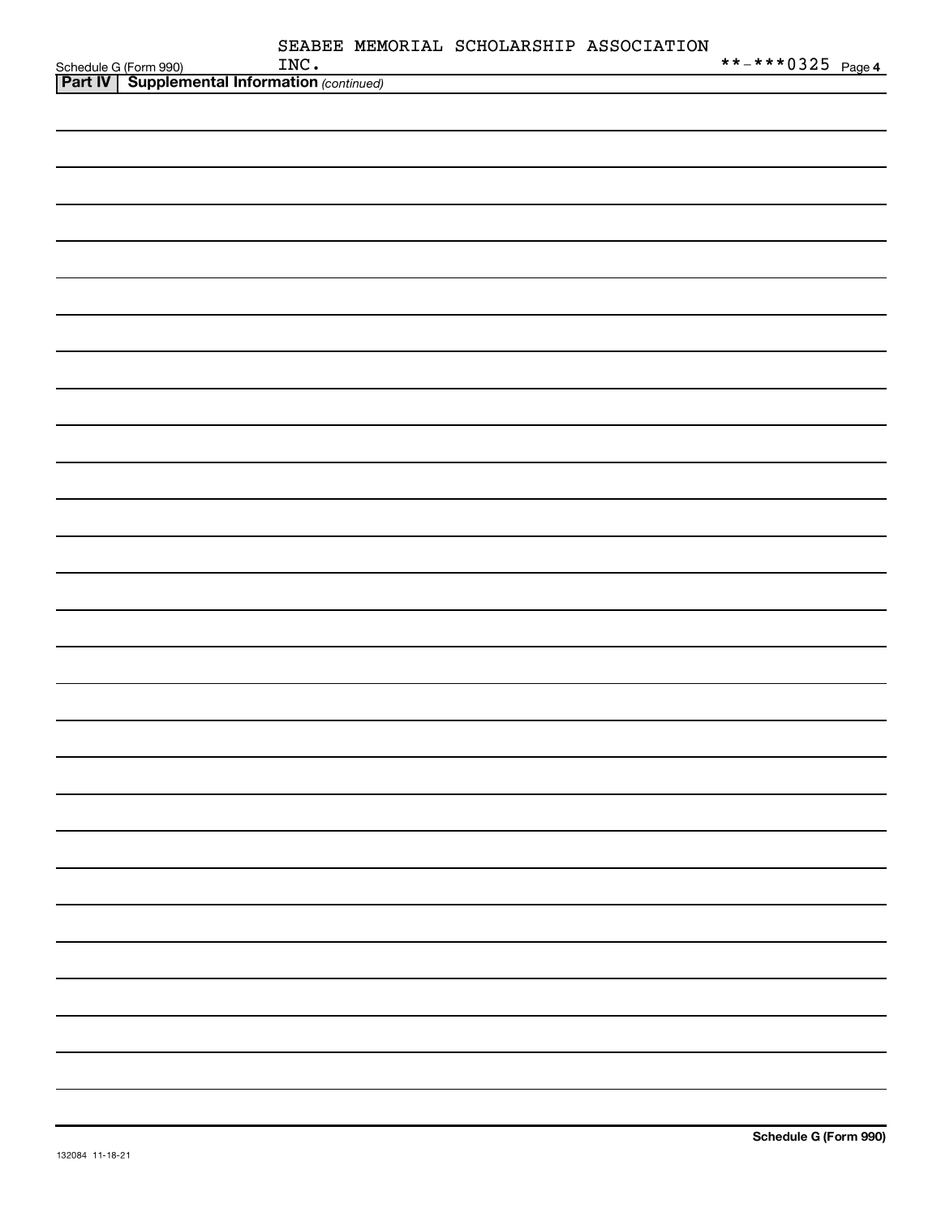SEABEE MEMORIAL SCHOLARSHIP ASSOCIATION INC.

**-***0325

Schedule G (Form 990)

**Part IV | Supplemental Information** *(continued)*

Schedule G (Form 990)

132084 11-18-21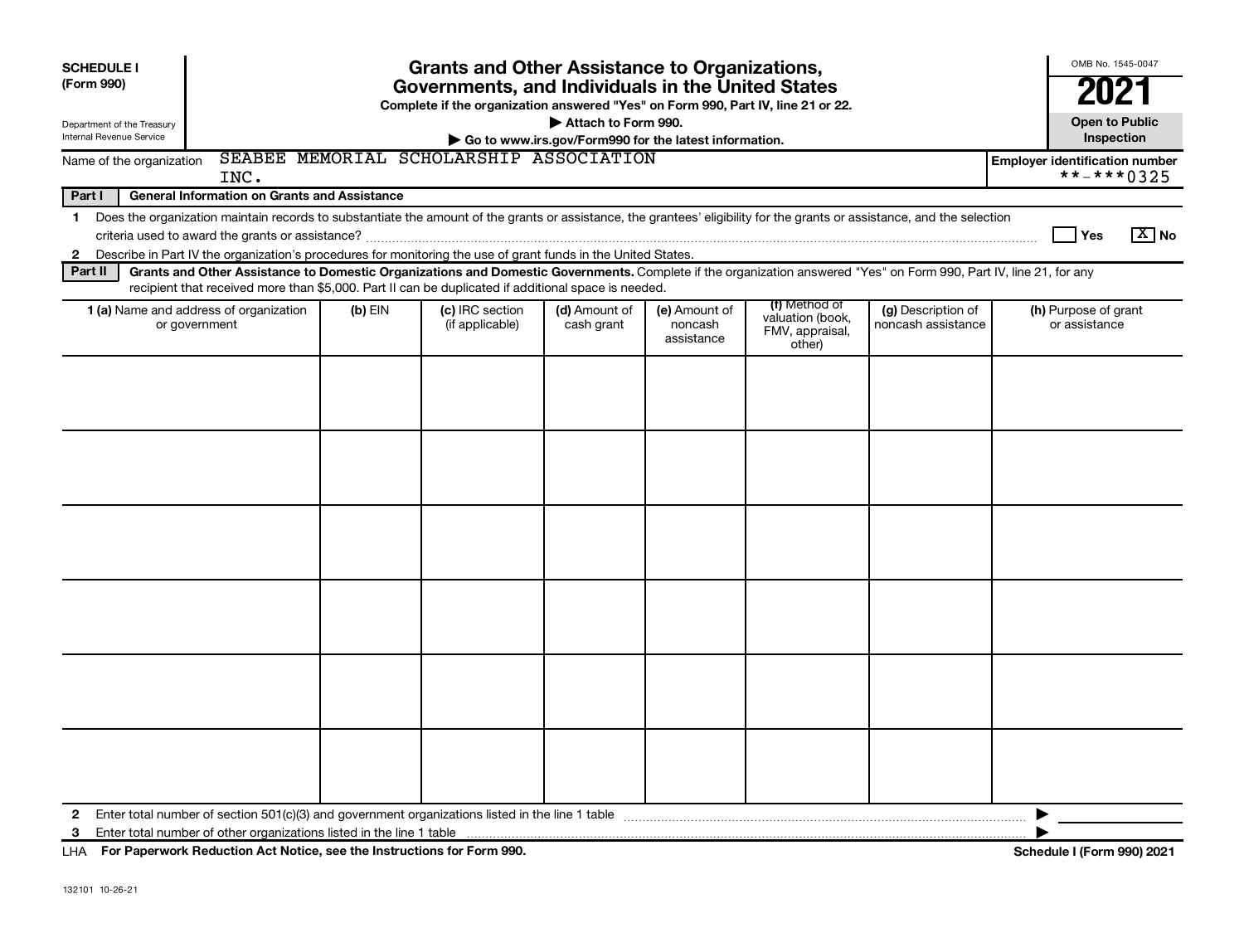**SCHEDULE I (Form 990)**

Department of the Treasury
Internal Revenue Service

# Grants and Other Assistance to Organizations, Governments, and Individuals in the United States

**Complete if the organization answered "Yes" on Form 990, Part IV, line 21 or 22.**

**▶ Attach to Form 990.**

**▶ Go to www.irs.gov/Form990 for the latest information.**

OMB No. 1545-0047

**2021**

**Open to Public Inspection**

Name of the organization: SEABEE MEMORIAL SCHOLARSHIP ASSOCIATION INC.

**Employer identification number:** **-***0325

**Part I — General Information on Grants and Assistance**

1 Does the organization maintain records to substantiate the amount of the grants or assistance, the grantees' eligibility for the grants or assistance, and the selection criteria used to award the grants or assistance? ☐ Yes ☒ No

2 Describe in Part IV the organization's procedures for monitoring the use of grant funds in the United States.

**Part II — Grants and Other Assistance to Domestic Organizations and Domestic Governments.** Complete if the organization answered "Yes" on Form 990, Part IV, line 21, for any recipient that received more than $5,000. Part II can be duplicated if additional space is needed.

| 1 (a) Name and address of organization or government | (b) EIN | (c) IRC section (if applicable) | (d) Amount of cash grant | (e) Amount of noncash assistance | (f) Method of valuation (book, FMV, appraisal, other) | (g) Description of noncash assistance | (h) Purpose of grant or assistance |
|---|---|---|---|---|---|---|---|
| | | | | | | | |
| | | | | | | | |
| | | | | | | | |
| | | | | | | | |
| | | | | | | | |
| | | | | | | | |

2 Enter total number of section 501(c)(3) and government organizations listed in the line 1 table ▶

3 Enter total number of other organizations listed in the line 1 table ▶

LHA **For Paperwork Reduction Act Notice, see the Instructions for Form 990.** **Schedule I (Form 990) 2021**

132101 10-26-21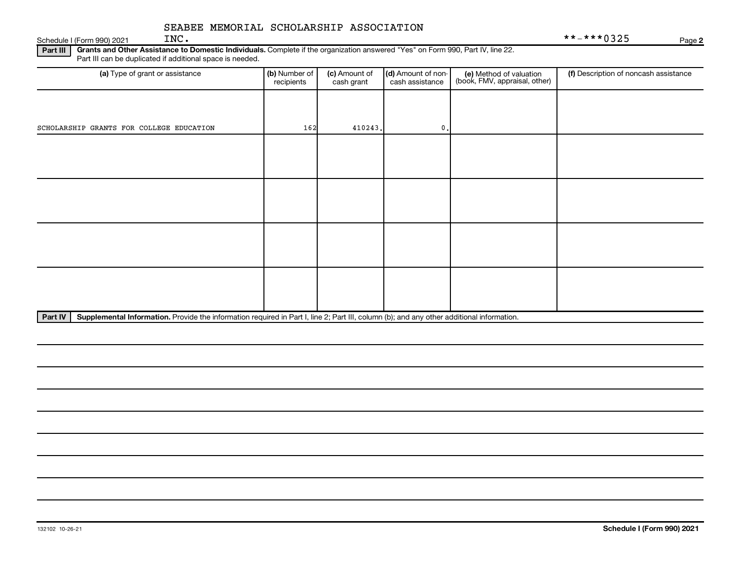SEABEE MEMORIAL SCHOLARSHIP ASSOCIATION INC.

**-***0325

**Part III** **Grants and Other Assistance to Domestic Individuals.** Complete if the organization answered "Yes" on Form 990, Part IV, line 22. Part III can be duplicated if additional space is needed.

| (a) Type of grant or assistance | (b) Number of recipients | (c) Amount of cash grant | (d) Amount of non-cash assistance | (e) Method of valuation (book, FMV, appraisal, other) | (f) Description of noncash assistance |
|---|---|---|---|---|---|
| SCHOLARSHIP GRANTS FOR COLLEGE EDUCATION | 162 | 410243. | 0. | | |
| | | | | | |
| | | | | | |
| | | | | | |
| | | | | | |

**Part IV** **Supplemental Information.** Provide the information required in Part I, line 2; Part III, column (b); and any other additional information.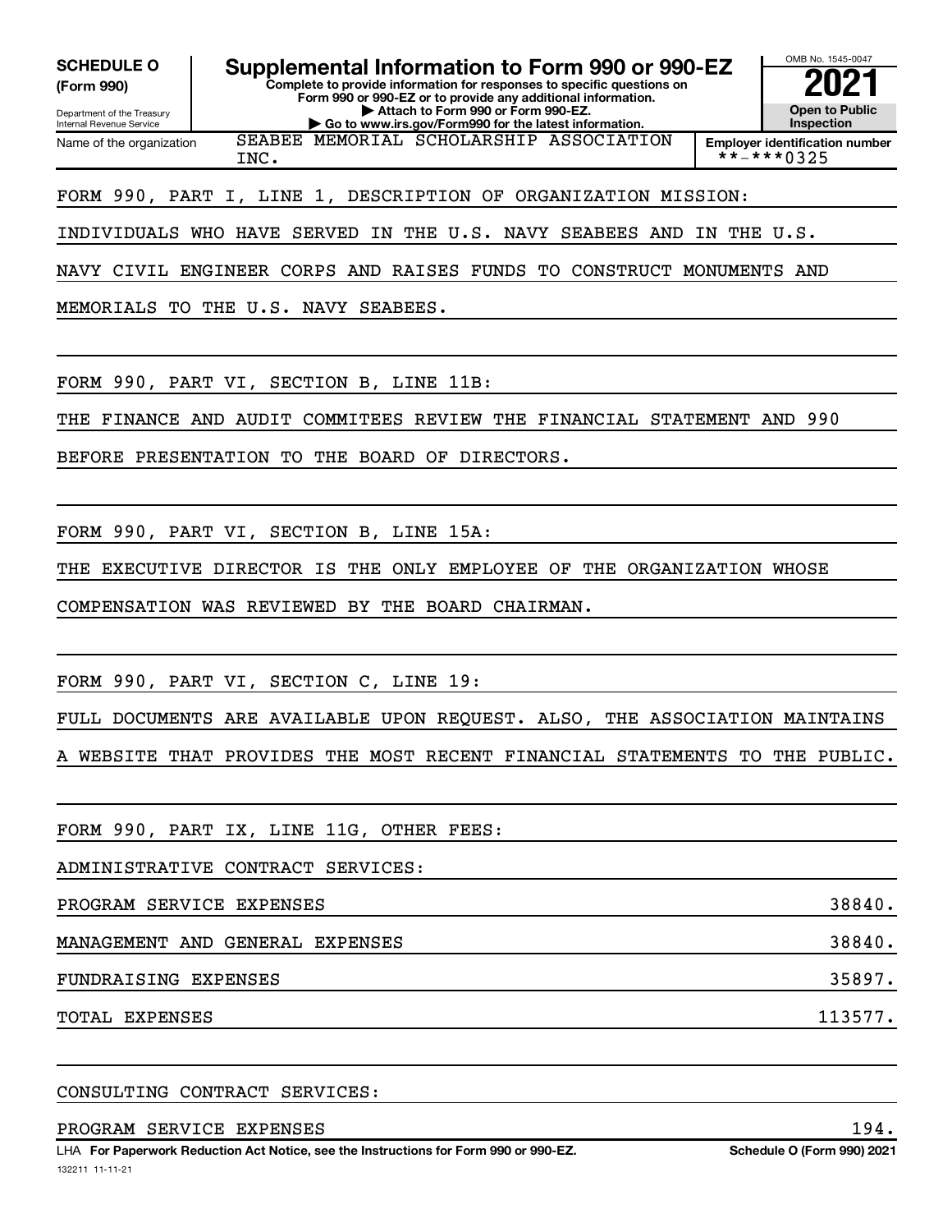**SCHEDULE O**
**(Form 990)**

Department of the Treasury
Internal Revenue Service

# Supplemental Information to Form 990 or 990-EZ

**Complete to provide information for responses to specific questions on Form 990 or 990-EZ or to provide any additional information.**
**▶ Attach to Form 990 or Form 990-EZ.**
**▶ Go to www.irs.gov/Form990 for the latest information.**

OMB No. 1545-0047
**2021**
**Open to Public Inspection**

Name of the organization: SEABEE MEMORIAL SCHOLARSHIP ASSOCIATION INC.

**Employer identification number** **-***0325

FORM 990, PART I, LINE 1, DESCRIPTION OF ORGANIZATION MISSION:

INDIVIDUALS WHO HAVE SERVED IN THE U.S. NAVY SEABEES AND IN THE U.S. NAVY CIVIL ENGINEER CORPS AND RAISES FUNDS TO CONSTRUCT MONUMENTS AND MEMORIALS TO THE U.S. NAVY SEABEES.

FORM 990, PART VI, SECTION B, LINE 11B:

THE FINANCE AND AUDIT COMMITEES REVIEW THE FINANCIAL STATEMENT AND 990 BEFORE PRESENTATION TO THE BOARD OF DIRECTORS.

FORM 990, PART VI, SECTION B, LINE 15A:

THE EXECUTIVE DIRECTOR IS THE ONLY EMPLOYEE OF THE ORGANIZATION WHOSE COMPENSATION WAS REVIEWED BY THE BOARD CHAIRMAN.

FORM 990, PART VI, SECTION C, LINE 19:

FULL DOCUMENTS ARE AVAILABLE UPON REQUEST. ALSO, THE ASSOCIATION MAINTAINS A WEBSITE THAT PROVIDES THE MOST RECENT FINANCIAL STATEMENTS TO THE PUBLIC.

FORM 990, PART IX, LINE 11G, OTHER FEES:

ADMINISTRATIVE CONTRACT SERVICES:

| | |
|---|---|
| PROGRAM SERVICE EXPENSES | 38840. |
| MANAGEMENT AND GENERAL EXPENSES | 38840. |
| FUNDRAISING EXPENSES | 35897. |
| TOTAL EXPENSES | 113577. |

CONSULTING CONTRACT SERVICES:

| | |
|---|---|
| PROGRAM SERVICE EXPENSES | 194. |

LHA **For Paperwork Reduction Act Notice, see the Instructions for Form 990 or 990-EZ.** **Schedule O (Form 990) 2021**

132211 11-11-21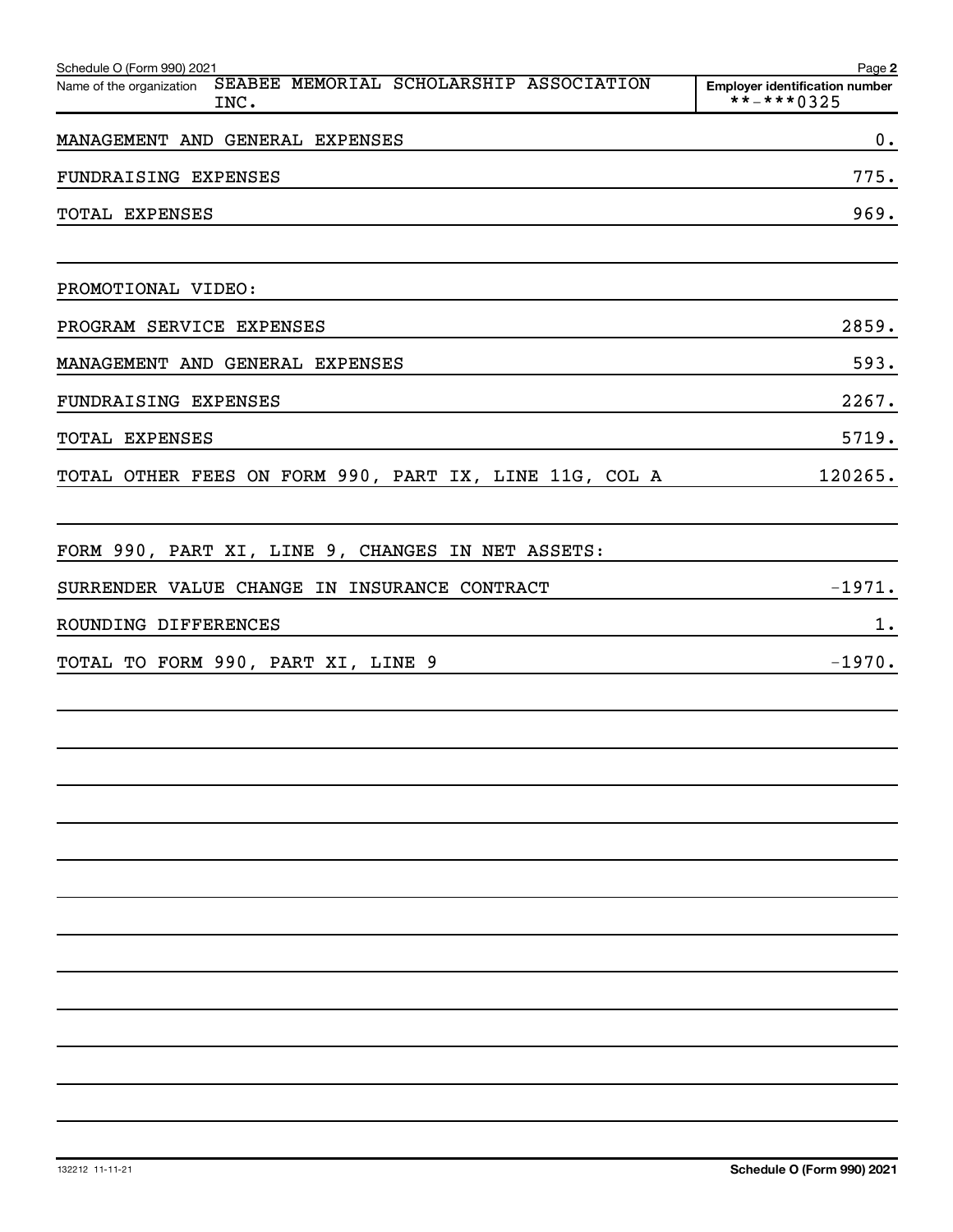Schedule O (Form 990) 2021

Name of the organization: SEABEE MEMORIAL SCHOLARSHIP ASSOCIATION INC.

Employer identification number: **-***0325

| | |
|---|---|
| MANAGEMENT AND GENERAL EXPENSES | 0. |
| FUNDRAISING EXPENSES | 775. |
| TOTAL EXPENSES | 969. |
| | |
| PROMOTIONAL VIDEO: | |
| PROGRAM SERVICE EXPENSES | 2859. |
| MANAGEMENT AND GENERAL EXPENSES | 593. |
| FUNDRAISING EXPENSES | 2267. |
| TOTAL EXPENSES | 5719. |
| TOTAL OTHER FEES ON FORM 990, PART IX, LINE 11G, COL A | 120265. |
| | |
| FORM 990, PART XI, LINE 9, CHANGES IN NET ASSETS: | |
| SURRENDER VALUE CHANGE IN INSURANCE CONTRACT | -1971. |
| ROUNDING DIFFERENCES | 1. |
| TOTAL TO FORM 990, PART XI, LINE 9 | -1970. |

132212 11-11-21

Schedule O (Form 990) 2021